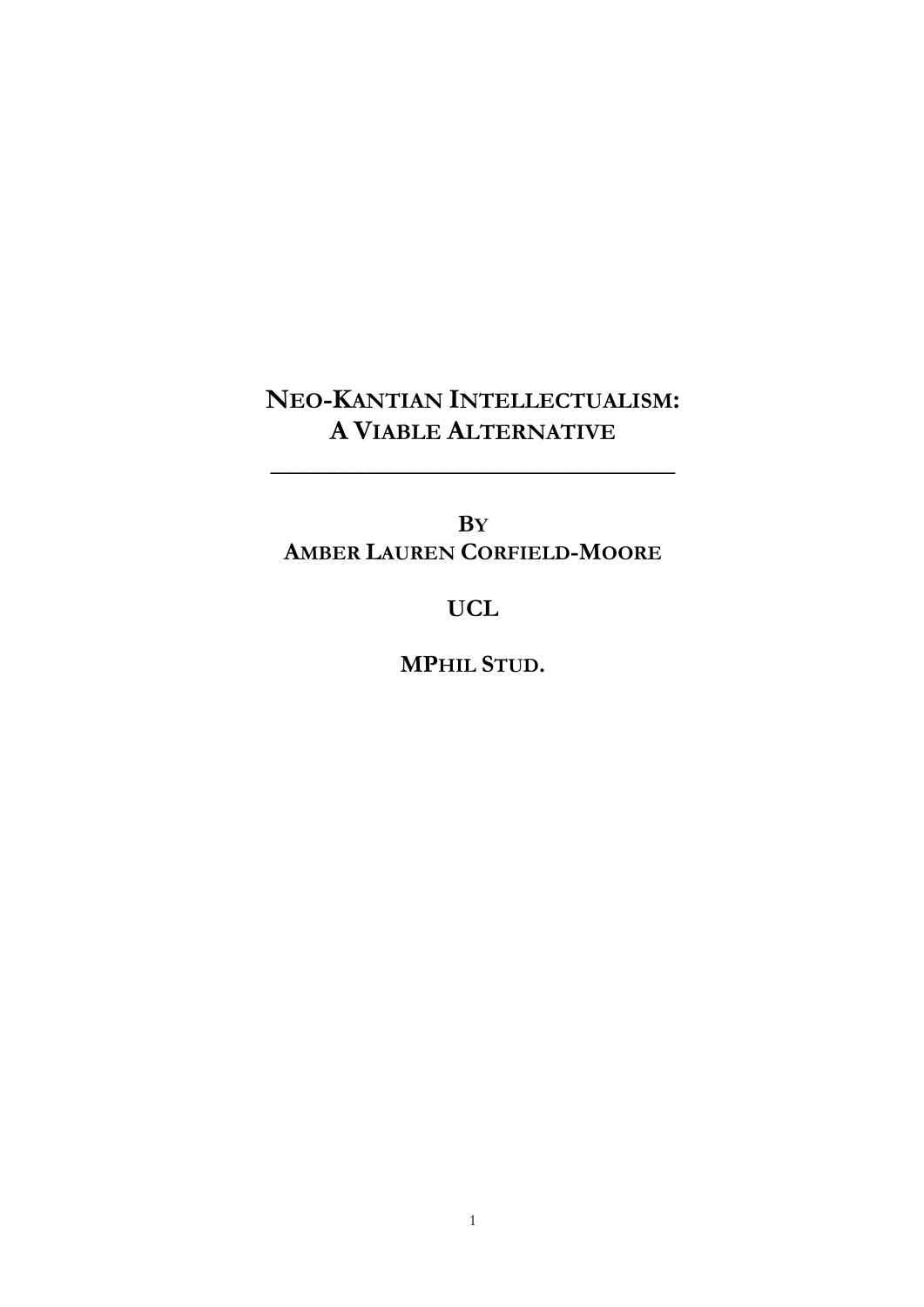# NEO-KANTIAN INTELLECTUALISM: A VIABLE ALTERNATIVE

---

BY
AMBER LAUREN CORFIELD-MOORE

UCL

MPHIL STUD.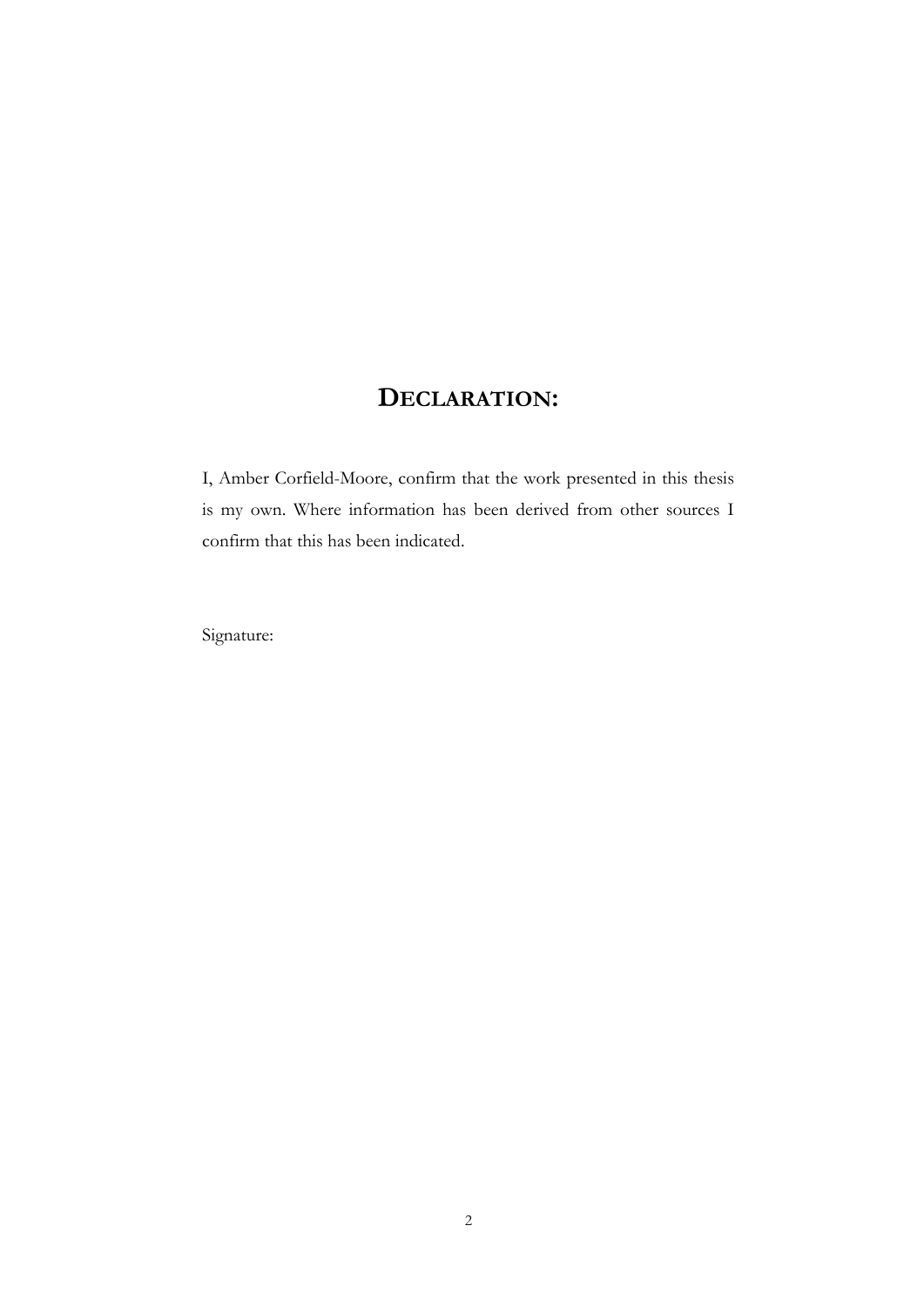# Declaration:

I, Amber Corfield-Moore, confirm that the work presented in this thesis is my own. Where information has been derived from other sources I confirm that this has been indicated.

Signature: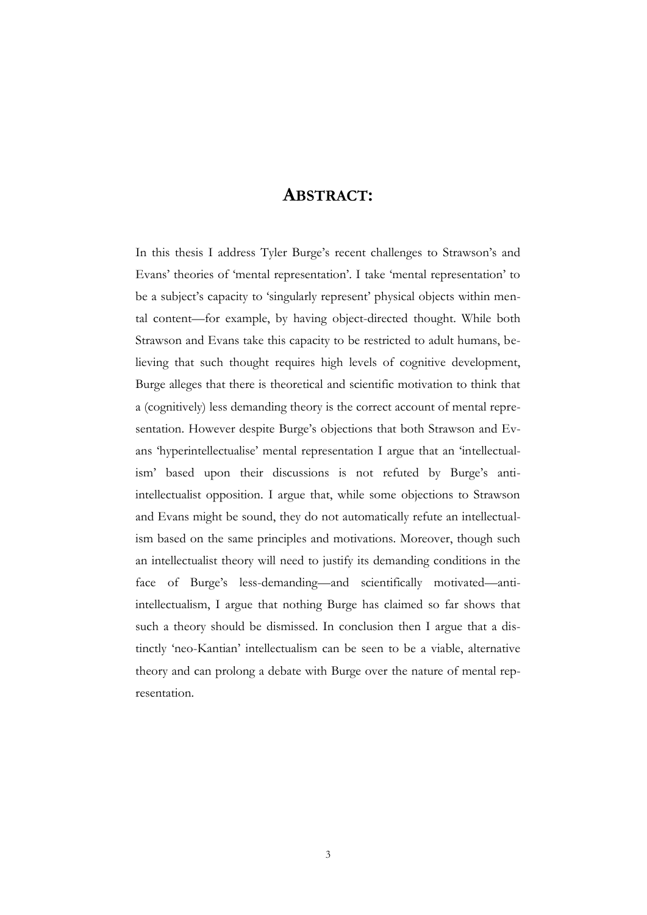# ABSTRACT:

In this thesis I address Tyler Burge's recent challenges to Strawson's and Evans' theories of 'mental representation'. I take 'mental representation' to be a subject's capacity to 'singularly represent' physical objects within mental content—for example, by having object-directed thought. While both Strawson and Evans take this capacity to be restricted to adult humans, believing that such thought requires high levels of cognitive development, Burge alleges that there is theoretical and scientific motivation to think that a (cognitively) less demanding theory is the correct account of mental representation. However despite Burge's objections that both Strawson and Evans 'hyperintellectualise' mental representation I argue that an 'intellectualism' based upon their discussions is not refuted by Burge's anti-intellectualist opposition. I argue that, while some objections to Strawson and Evans might be sound, they do not automatically refute an intellectualism based on the same principles and motivations. Moreover, though such an intellectualist theory will need to justify its demanding conditions in the face of Burge's less-demanding—and scientifically motivated—anti-intellectualism, I argue that nothing Burge has claimed so far shows that such a theory should be dismissed. In conclusion then I argue that a distinctly 'neo-Kantian' intellectualism can be seen to be a viable, alternative theory and can prolong a debate with Burge over the nature of mental representation.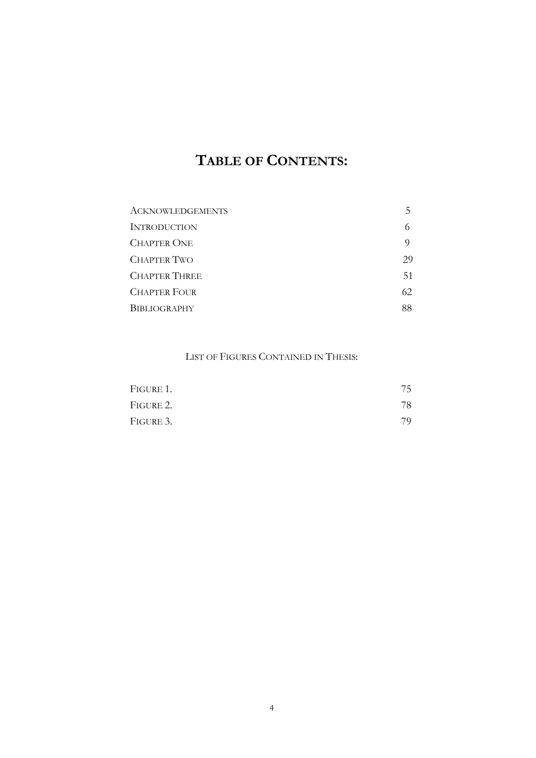# TABLE OF CONTENTS:

| | |
|---|---|
| ACKNOWLEDGEMENTS | 5 |
| INTRODUCTION | 6 |
| CHAPTER ONE | 9 |
| CHAPTER TWO | 29 |
| CHAPTER THREE | 51 |
| CHAPTER FOUR | 62 |
| BIBLIOGRAPHY | 88 |

LIST OF FIGURES CONTAINED IN THESIS:

| | |
|---|---|
| FIGURE 1. | 75 |
| FIGURE 2. | 78 |
| FIGURE 3. | 79 |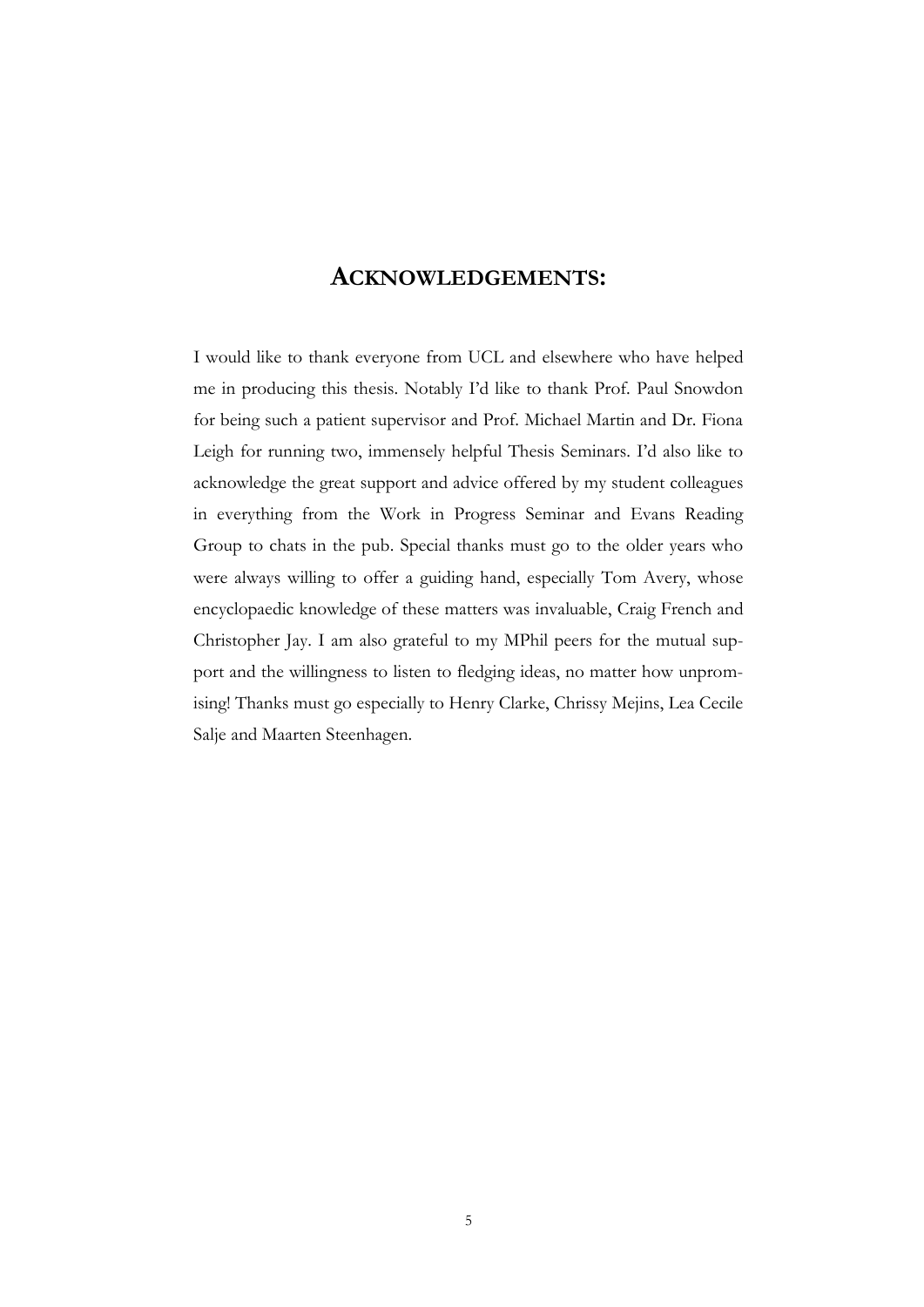## ACKNOWLEDGEMENTS:

I would like to thank everyone from UCL and elsewhere who have helped me in producing this thesis. Notably I'd like to thank Prof. Paul Snowdon for being such a patient supervisor and Prof. Michael Martin and Dr. Fiona Leigh for running two, immensely helpful Thesis Seminars. I'd also like to acknowledge the great support and advice offered by my student colleagues in everything from the Work in Progress Seminar and Evans Reading Group to chats in the pub. Special thanks must go to the older years who were always willing to offer a guiding hand, especially Tom Avery, whose encyclopaedic knowledge of these matters was invaluable, Craig French and Christopher Jay. I am also grateful to my MPhil peers for the mutual support and the willingness to listen to fledging ideas, no matter how unpromising! Thanks must go especially to Henry Clarke, Chrissy Mejins, Lea Cecile Salje and Maarten Steenhagen.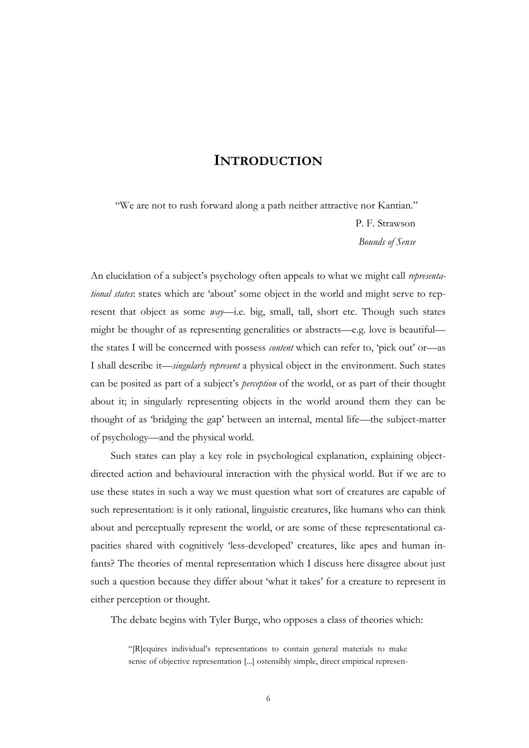# INTRODUCTION

> "We are not to rush forward along a path neither attractive nor Kantian."
>
> P. F. Strawson
>
> *Bounds of Sense*

An elucidation of a subject's psychology often appeals to what we might call *representational states*: states which are 'about' some object in the world and might serve to represent that object as some *way*—i.e. big, small, tall, short etc. Though such states might be thought of as representing generalities or abstracts—e.g. love is beautiful—the states I will be concerned with possess *content* which can refer to, 'pick out' or—as I shall describe it—*singularly represent* a physical object in the environment. Such states can be posited as part of a subject's *perception* of the world, or as part of their thought about it; in singularly representing objects in the world around them they can be thought of as 'bridging the gap' between an internal, mental life—the subject-matter of psychology—and the physical world.

Such states can play a key role in psychological explanation, explaining object-directed action and behavioural interaction with the physical world. But if we are to use these states in such a way we must question what sort of creatures are capable of such representation: is it only rational, linguistic creatures, like humans who can think about and perceptually represent the world, or are some of these representational capacities shared with cognitively 'less-developed' creatures, like apes and human infants? The theories of mental representation which I discuss here disagree about just such a question because they differ about 'what it takes' for a creature to represent in either perception or thought.

The debate begins with Tyler Burge, who opposes a class of theories which:

> "[R]equires individual's representations to contain general materials to make sense of objective representation [...] ostensibly simple, direct empirical represen-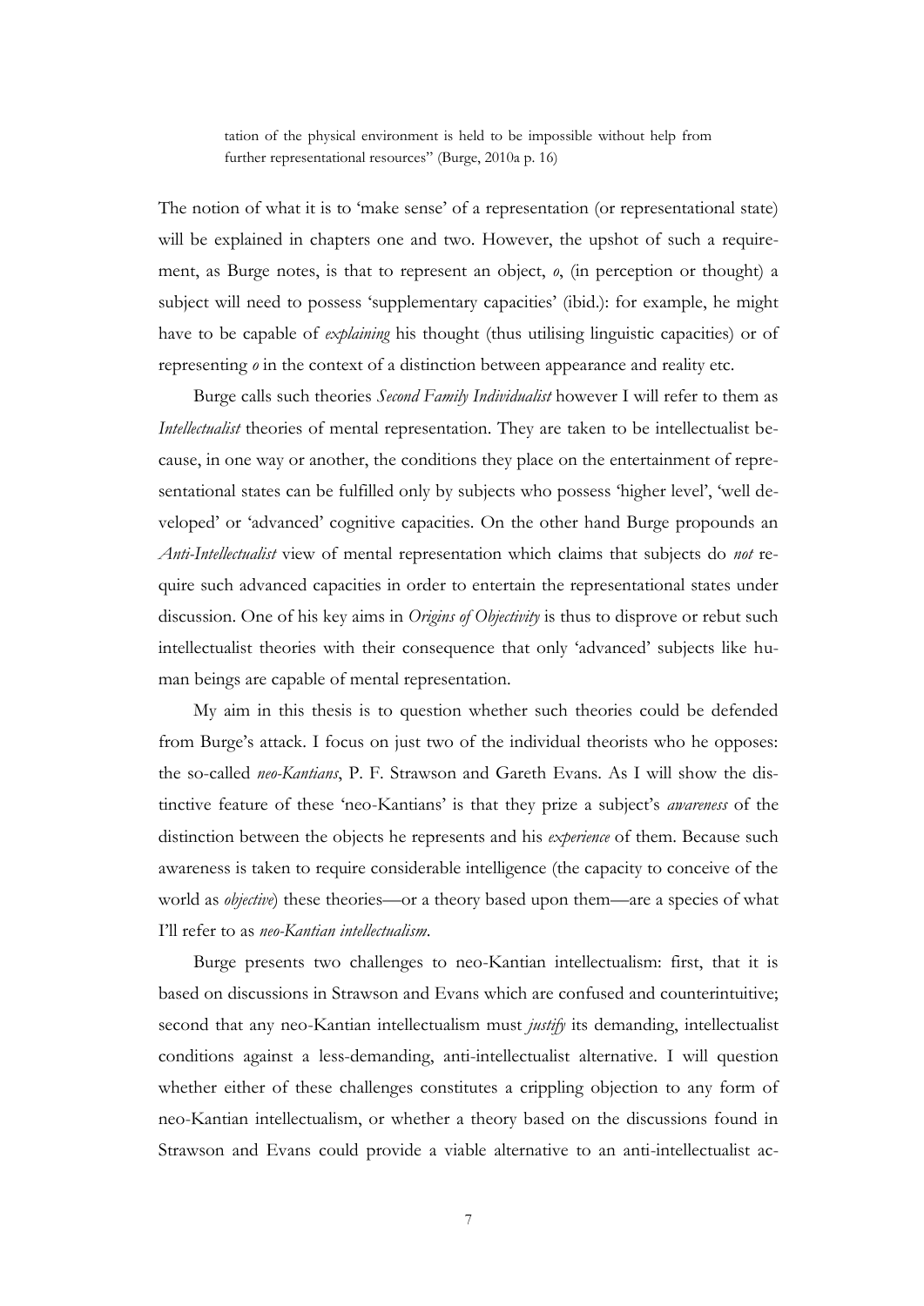> tation of the physical environment is held to be impossible without help from further representational resources" (Burge, 2010a p. 16)

The notion of what it is to 'make sense' of a representation (or representational state) will be explained in chapters one and two. However, the upshot of such a requirement, as Burge notes, is that to represent an object, *o*, (in perception or thought) a subject will need to possess 'supplementary capacities' (ibid.): for example, he might have to be capable of *explaining* his thought (thus utilising linguistic capacities) or of representing *o* in the context of a distinction between appearance and reality etc.

Burge calls such theories *Second Family Individualist* however I will refer to them as *Intellectualist* theories of mental representation. They are taken to be intellectualist because, in one way or another, the conditions they place on the entertainment of representational states can be fulfilled only by subjects who possess 'higher level', 'well developed' or 'advanced' cognitive capacities. On the other hand Burge propounds an *Anti-Intellectualist* view of mental representation which claims that subjects do *not* require such advanced capacities in order to entertain the representational states under discussion. One of his key aims in *Origins of Objectivity* is thus to disprove or rebut such intellectualist theories with their consequence that only 'advanced' subjects like human beings are capable of mental representation.

My aim in this thesis is to question whether such theories could be defended from Burge's attack. I focus on just two of the individual theorists who he opposes: the so-called *neo-Kantians*, P. F. Strawson and Gareth Evans. As I will show the distinctive feature of these 'neo-Kantians' is that they prize a subject's *awareness* of the distinction between the objects he represents and his *experience* of them. Because such awareness is taken to require considerable intelligence (the capacity to conceive of the world as *objective*) these theories—or a theory based upon them—are a species of what I'll refer to as *neo-Kantian intellectualism*.

Burge presents two challenges to neo-Kantian intellectualism: first, that it is based on discussions in Strawson and Evans which are confused and counterintuitive; second that any neo-Kantian intellectualism must *justify* its demanding, intellectualist conditions against a less-demanding, anti-intellectualist alternative. I will question whether either of these challenges constitutes a crippling objection to any form of neo-Kantian intellectualism, or whether a theory based on the discussions found in Strawson and Evans could provide a viable alternative to an anti-intellectualist ac-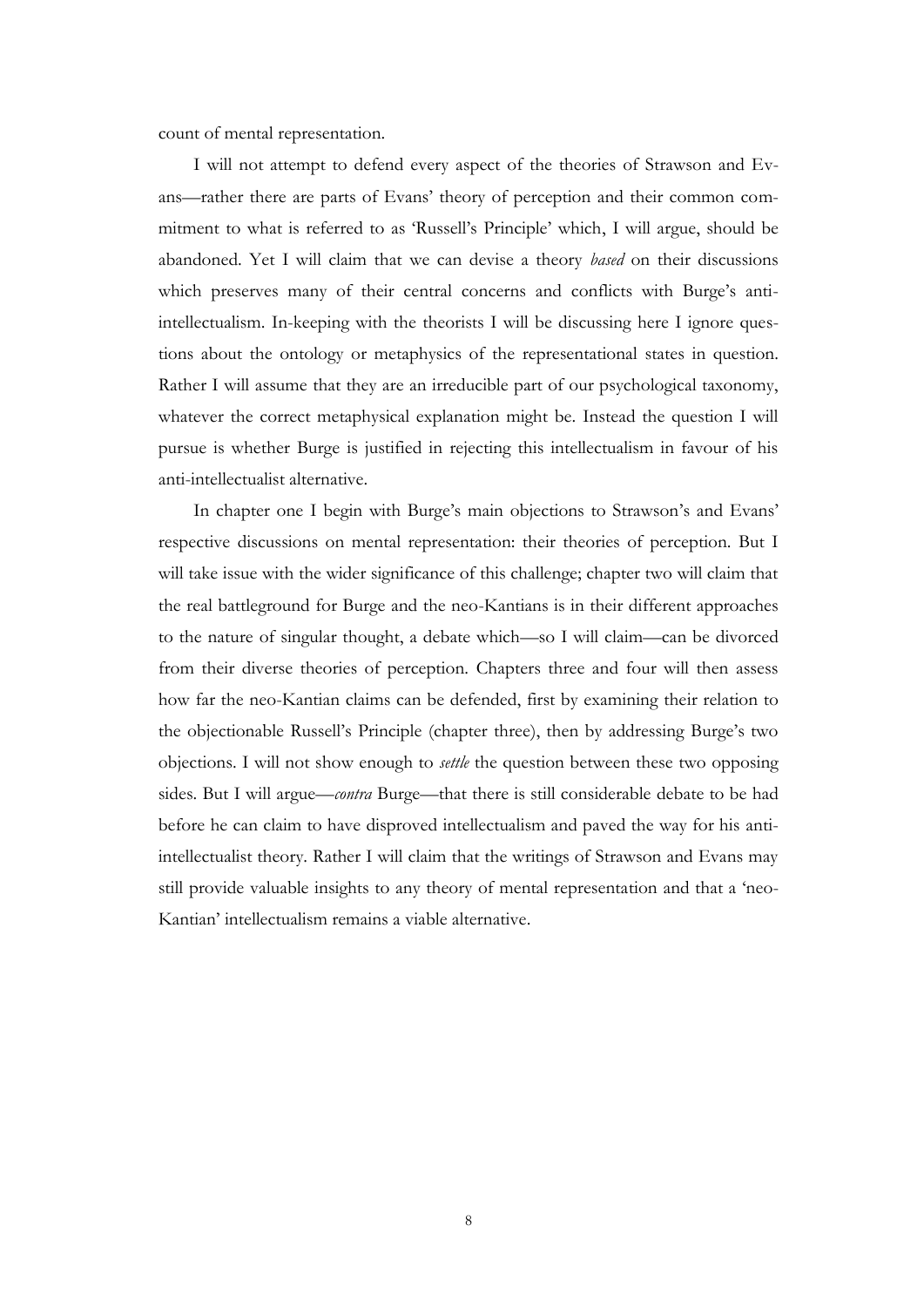count of mental representation.

I will not attempt to defend every aspect of the theories of Strawson and Evans—rather there are parts of Evans' theory of perception and their common commitment to what is referred to as 'Russell's Principle' which, I will argue, should be abandoned. Yet I will claim that we can devise a theory *based* on their discussions which preserves many of their central concerns and conflicts with Burge's anti-intellectualism. In-keeping with the theorists I will be discussing here I ignore questions about the ontology or metaphysics of the representational states in question. Rather I will assume that they are an irreducible part of our psychological taxonomy, whatever the correct metaphysical explanation might be. Instead the question I will pursue is whether Burge is justified in rejecting this intellectualism in favour of his anti-intellectualist alternative.

In chapter one I begin with Burge's main objections to Strawson's and Evans' respective discussions on mental representation: their theories of perception. But I will take issue with the wider significance of this challenge; chapter two will claim that the real battleground for Burge and the neo-Kantians is in their different approaches to the nature of singular thought, a debate which—so I will claim—can be divorced from their diverse theories of perception. Chapters three and four will then assess how far the neo-Kantian claims can be defended, first by examining their relation to the objectionable Russell's Principle (chapter three), then by addressing Burge's two objections. I will not show enough to *settle* the question between these two opposing sides. But I will argue—*contra* Burge—that there is still considerable debate to be had before he can claim to have disproved intellectualism and paved the way for his anti-intellectualist theory. Rather I will claim that the writings of Strawson and Evans may still provide valuable insights to any theory of mental representation and that a 'neo-Kantian' intellectualism remains a viable alternative.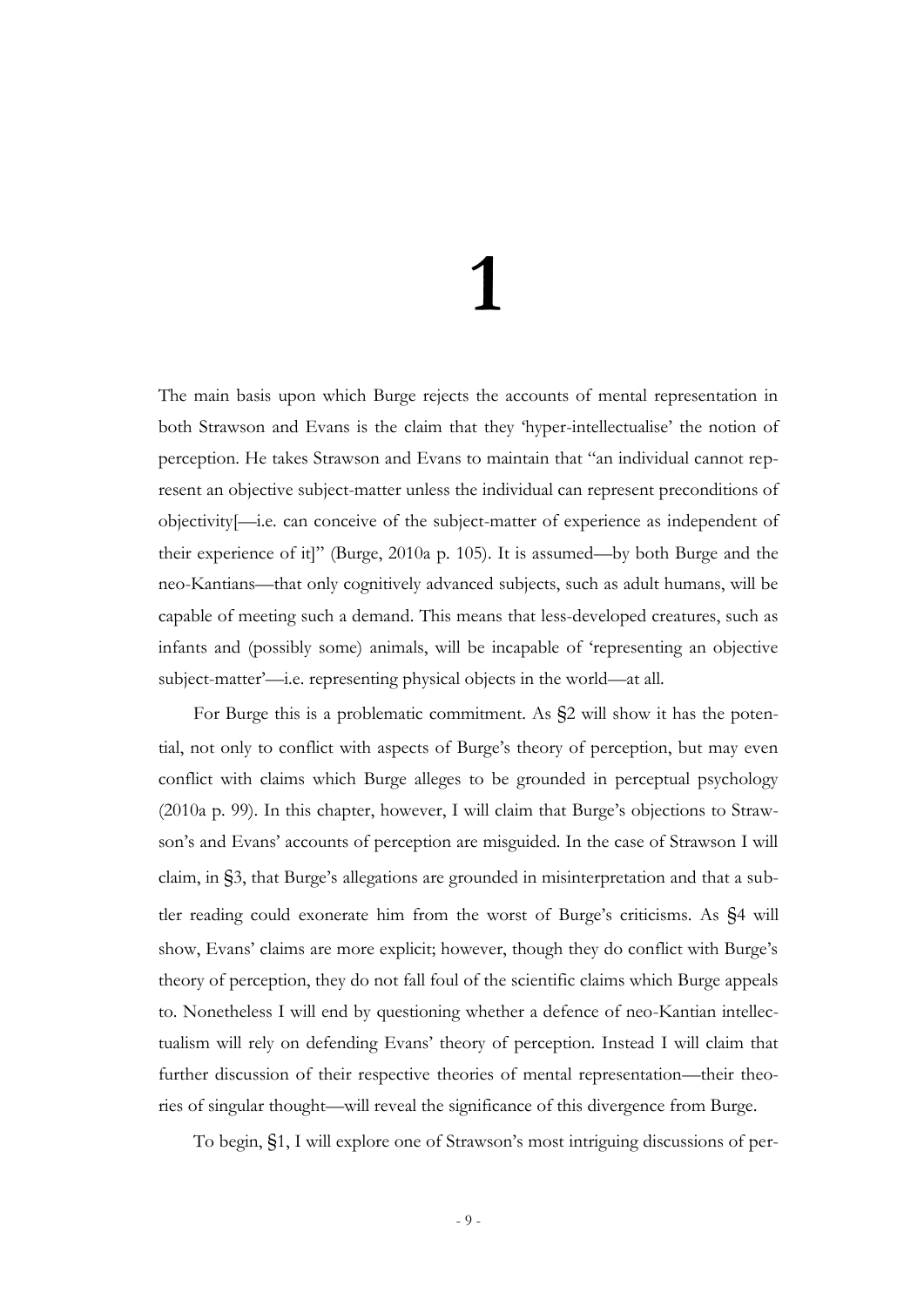# 1

The main basis upon which Burge rejects the accounts of mental representation in both Strawson and Evans is the claim that they 'hyper-intellectualise' the notion of perception. He takes Strawson and Evans to maintain that "an individual cannot represent an objective subject-matter unless the individual can represent preconditions of objectivity[—i.e. can conceive of the subject-matter of experience as independent of their experience of it]" (Burge, 2010a p. 105). It is assumed—by both Burge and the neo-Kantians—that only cognitively advanced subjects, such as adult humans, will be capable of meeting such a demand. This means that less-developed creatures, such as infants and (possibly some) animals, will be incapable of 'representing an objective subject-matter'—i.e. representing physical objects in the world—at all.

For Burge this is a problematic commitment. As §2 will show it has the potential, not only to conflict with aspects of Burge's theory of perception, but may even conflict with claims which Burge alleges to be grounded in perceptual psychology (2010a p. 99). In this chapter, however, I will claim that Burge's objections to Strawson's and Evans' accounts of perception are misguided. In the case of Strawson I will claim, in §3, that Burge's allegations are grounded in misinterpretation and that a subtler reading could exonerate him from the worst of Burge's criticisms. As §4 will show, Evans' claims are more explicit; however, though they do conflict with Burge's theory of perception, they do not fall foul of the scientific claims which Burge appeals to. Nonetheless I will end by questioning whether a defence of neo-Kantian intellectualism will rely on defending Evans' theory of perception. Instead I will claim that further discussion of their respective theories of mental representation—their theories of singular thought—will reveal the significance of this divergence from Burge.

To begin, §1, I will explore one of Strawson's most intriguing discussions of per-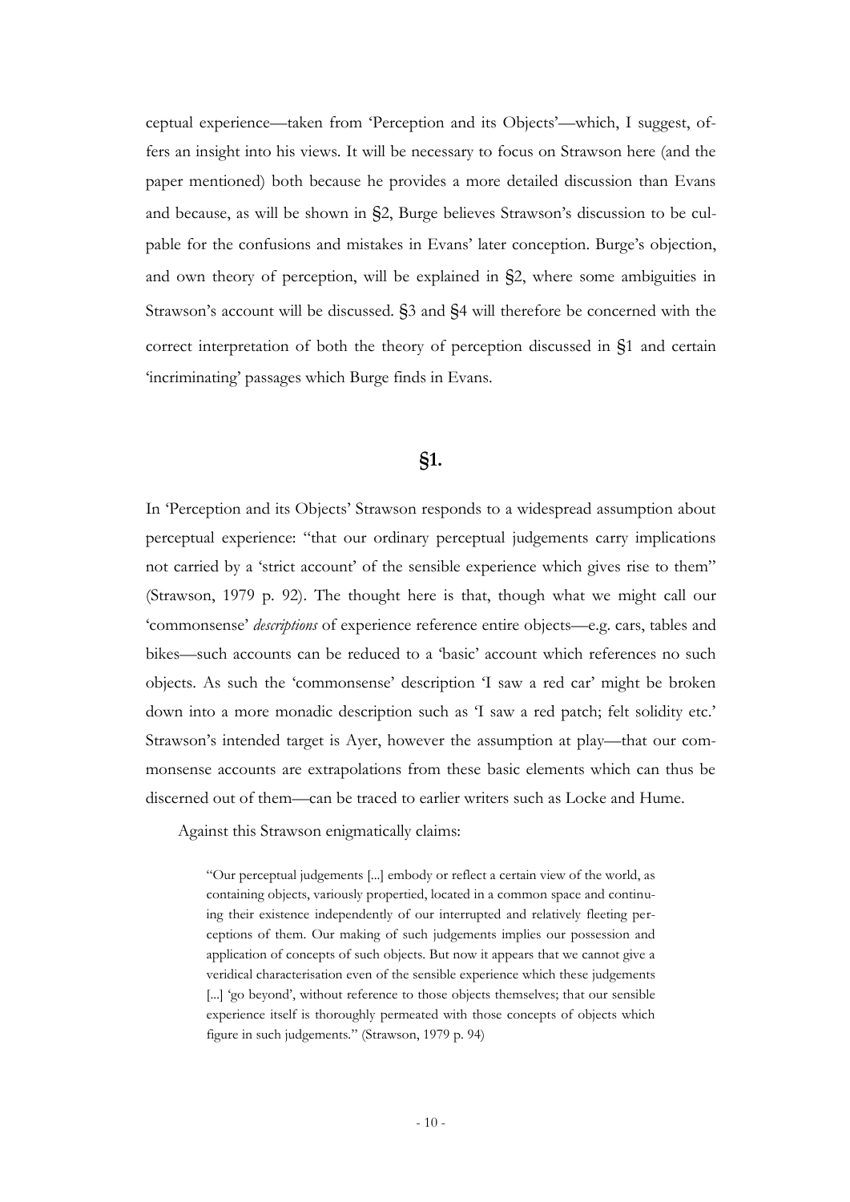ceptual experience—taken from 'Perception and its Objects'—which, I suggest, offers an insight into his views. It will be necessary to focus on Strawson here (and the paper mentioned) both because he provides a more detailed discussion than Evans and because, as will be shown in §2, Burge believes Strawson's discussion to be culpable for the confusions and mistakes in Evans' later conception. Burge's objection, and own theory of perception, will be explained in §2, where some ambiguities in Strawson's account will be discussed. §3 and §4 will therefore be concerned with the correct interpretation of both the theory of perception discussed in §1 and certain 'incriminating' passages which Burge finds in Evans.

## §1.

In 'Perception and its Objects' Strawson responds to a widespread assumption about perceptual experience: "that our ordinary perceptual judgements carry implications not carried by a 'strict account' of the sensible experience which gives rise to them" (Strawson, 1979 p. 92). The thought here is that, though what we might call our 'commonsense' *descriptions* of experience reference entire objects—e.g. cars, tables and bikes—such accounts can be reduced to a 'basic' account which references no such objects. As such the 'commonsense' description 'I saw a red car' might be broken down into a more monadic description such as 'I saw a red patch; felt solidity etc.' Strawson's intended target is Ayer, however the assumption at play—that our commonsense accounts are extrapolations from these basic elements which can thus be discerned out of them—can be traced to earlier writers such as Locke and Hume.

Against this Strawson enigmatically claims:

> "Our perceptual judgements [...] embody or reflect a certain view of the world, as containing objects, variously propertied, located in a common space and continuing their existence independently of our interrupted and relatively fleeting perceptions of them. Our making of such judgements implies our possession and application of concepts of such objects. But now it appears that we cannot give a veridical characterisation even of the sensible experience which these judgements [...] 'go beyond', without reference to those objects themselves; that our sensible experience itself is thoroughly permeated with those concepts of objects which figure in such judgements." (Strawson, 1979 p. 94)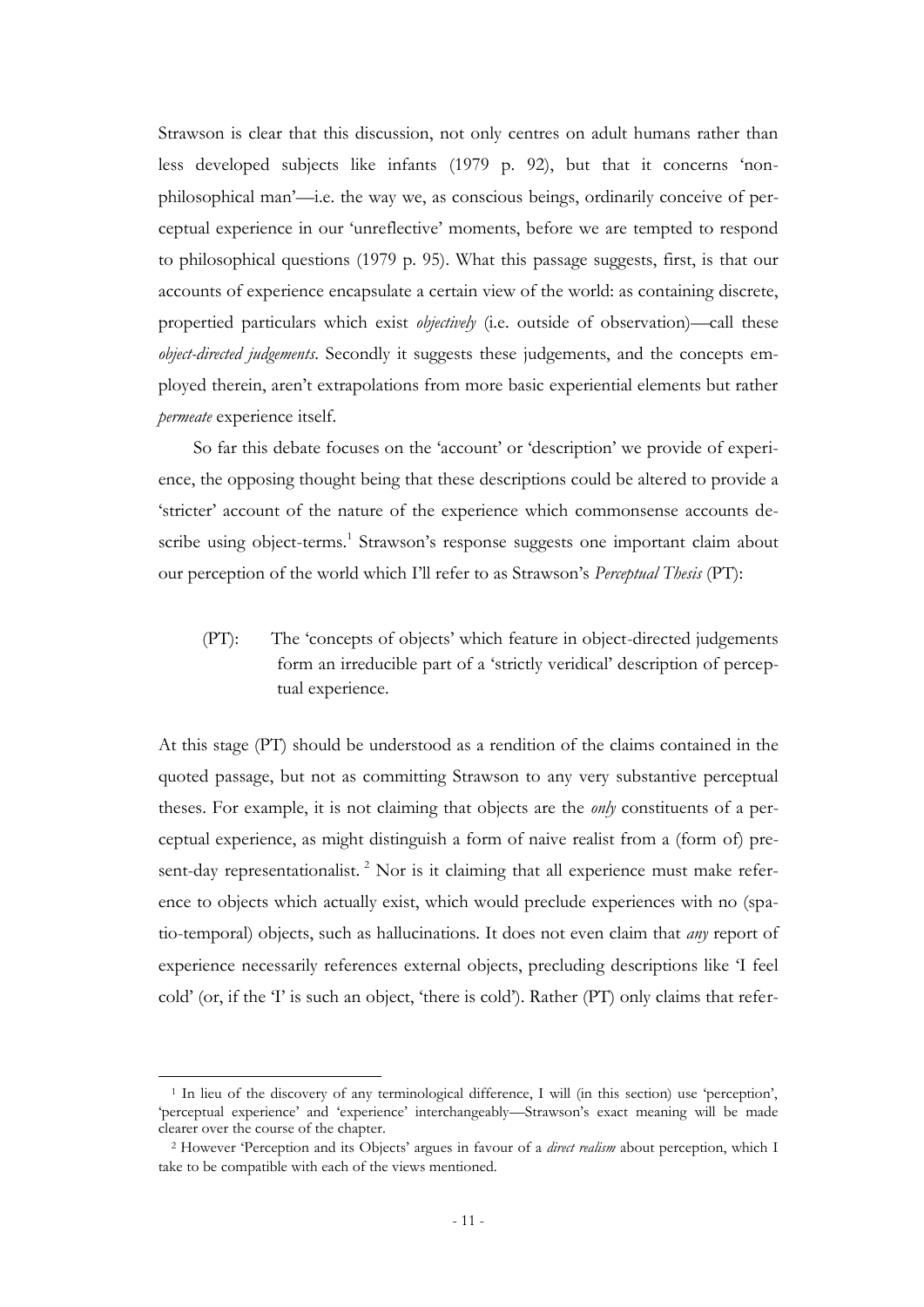Strawson is clear that this discussion, not only centres on adult humans rather than less developed subjects like infants (1979 p. 92), but that it concerns 'non-philosophical man'—i.e. the way we, as conscious beings, ordinarily conceive of perceptual experience in our 'unreflective' moments, before we are tempted to respond to philosophical questions (1979 p. 95). What this passage suggests, first, is that our accounts of experience encapsulate a certain view of the world: as containing discrete, propertied particulars which exist *objectively* (i.e. outside of observation)—call these *object-directed judgements*. Secondly it suggests these judgements, and the concepts employed therein, aren't extrapolations from more basic experiential elements but rather *permeate* experience itself.

So far this debate focuses on the 'account' or 'description' we provide of experience, the opposing thought being that these descriptions could be altered to provide a 'stricter' account of the nature of the experience which commonsense accounts describe using object-terms.[1] Strawson's response suggests one important claim about our perception of the world which I'll refer to as Strawson's *Perceptual Thesis* (PT):

> (PT): The 'concepts of objects' which feature in object-directed judgements form an irreducible part of a 'strictly veridical' description of perceptual experience.

At this stage (PT) should be understood as a rendition of the claims contained in the quoted passage, but not as committing Strawson to any very substantive perceptual theses. For example, it is not claiming that objects are the *only* constituents of a perceptual experience, as might distinguish a form of naive realist from a (form of) present-day representationalist.[2] Nor is it claiming that all experience must make reference to objects which actually exist, which would preclude experiences with no (spatio-temporal) objects, such as hallucinations. It does not even claim that *any* report of experience necessarily references external objects, precluding descriptions like 'I feel cold' (or, if the 'I' is such an object, 'there is cold'). Rather (PT) only claims that refer-

---

[1] In lieu of the discovery of any terminological difference, I will (in this section) use 'perception', 'perceptual experience' and 'experience' interchangeably—Strawson's exact meaning will be made clearer over the course of the chapter.

[2] However 'Perception and its Objects' argues in favour of a *direct realism* about perception, which I take to be compatible with each of the views mentioned.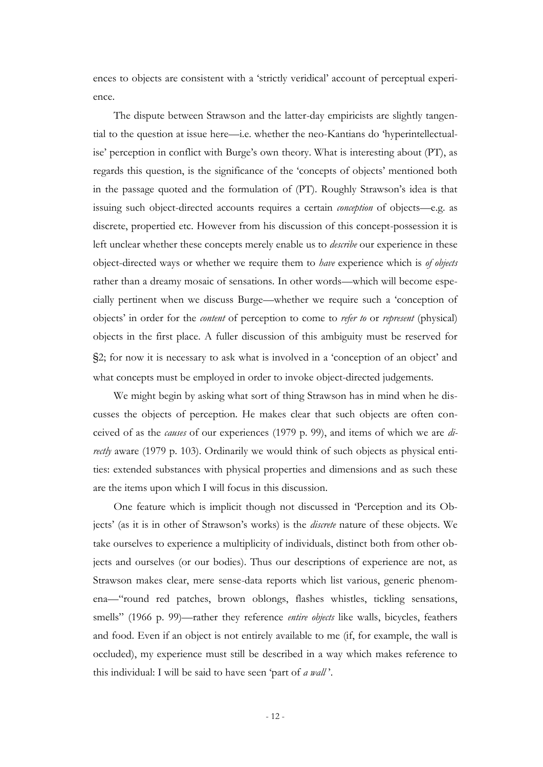ences to objects are consistent with a 'strictly veridical' account of perceptual experience.

The dispute between Strawson and the latter-day empiricists are slightly tangential to the question at issue here—i.e. whether the neo-Kantians do 'hyperintellectualise' perception in conflict with Burge's own theory. What is interesting about (PT), as regards this question, is the significance of the 'concepts of objects' mentioned both in the passage quoted and the formulation of (PT). Roughly Strawson's idea is that issuing such object-directed accounts requires a certain *conception* of objects—e.g. as discrete, propertied etc. However from his discussion of this concept-possession it is left unclear whether these concepts merely enable us to *describe* our experience in these object-directed ways or whether we require them to *have* experience which is *of objects* rather than a dreamy mosaic of sensations. In other words—which will become especially pertinent when we discuss Burge—whether we require such a 'conception of objects' in order for the *content* of perception to come to *refer to* or *represent* (physical) objects in the first place. A fuller discussion of this ambiguity must be reserved for §2; for now it is necessary to ask what is involved in a 'conception of an object' and what concepts must be employed in order to invoke object-directed judgements.

We might begin by asking what sort of thing Strawson has in mind when he discusses the objects of perception. He makes clear that such objects are often conceived of as the *causes* of our experiences (1979 p. 99), and items of which we are *directly* aware (1979 p. 103). Ordinarily we would think of such objects as physical entities: extended substances with physical properties and dimensions and as such these are the items upon which I will focus in this discussion.

One feature which is implicit though not discussed in 'Perception and its Objects' (as it is in other of Strawson's works) is the *discrete* nature of these objects. We take ourselves to experience a multiplicity of individuals, distinct both from other objects and ourselves (or our bodies). Thus our descriptions of experience are not, as Strawson makes clear, mere sense-data reports which list various, generic phenomena—"round red patches, brown oblongs, flashes whistles, tickling sensations, smells" (1966 p. 99)—rather they reference *entire objects* like walls, bicycles, feathers and food. Even if an object is not entirely available to me (if, for example, the wall is occluded), my experience must still be described in a way which makes reference to this individual: I will be said to have seen 'part of *a wall*'.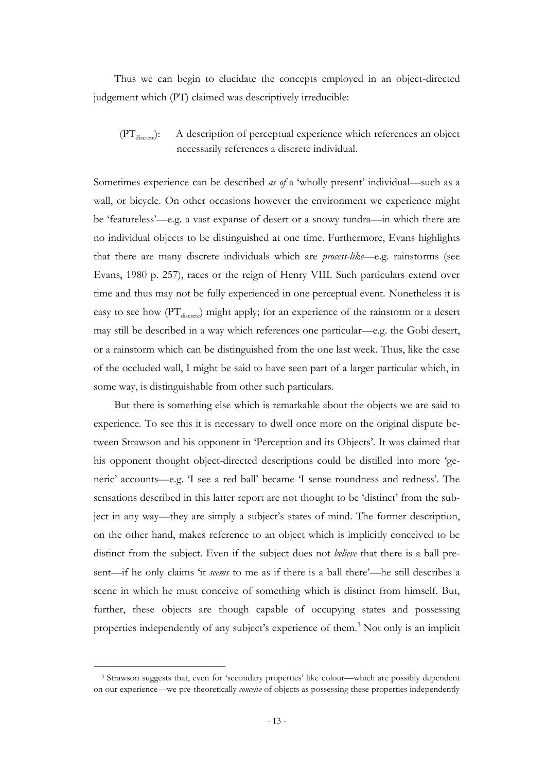Thus we can begin to elucidate the concepts employed in an object-directed judgement which (PT) claimed was descriptively irreducible:

($PT_{discrete}$): A description of perceptual experience which references an object necessarily references a discrete individual.

Sometimes experience can be described *as of* a 'wholly present' individual—such as a wall, or bicycle. On other occasions however the environment we experience might be 'featureless'—e.g. a vast expanse of desert or a snowy tundra—in which there are no individual objects to be distinguished at one time. Furthermore, Evans highlights that there are many discrete individuals which are *process-like*—e.g. rainstorms (see Evans, 1980 p. 257), races or the reign of Henry VIII. Such particulars extend over time and thus may not be fully experienced in one perceptual event. Nonetheless it is easy to see how ($PT_{discrete}$) might apply; for an experience of the rainstorm or a desert may still be described in a way which references one particular—e.g. the Gobi desert, or a rainstorm which can be distinguished from the one last week. Thus, like the case of the occluded wall, I might be said to have seen part of a larger particular which, in some way, is distinguishable from other such particulars.

But there is something else which is remarkable about the objects we are said to experience. To see this it is necessary to dwell once more on the original dispute between Strawson and his opponent in 'Perception and its Objects'. It was claimed that his opponent thought object-directed descriptions could be distilled into more 'generic' accounts—e.g. 'I see a red ball' became 'I sense roundness and redness'. The sensations described in this latter report are not thought to be 'distinct' from the subject in any way—they are simply a subject's states of mind. The former description, on the other hand, makes reference to an object which is implicitly conceived to be distinct from the subject. Even if the subject does not *believe* that there is a ball present—if he only claims 'it *seems* to me as if there is a ball there'—he still describes a scene in which he must conceive of something which is distinct from himself. But, further, these objects are though capable of occupying states and possessing properties independently of any subject's experience of them.[3] Not only is an implicit

---

[3] Strawson suggests that, even for 'secondary properties' like colour—which are possibly dependent on our experience—we pre-theoretically *conceive* of objects as possessing these properties independently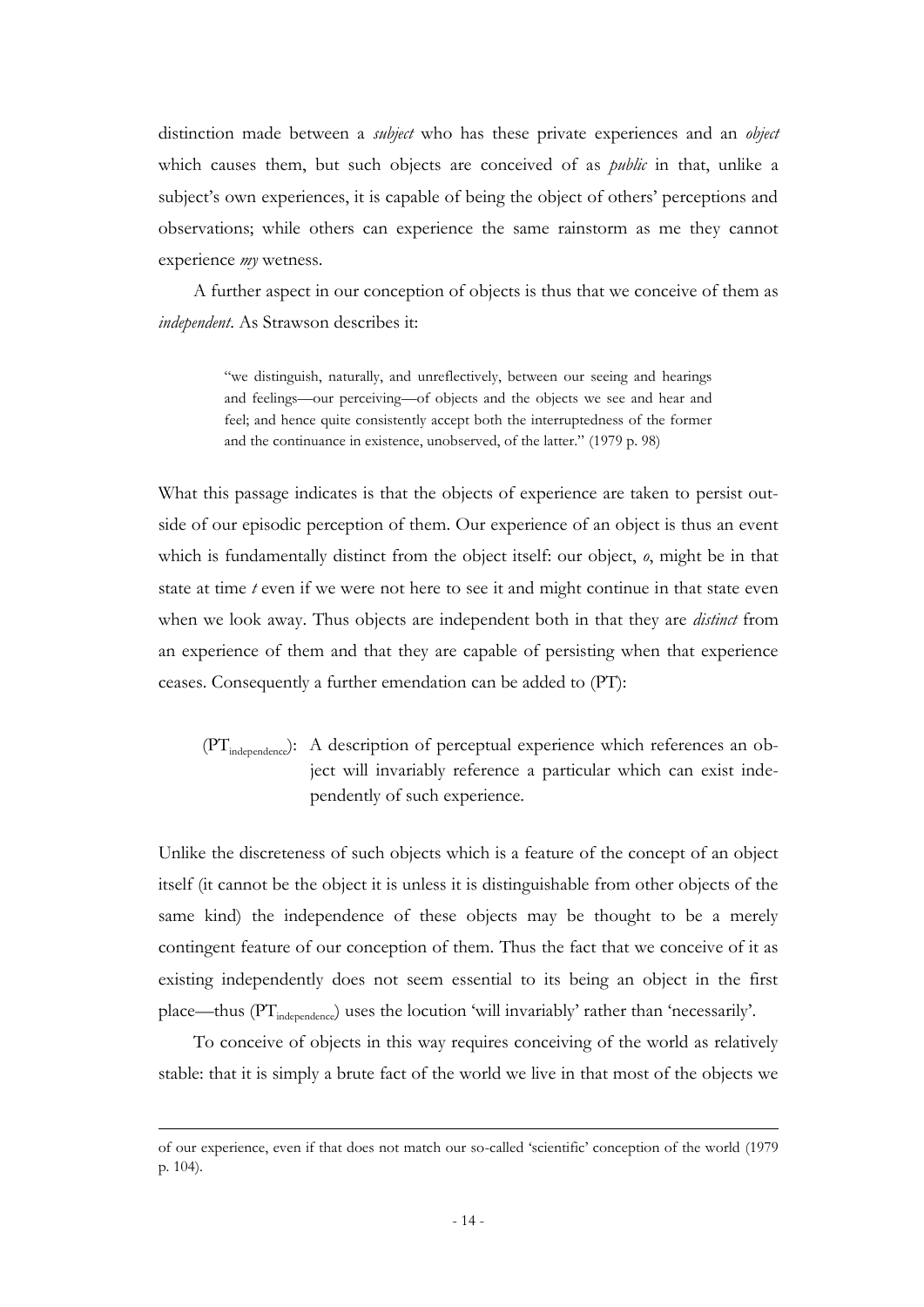distinction made between a *subject* who has these private experiences and an *object* which causes them, but such objects are conceived of as *public* in that, unlike a subject's own experiences, it is capable of being the object of others' perceptions and observations; while others can experience the same rainstorm as me they cannot experience *my* wetness.

A further aspect in our conception of objects is thus that we conceive of them as *independent*. As Strawson describes it:

> "we distinguish, naturally, and unreflectively, between our seeing and hearings and feelings—our perceiving—of objects and the objects we see and hear and feel; and hence quite consistently accept both the interruptedness of the former and the continuance in existence, unobserved, of the latter." (1979 p. 98)

What this passage indicates is that the objects of experience are taken to persist outside of our episodic perception of them. Our experience of an object is thus an event which is fundamentally distinct from the object itself: our object, *o*, might be in that state at time *t* even if we were not here to see it and might continue in that state even when we look away. Thus objects are independent both in that they are *distinct* from an experience of them and that they are capable of persisting when that experience ceases. Consequently a further emendation can be added to (PT):

> ($PT_{independence}$): A description of perceptual experience which references an object will invariably reference a particular which can exist independently of such experience.

Unlike the discreteness of such objects which is a feature of the concept of an object itself (it cannot be the object it is unless it is distinguishable from other objects of the same kind) the independence of these objects may be thought to be a merely contingent feature of our conception of them. Thus the fact that we conceive of it as existing independently does not seem essential to its being an object in the first place—thus ($PT_{independence}$) uses the locution 'will invariably' rather than 'necessarily'.

To conceive of objects in this way requires conceiving of the world as relatively stable: that it is simply a brute fact of the world we live in that most of the objects we

---

of our experience, even if that does not match our so-called 'scientific' conception of the world (1979 p. 104).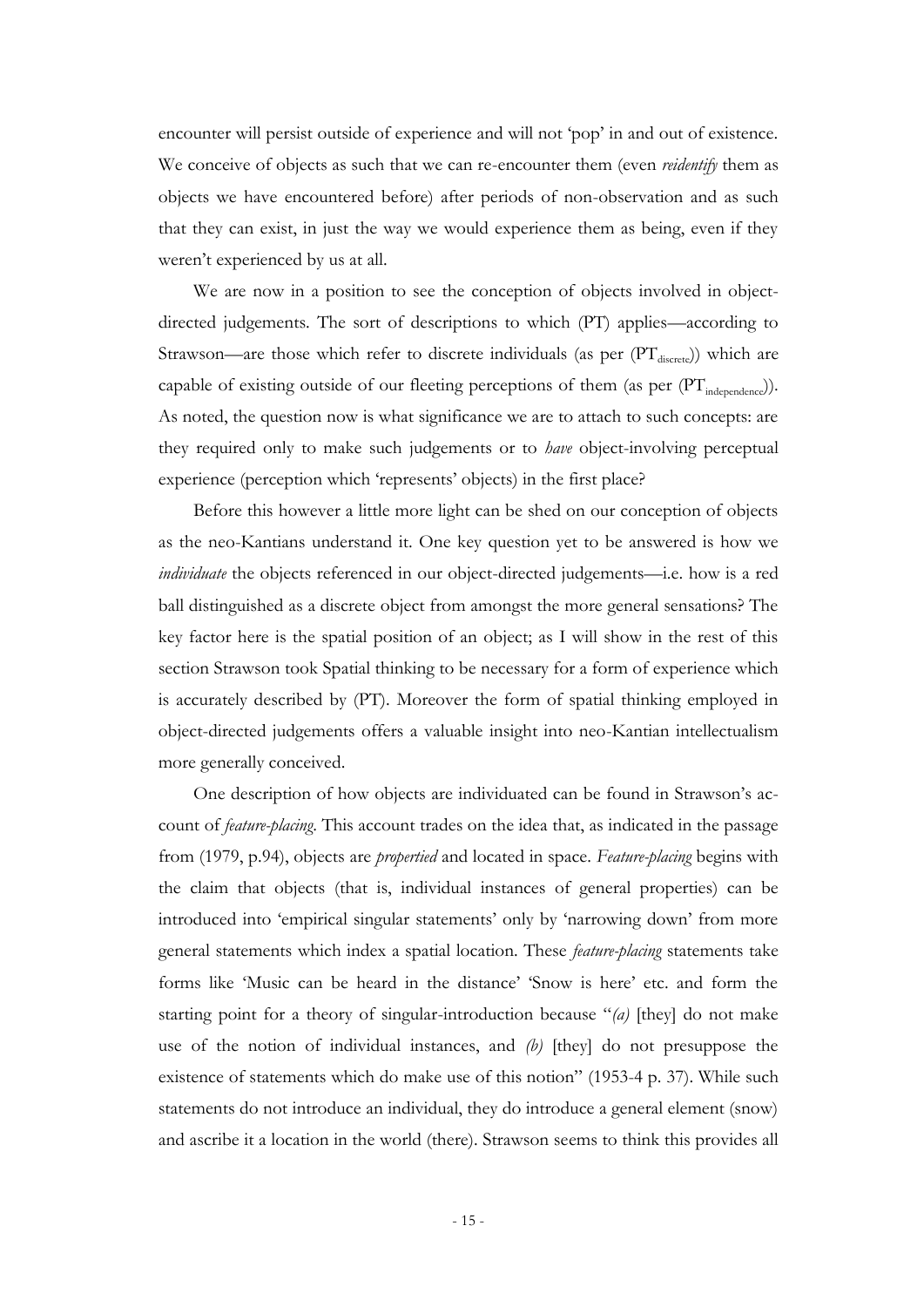encounter will persist outside of experience and will not 'pop' in and out of existence. We conceive of objects as such that we can re-encounter them (even *reidentify* them as objects we have encountered before) after periods of non-observation and as such that they can exist, in just the way we would experience them as being, even if they weren't experienced by us at all.

We are now in a position to see the conception of objects involved in object-directed judgements. The sort of descriptions to which (PT) applies—according to Strawson—are those which refer to discrete individuals (as per ($PT_{discrete}$)) which are capable of existing outside of our fleeting perceptions of them (as per ($PT_{independence}$)). As noted, the question now is what significance we are to attach to such concepts: are they required only to make such judgements or to *have* object-involving perceptual experience (perception which 'represents' objects) in the first place?

Before this however a little more light can be shed on our conception of objects as the neo-Kantians understand it. One key question yet to be answered is how we *individuate* the objects referenced in our object-directed judgements—i.e. how is a red ball distinguished as a discrete object from amongst the more general sensations? The key factor here is the spatial position of an object; as I will show in the rest of this section Strawson took Spatial thinking to be necessary for a form of experience which is accurately described by (PT). Moreover the form of spatial thinking employed in object-directed judgements offers a valuable insight into neo-Kantian intellectualism more generally conceived.

One description of how objects are individuated can be found in Strawson's account of *feature-placing*. This account trades on the idea that, as indicated in the passage from (1979, p.94), objects are *propertied* and located in space. *Feature-placing* begins with the claim that objects (that is, individual instances of general properties) can be introduced into 'empirical singular statements' only by 'narrowing down' from more general statements which index a spatial location. These *feature-placing* statements take forms like 'Music can be heard in the distance' 'Snow is here' etc. and form the starting point for a theory of singular-introduction because "*(a)* [they] do not make use of the notion of individual instances, and *(b)* [they] do not presuppose the existence of statements which do make use of this notion" (1953-4 p. 37). While such statements do not introduce an individual, they do introduce a general element (snow) and ascribe it a location in the world (there). Strawson seems to think this provides all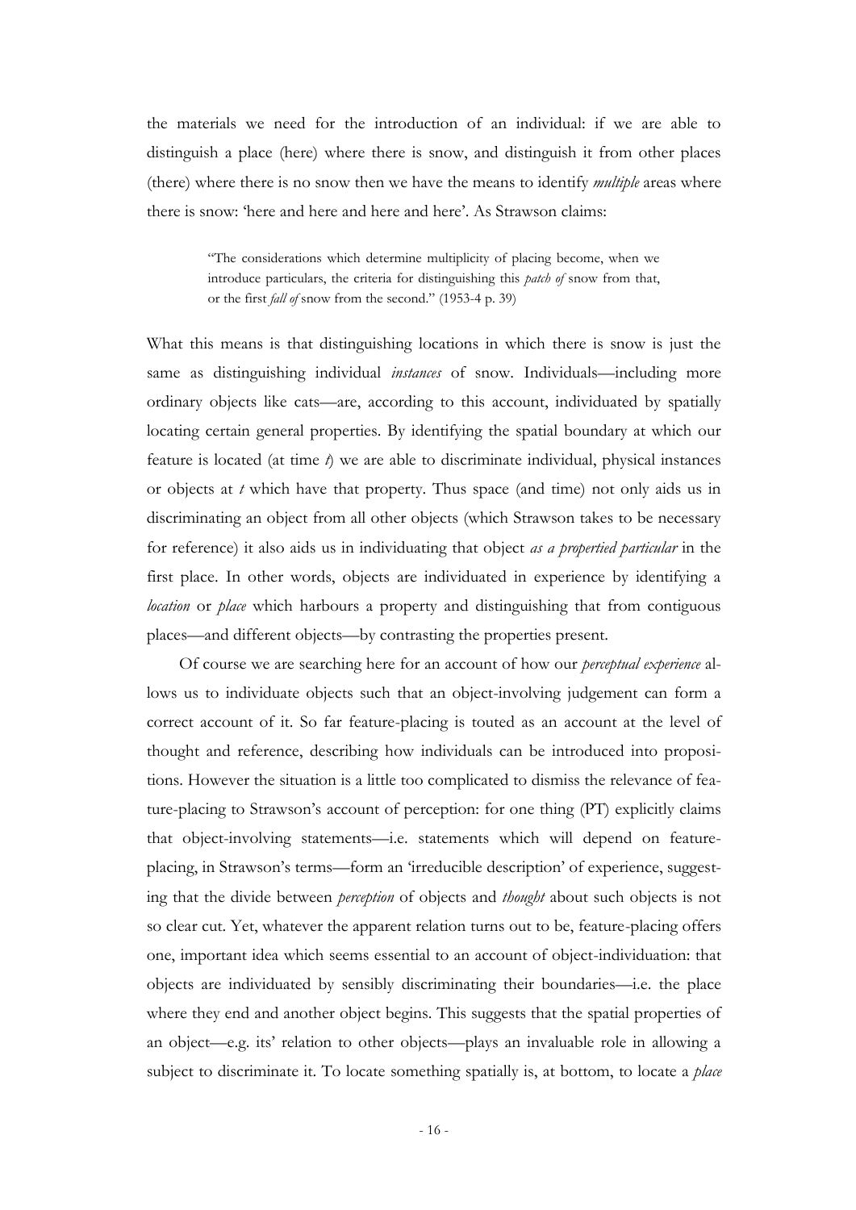the materials we need for the introduction of an individual: if we are able to distinguish a place (here) where there is snow, and distinguish it from other places (there) where there is no snow then we have the means to identify *multiple* areas where there is snow: 'here and here and here and here'. As Strawson claims:

> "The considerations which determine multiplicity of placing become, when we introduce particulars, the criteria for distinguishing this *patch of* snow from that, or the first *fall of* snow from the second." (1953-4 p. 39)

What this means is that distinguishing locations in which there is snow is just the same as distinguishing individual *instances* of snow. Individuals—including more ordinary objects like cats—are, according to this account, individuated by spatially locating certain general properties. By identifying the spatial boundary at which our feature is located (at time *t*) we are able to discriminate individual, physical instances or objects at *t* which have that property. Thus space (and time) not only aids us in discriminating an object from all other objects (which Strawson takes to be necessary for reference) it also aids us in individuating that object *as a propertied particular* in the first place. In other words, objects are individuated in experience by identifying a *location* or *place* which harbours a property and distinguishing that from contiguous places—and different objects—by contrasting the properties present.

Of course we are searching here for an account of how our *perceptual experience* allows us to individuate objects such that an object-involving judgement can form a correct account of it. So far feature-placing is touted as an account at the level of thought and reference, describing how individuals can be introduced into propositions. However the situation is a little too complicated to dismiss the relevance of feature-placing to Strawson's account of perception: for one thing (PT) explicitly claims that object-involving statements—i.e. statements which will depend on feature-placing, in Strawson's terms—form an 'irreducible description' of experience, suggesting that the divide between *perception* of objects and *thought* about such objects is not so clear cut. Yet, whatever the apparent relation turns out to be, feature-placing offers one, important idea which seems essential to an account of object-individuation: that objects are individuated by sensibly discriminating their boundaries—i.e. the place where they end and another object begins. This suggests that the spatial properties of an object—e.g. its' relation to other objects—plays an invaluable role in allowing a subject to discriminate it. To locate something spatially is, at bottom, to locate a *place*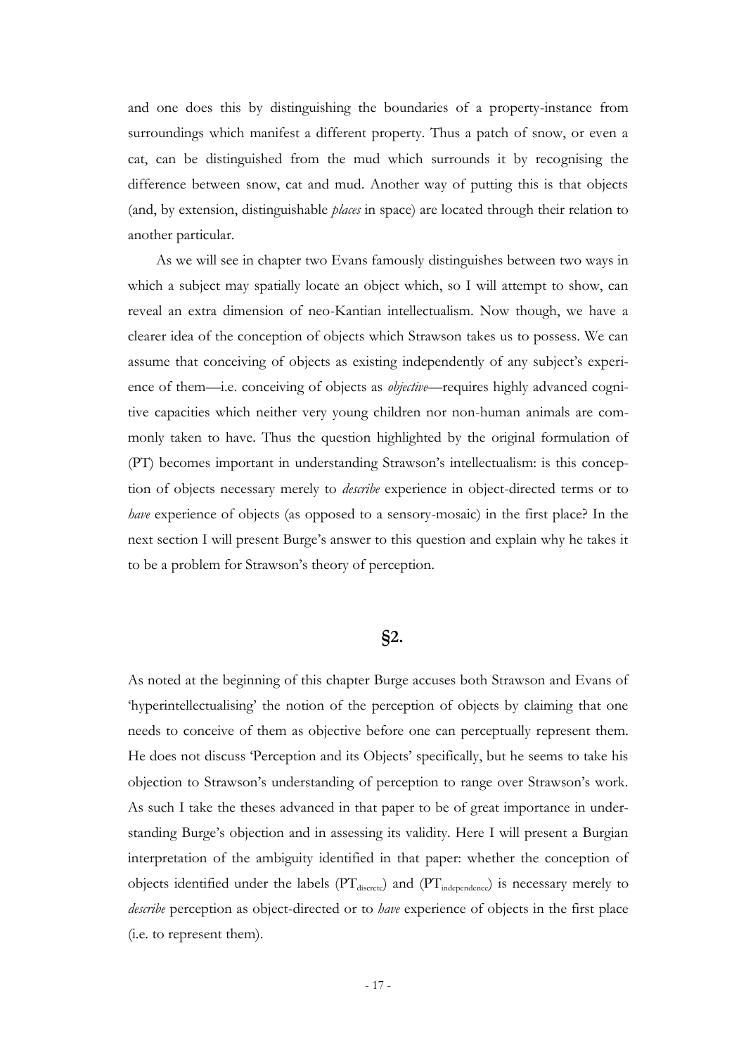and one does this by distinguishing the boundaries of a property-instance from surroundings which manifest a different property. Thus a patch of snow, or even a cat, can be distinguished from the mud which surrounds it by recognising the difference between snow, cat and mud. Another way of putting this is that objects (and, by extension, distinguishable *places* in space) are located through their relation to another particular.

As we will see in chapter two Evans famously distinguishes between two ways in which a subject may spatially locate an object which, so I will attempt to show, can reveal an extra dimension of neo-Kantian intellectualism. Now though, we have a clearer idea of the conception of objects which Strawson takes us to possess. We can assume that conceiving of objects as existing independently of any subject's experience of them—i.e. conceiving of objects as *objective*—requires highly advanced cognitive capacities which neither very young children nor non-human animals are commonly taken to have. Thus the question highlighted by the original formulation of (PT) becomes important in understanding Strawson's intellectualism: is this conception of objects necessary merely to *describe* experience in object-directed terms or to *have* experience of objects (as opposed to a sensory-mosaic) in the first place? In the next section I will present Burge's answer to this question and explain why he takes it to be a problem for Strawson's theory of perception.

## §2.

As noted at the beginning of this chapter Burge accuses both Strawson and Evans of 'hyperintellectualising' the notion of the perception of objects by claiming that one needs to conceive of them as objective before one can perceptually represent them. He does not discuss 'Perception and its Objects' specifically, but he seems to take his objection to Strawson's understanding of perception to range over Strawson's work. As such I take the theses advanced in that paper to be of great importance in understanding Burge's objection and in assessing its validity. Here I will present a Burgian interpretation of the ambiguity identified in that paper: whether the conception of objects identified under the labels ($PT_{discrete}$) and ($PT_{independence}$) is necessary merely to *describe* perception as object-directed or to *have* experience of objects in the first place (i.e. to represent them).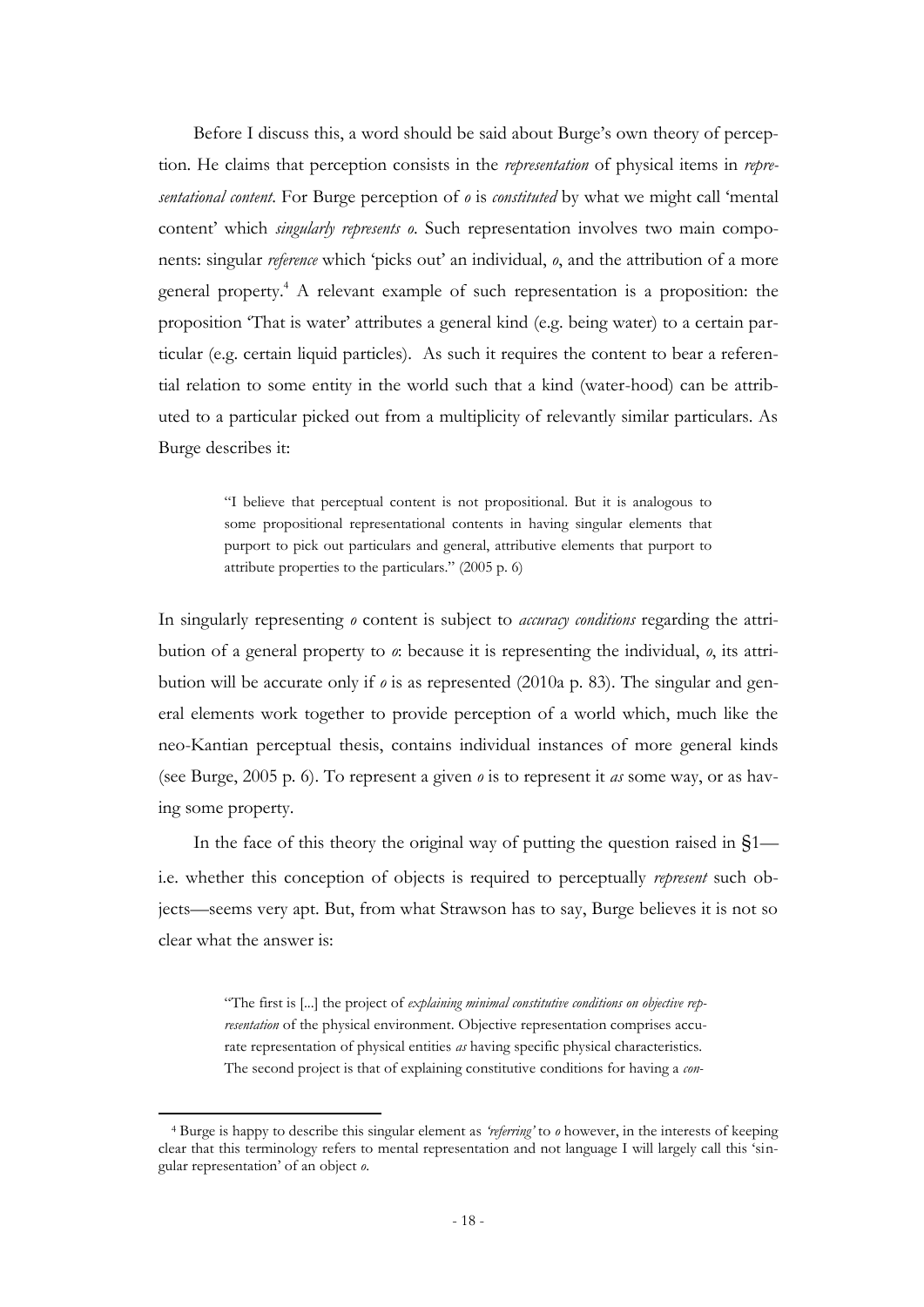Before I discuss this, a word should be said about Burge's own theory of perception. He claims that perception consists in the *representation* of physical items in *representational content*. For Burge perception of *o* is *constituted* by what we might call 'mental content' which *singularly represents o*. Such representation involves two main components: singular *reference* which 'picks out' an individual, *o*, and the attribution of a more general property.[4] A relevant example of such representation is a proposition: the proposition 'That is water' attributes a general kind (e.g. being water) to a certain particular (e.g. certain liquid particles). As such it requires the content to bear a referential relation to some entity in the world such that a kind (water-hood) can be attributed to a particular picked out from a multiplicity of relevantly similar particulars. As Burge describes it:

> "I believe that perceptual content is not propositional. But it is analogous to some propositional representational contents in having singular elements that purport to pick out particulars and general, attributive elements that purport to attribute properties to the particulars." (2005 p. 6)

In singularly representing *o* content is subject to *accuracy conditions* regarding the attribution of a general property to *o*: because it is representing the individual, *o*, its attribution will be accurate only if *o* is as represented (2010a p. 83). The singular and general elements work together to provide perception of a world which, much like the neo-Kantian perceptual thesis, contains individual instances of more general kinds (see Burge, 2005 p. 6). To represent a given *o* is to represent it *as* some way, or as having some property.

In the face of this theory the original way of putting the question raised in §1—i.e. whether this conception of objects is required to perceptually *represent* such objects—seems very apt. But, from what Strawson has to say, Burge believes it is not so clear what the answer is:

> "The first is [...] the project of *explaining minimal constitutive conditions on objective representation* of the physical environment. Objective representation comprises accurate representation of physical entities *as* having specific physical characteristics. The second project is that of explaining constitutive conditions for having a *con-*

---

[4] Burge is happy to describe this singular element as *'referring'* to *o* however, in the interests of keeping clear that this terminology refers to mental representation and not language I will largely call this 'singular representation' of an object *o*.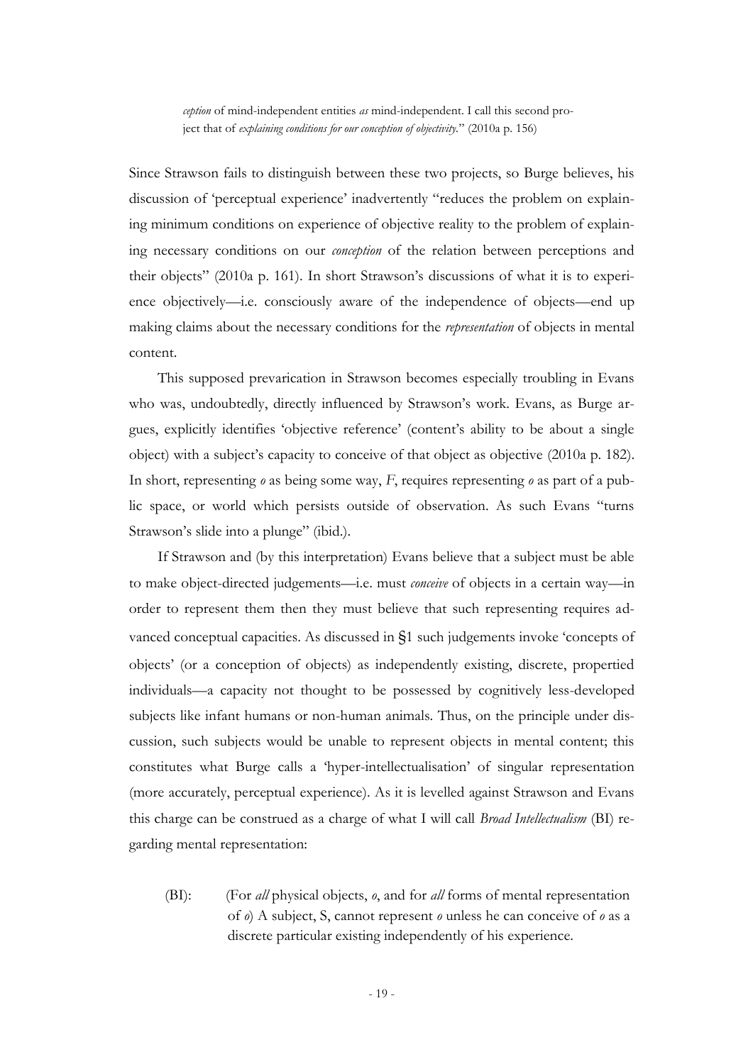> *ception* of mind-independent entities *as* mind-independent. I call this second project that of *explaining conditions for our conception of objectivity*." (2010a p. 156)

Since Strawson fails to distinguish between these two projects, so Burge believes, his discussion of 'perceptual experience' inadvertently "reduces the problem on explaining minimum conditions on experience of objective reality to the problem of explaining necessary conditions on our *conception* of the relation between perceptions and their objects" (2010a p. 161). In short Strawson's discussions of what it is to experience objectively—i.e. consciously aware of the independence of objects—end up making claims about the necessary conditions for the *representation* of objects in mental content.

This supposed prevarication in Strawson becomes especially troubling in Evans who was, undoubtedly, directly influenced by Strawson's work. Evans, as Burge argues, explicitly identifies 'objective reference' (content's ability to be about a single object) with a subject's capacity to conceive of that object as objective (2010a p. 182). In short, representing *o* as being some way, *F*, requires representing *o* as part of a public space, or world which persists outside of observation. As such Evans "turns Strawson's slide into a plunge" (ibid.).

If Strawson and (by this interpretation) Evans believe that a subject must be able to make object-directed judgements—i.e. must *conceive* of objects in a certain way—in order to represent them then they must believe that such representing requires advanced conceptual capacities. As discussed in §1 such judgements invoke 'concepts of objects' (or a conception of objects) as independently existing, discrete, propertied individuals—a capacity not thought to be possessed by cognitively less-developed subjects like infant humans or non-human animals. Thus, on the principle under discussion, such subjects would be unable to represent objects in mental content; this constitutes what Burge calls a 'hyper-intellectualisation' of singular representation (more accurately, perceptual experience). As it is levelled against Strawson and Evans this charge can be construed as a charge of what I will call *Broad Intellectualism* (BI) regarding mental representation:

> (BI): (For *all* physical objects, *o*, and for *all* forms of mental representation of *o*) A subject, S, cannot represent *o* unless he can conceive of *o* as a discrete particular existing independently of his experience.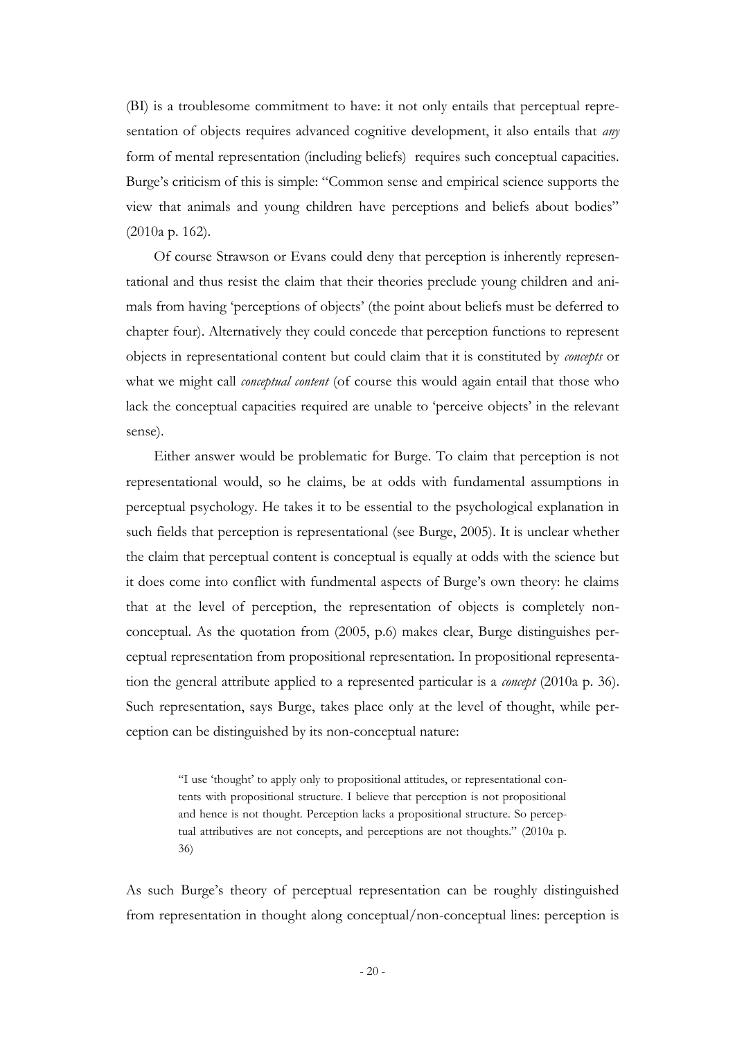(BI) is a troublesome commitment to have: it not only entails that perceptual representation of objects requires advanced cognitive development, it also entails that *any* form of mental representation (including beliefs) requires such conceptual capacities. Burge's criticism of this is simple: "Common sense and empirical science supports the view that animals and young children have perceptions and beliefs about bodies" (2010a p. 162).

Of course Strawson or Evans could deny that perception is inherently representational and thus resist the claim that their theories preclude young children and animals from having 'perceptions of objects' (the point about beliefs must be deferred to chapter four). Alternatively they could concede that perception functions to represent objects in representational content but could claim that it is constituted by *concepts* or what we might call *conceptual content* (of course this would again entail that those who lack the conceptual capacities required are unable to 'perceive objects' in the relevant sense).

Either answer would be problematic for Burge. To claim that perception is not representational would, so he claims, be at odds with fundamental assumptions in perceptual psychology. He takes it to be essential to the psychological explanation in such fields that perception is representational (see Burge, 2005). It is unclear whether the claim that perceptual content is conceptual is equally at odds with the science but it does come into conflict with fundmental aspects of Burge's own theory: he claims that at the level of perception, the representation of objects is completely non-conceptual. As the quotation from (2005, p.6) makes clear, Burge distinguishes perceptual representation from propositional representation. In propositional representation the general attribute applied to a represented particular is a *concept* (2010a p. 36). Such representation, says Burge, takes place only at the level of thought, while perception can be distinguished by its non-conceptual nature:

> "I use 'thought' to apply only to propositional attitudes, or representational contents with propositional structure. I believe that perception is not propositional and hence is not thought. Perception lacks a propositional structure. So perceptual attributives are not concepts, and perceptions are not thoughts." (2010a p. 36)

As such Burge's theory of perceptual representation can be roughly distinguished from representation in thought along conceptual/non-conceptual lines: perception is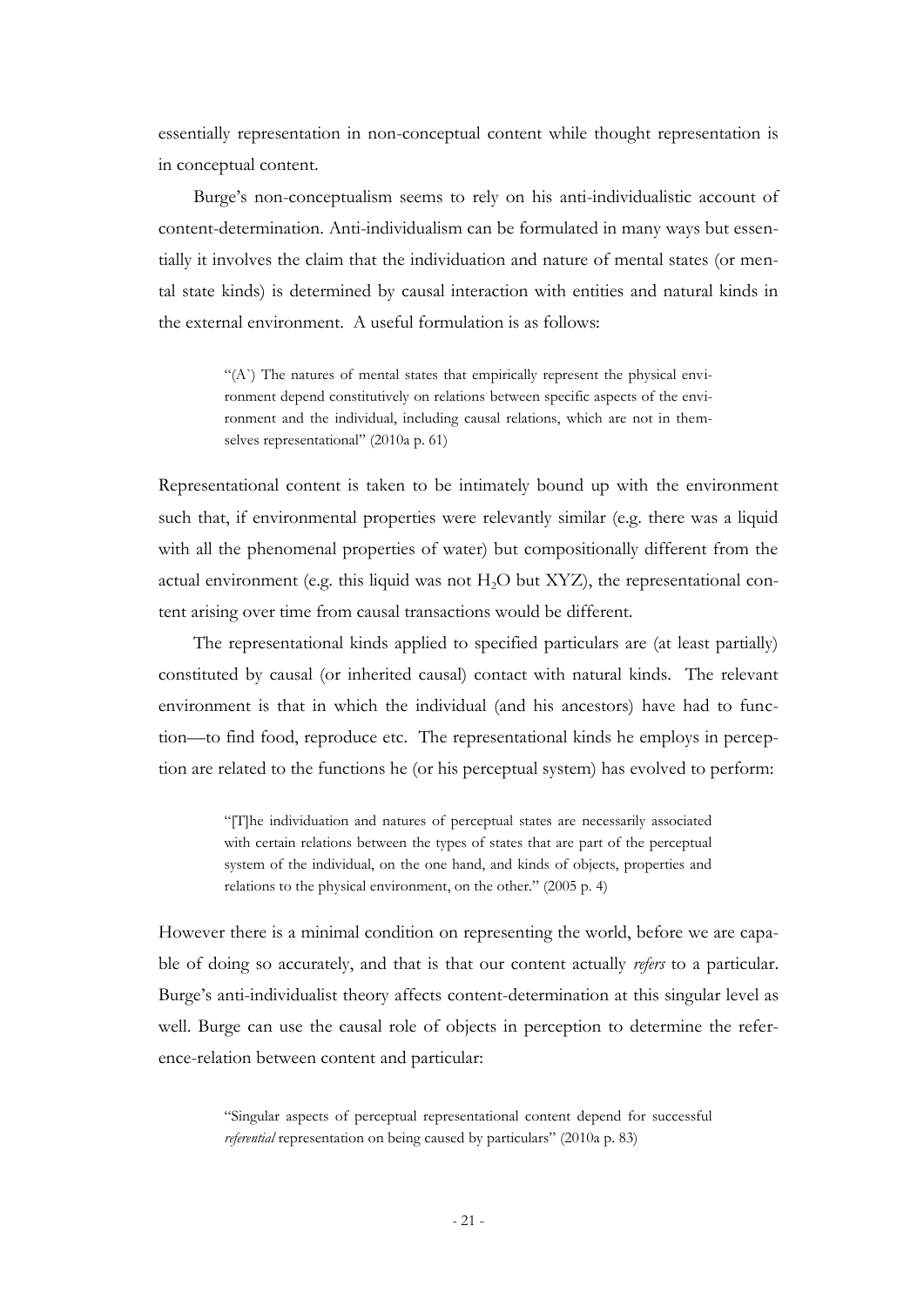essentially representation in non-conceptual content while thought representation is in conceptual content.

Burge's non-conceptualism seems to rely on his anti-individualistic account of content-determination. Anti-individualism can be formulated in many ways but essentially it involves the claim that the individuation and nature of mental states (or mental state kinds) is determined by causal interaction with entities and natural kinds in the external environment. A useful formulation is as follows:

> "(A`) The natures of mental states that empirically represent the physical environment depend constitutively on relations between specific aspects of the environment and the individual, including causal relations, which are not in themselves representational" (2010a p. 61)

Representational content is taken to be intimately bound up with the environment such that, if environmental properties were relevantly similar (e.g. there was a liquid with all the phenomenal properties of water) but compositionally different from the actual environment (e.g. this liquid was not $H_2O$ but XYZ), the representational content arising over time from causal transactions would be different.

The representational kinds applied to specified particulars are (at least partially) constituted by causal (or inherited causal) contact with natural kinds. The relevant environment is that in which the individual (and his ancestors) have had to function—to find food, reproduce etc. The representational kinds he employs in perception are related to the functions he (or his perceptual system) has evolved to perform:

> "[T]he individuation and natures of perceptual states are necessarily associated with certain relations between the types of states that are part of the perceptual system of the individual, on the one hand, and kinds of objects, properties and relations to the physical environment, on the other." (2005 p. 4)

However there is a minimal condition on representing the world, before we are capable of doing so accurately, and that is that our content actually *refers* to a particular. Burge's anti-individualist theory affects content-determination at this singular level as well. Burge can use the causal role of objects in perception to determine the reference-relation between content and particular:

> "Singular aspects of perceptual representational content depend for successful *referential* representation on being caused by particulars" (2010a p. 83)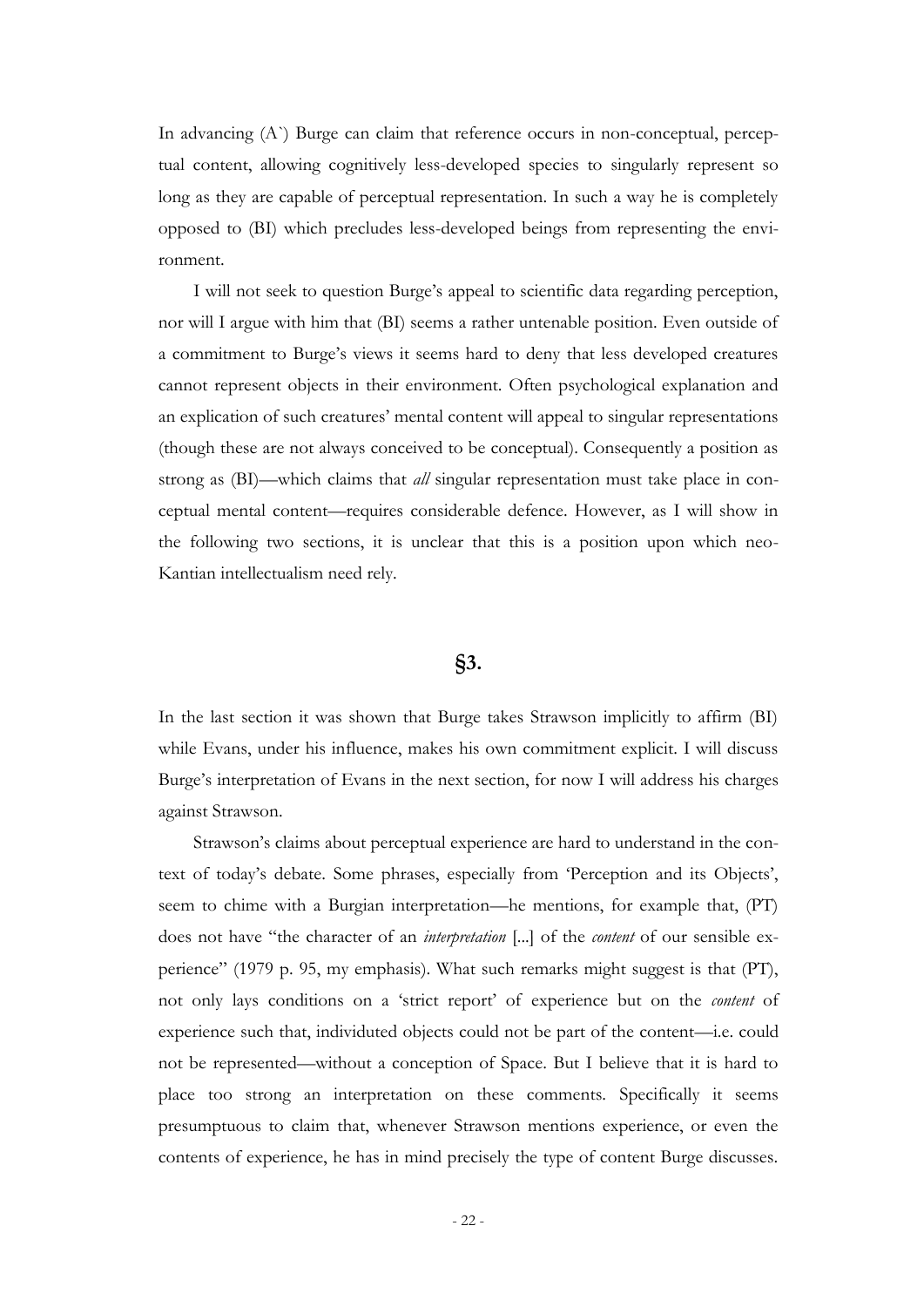In advancing (A`) Burge can claim that reference occurs in non-conceptual, perceptual content, allowing cognitively less-developed species to singularly represent so long as they are capable of perceptual representation. In such a way he is completely opposed to (BI) which precludes less-developed beings from representing the environment.

I will not seek to question Burge's appeal to scientific data regarding perception, nor will I argue with him that (BI) seems a rather untenable position. Even outside of a commitment to Burge's views it seems hard to deny that less developed creatures cannot represent objects in their environment. Often psychological explanation and an explication of such creatures' mental content will appeal to singular representations (though these are not always conceived to be conceptual). Consequently a position as strong as (BI)—which claims that *all* singular representation must take place in conceptual mental content—requires considerable defence. However, as I will show in the following two sections, it is unclear that this is a position upon which neo-Kantian intellectualism need rely.

## §3.

In the last section it was shown that Burge takes Strawson implicitly to affirm (BI) while Evans, under his influence, makes his own commitment explicit. I will discuss Burge's interpretation of Evans in the next section, for now I will address his charges against Strawson.

Strawson's claims about perceptual experience are hard to understand in the context of today's debate. Some phrases, especially from 'Perception and its Objects', seem to chime with a Burgian interpretation—he mentions, for example that, (PT) does not have "the character of an *interpretation* [...] of the *content* of our sensible experience" (1979 p. 95, my emphasis). What such remarks might suggest is that (PT), not only lays conditions on a 'strict report' of experience but on the *content* of experience such that, individuted objects could not be part of the content—i.e. could not be represented—without a conception of Space. But I believe that it is hard to place too strong an interpretation on these comments. Specifically it seems presumptuous to claim that, whenever Strawson mentions experience, or even the contents of experience, he has in mind precisely the type of content Burge discusses.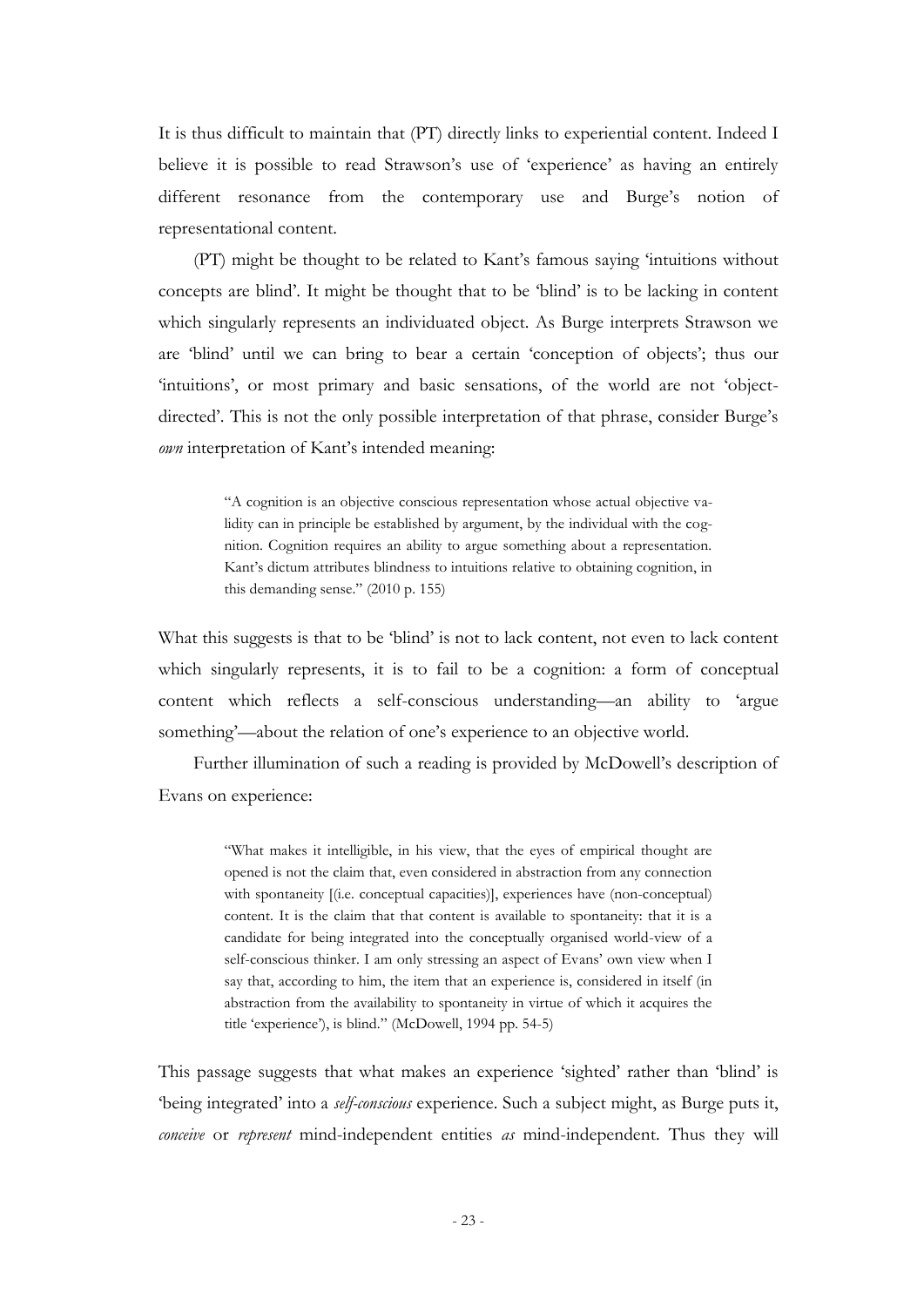It is thus difficult to maintain that (PT) directly links to experiential content. Indeed I believe it is possible to read Strawson's use of 'experience' as having an entirely different resonance from the contemporary use and Burge's notion of representational content.

(PT) might be thought to be related to Kant's famous saying 'intuitions without concepts are blind'. It might be thought that to be 'blind' is to be lacking in content which singularly represents an individuated object. As Burge interprets Strawson we are 'blind' until we can bring to bear a certain 'conception of objects'; thus our 'intuitions', or most primary and basic sensations, of the world are not 'object-directed'. This is not the only possible interpretation of that phrase, consider Burge's *own* interpretation of Kant's intended meaning:

> "A cognition is an objective conscious representation whose actual objective validity can in principle be established by argument, by the individual with the cognition. Cognition requires an ability to argue something about a representation. Kant's dictum attributes blindness to intuitions relative to obtaining cognition, in this demanding sense." (2010 p. 155)

What this suggests is that to be 'blind' is not to lack content, not even to lack content which singularly represents, it is to fail to be a cognition: a form of conceptual content which reflects a self-conscious understanding—an ability to 'argue something'—about the relation of one's experience to an objective world.

Further illumination of such a reading is provided by McDowell's description of Evans on experience:

> "What makes it intelligible, in his view, that the eyes of empirical thought are opened is not the claim that, even considered in abstraction from any connection with spontaneity [(i.e. conceptual capacities)], experiences have (non-conceptual) content. It is the claim that that content is available to spontaneity: that it is a candidate for being integrated into the conceptually organised world-view of a self-conscious thinker. I am only stressing an aspect of Evans' own view when I say that, according to him, the item that an experience is, considered in itself (in abstraction from the availability to spontaneity in virtue of which it acquires the title 'experience'), is blind." (McDowell, 1994 pp. 54-5)

This passage suggests that what makes an experience 'sighted' rather than 'blind' is 'being integrated' into a *self-conscious* experience. Such a subject might, as Burge puts it, *conceive* or *represent* mind-independent entities *as* mind-independent. Thus they will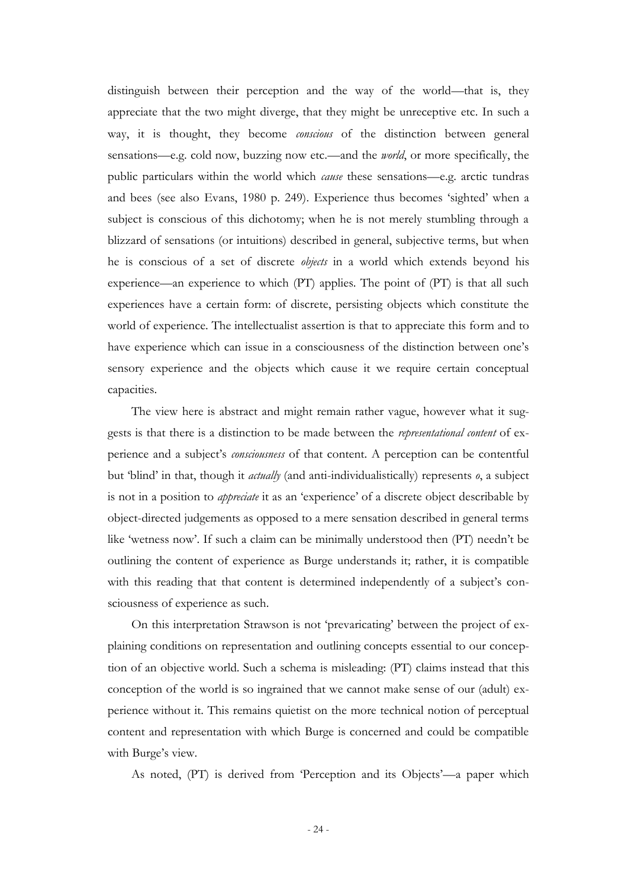distinguish between their perception and the way of the world—that is, they appreciate that the two might diverge, that they might be unreceptive etc. In such a way, it is thought, they become *conscious* of the distinction between general sensations—e.g. cold now, buzzing now etc.—and the *world*, or more specifically, the public particulars within the world which *cause* these sensations—e.g. arctic tundras and bees (see also Evans, 1980 p. 249). Experience thus becomes 'sighted' when a subject is conscious of this dichotomy; when he is not merely stumbling through a blizzard of sensations (or intuitions) described in general, subjective terms, but when he is conscious of a set of discrete *objects* in a world which extends beyond his experience—an experience to which (PT) applies. The point of (PT) is that all such experiences have a certain form: of discrete, persisting objects which constitute the world of experience. The intellectualist assertion is that to appreciate this form and to have experience which can issue in a consciousness of the distinction between one's sensory experience and the objects which cause it we require certain conceptual capacities.

The view here is abstract and might remain rather vague, however what it suggests is that there is a distinction to be made between the *representational content* of experience and a subject's *consciousness* of that content. A perception can be contentful but 'blind' in that, though it *actually* (and anti-individualistically) represents *o*, a subject is not in a position to *appreciate* it as an 'experience' of a discrete object describable by object-directed judgements as opposed to a mere sensation described in general terms like 'wetness now'. If such a claim can be minimally understood then (PT) needn't be outlining the content of experience as Burge understands it; rather, it is compatible with this reading that that content is determined independently of a subject's consciousness of experience as such.

On this interpretation Strawson is not 'prevaricating' between the project of explaining conditions on representation and outlining concepts essential to our conception of an objective world. Such a schema is misleading: (PT) claims instead that this conception of the world is so ingrained that we cannot make sense of our (adult) experience without it. This remains quietist on the more technical notion of perceptual content and representation with which Burge is concerned and could be compatible with Burge's view.

As noted, (PT) is derived from 'Perception and its Objects'—a paper which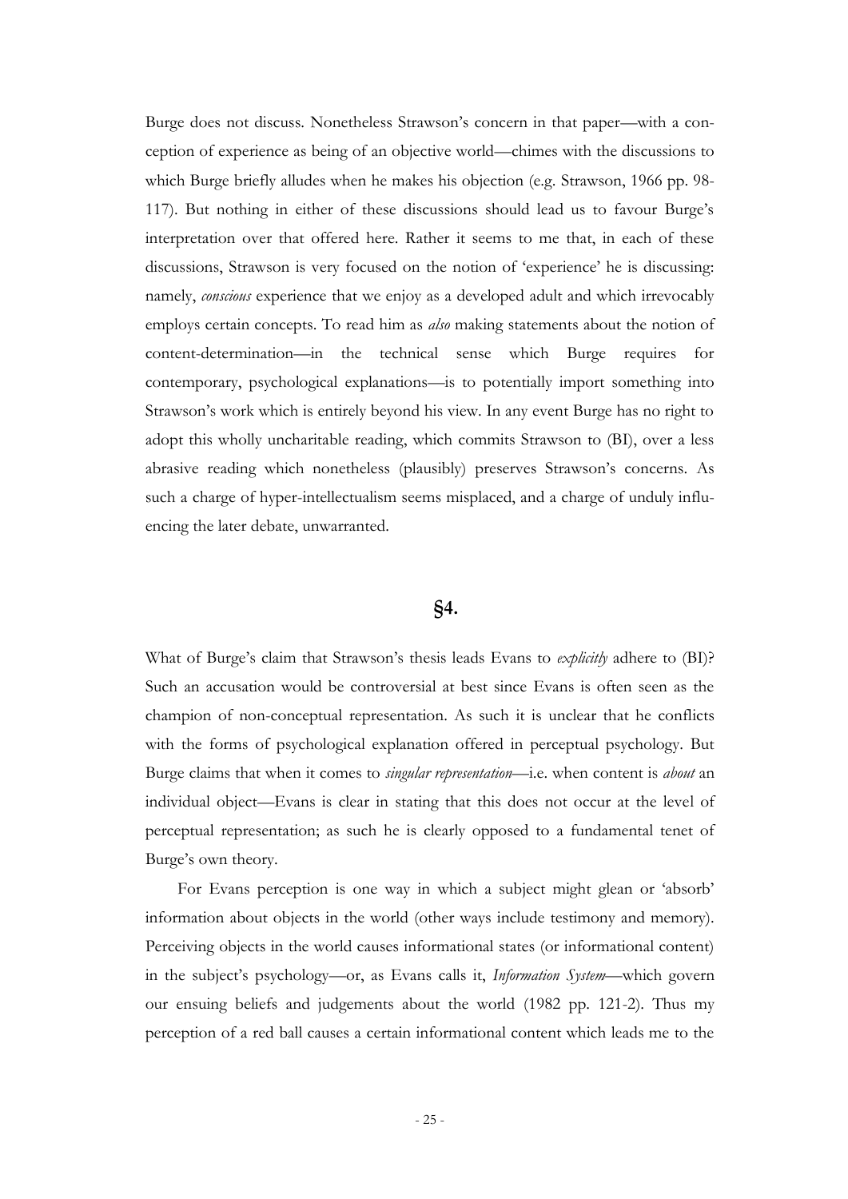Burge does not discuss. Nonetheless Strawson's concern in that paper—with a conception of experience as being of an objective world—chimes with the discussions to which Burge briefly alludes when he makes his objection (e.g. Strawson, 1966 pp. 98-117). But nothing in either of these discussions should lead us to favour Burge's interpretation over that offered here. Rather it seems to me that, in each of these discussions, Strawson is very focused on the notion of 'experience' he is discussing: namely, *conscious* experience that we enjoy as a developed adult and which irrevocably employs certain concepts. To read him as *also* making statements about the notion of content-determination—in the technical sense which Burge requires for contemporary, psychological explanations—is to potentially import something into Strawson's work which is entirely beyond his view. In any event Burge has no right to adopt this wholly uncharitable reading, which commits Strawson to (BI), over a less abrasive reading which nonetheless (plausibly) preserves Strawson's concerns. As such a charge of hyper-intellectualism seems misplaced, and a charge of unduly influencing the later debate, unwarranted.

## §4.

What of Burge's claim that Strawson's thesis leads Evans to *explicitly* adhere to (BI)? Such an accusation would be controversial at best since Evans is often seen as the champion of non-conceptual representation. As such it is unclear that he conflicts with the forms of psychological explanation offered in perceptual psychology. But Burge claims that when it comes to *singular representation*—i.e. when content is *about* an individual object—Evans is clear in stating that this does not occur at the level of perceptual representation; as such he is clearly opposed to a fundamental tenet of Burge's own theory.

For Evans perception is one way in which a subject might glean or 'absorb' information about objects in the world (other ways include testimony and memory). Perceiving objects in the world causes informational states (or informational content) in the subject's psychology—or, as Evans calls it, *Information System*—which govern our ensuing beliefs and judgements about the world (1982 pp. 121-2). Thus my perception of a red ball causes a certain informational content which leads me to the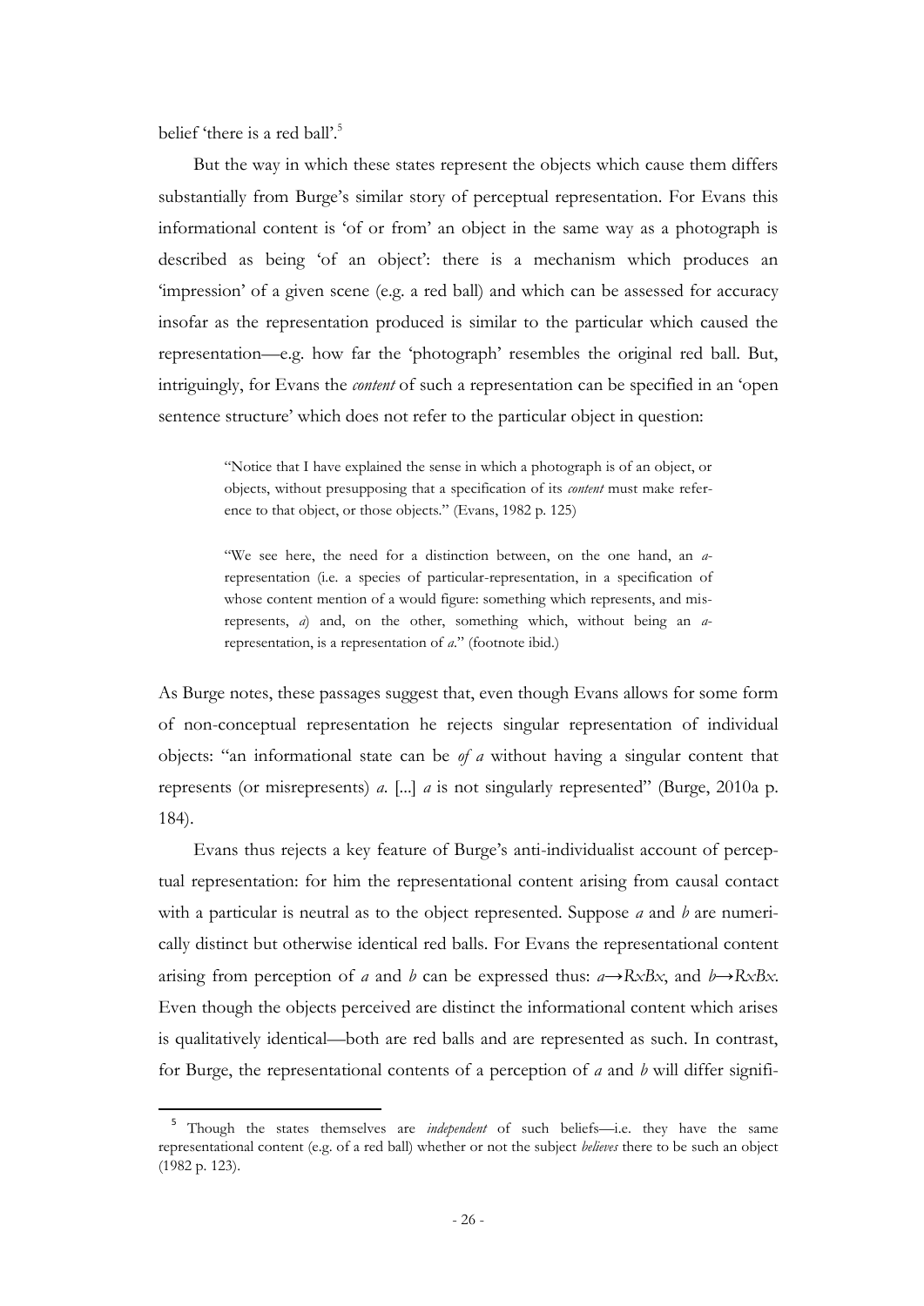belief 'there is a red ball'.[5]

But the way in which these states represent the objects which cause them differs substantially from Burge's similar story of perceptual representation. For Evans this informational content is 'of or from' an object in the same way as a photograph is described as being 'of an object': there is a mechanism which produces an 'impression' of a given scene (e.g. a red ball) and which can be assessed for accuracy insofar as the representation produced is similar to the particular which caused the representation—e.g. how far the 'photograph' resembles the original red ball. But, intriguingly, for Evans the *content* of such a representation can be specified in an 'open sentence structure' which does not refer to the particular object in question:

> "Notice that I have explained the sense in which a photograph is of an object, or objects, without presupposing that a specification of its *content* must make reference to that object, or those objects." (Evans, 1982 p. 125)

> "We see here, the need for a distinction between, on the one hand, an *a*-representation (i.e. a species of particular-representation, in a specification of whose content mention of a would figure: something which represents, and misrepresents, *a*) and, on the other, something which, without being an *a*-representation, is a representation of *a*." (footnote ibid.)

As Burge notes, these passages suggest that, even though Evans allows for some form of non-conceptual representation he rejects singular representation of individual objects: "an informational state can be *of a* without having a singular content that represents (or misrepresents) *a*. [...] *a* is not singularly represented" (Burge, 2010a p. 184).

Evans thus rejects a key feature of Burge's anti-individualist account of perceptual representation: for him the representational content arising from causal contact with a particular is neutral as to the object represented. Suppose *a* and *b* are numerically distinct but otherwise identical red balls. For Evans the representational content arising from perception of *a* and *b* can be expressed thus: $a \rightarrow RxBx$, and $b \rightarrow RxBx$. Even though the objects perceived are distinct the informational content which arises is qualitatively identical—both are red balls and are represented as such. In contrast, for Burge, the representational contents of a perception of *a* and *b* will differ signifi-

[5] Though the states themselves are *independent* of such beliefs—i.e. they have the same representational content (e.g. of a red ball) whether or not the subject *believes* there to be such an object (1982 p. 123).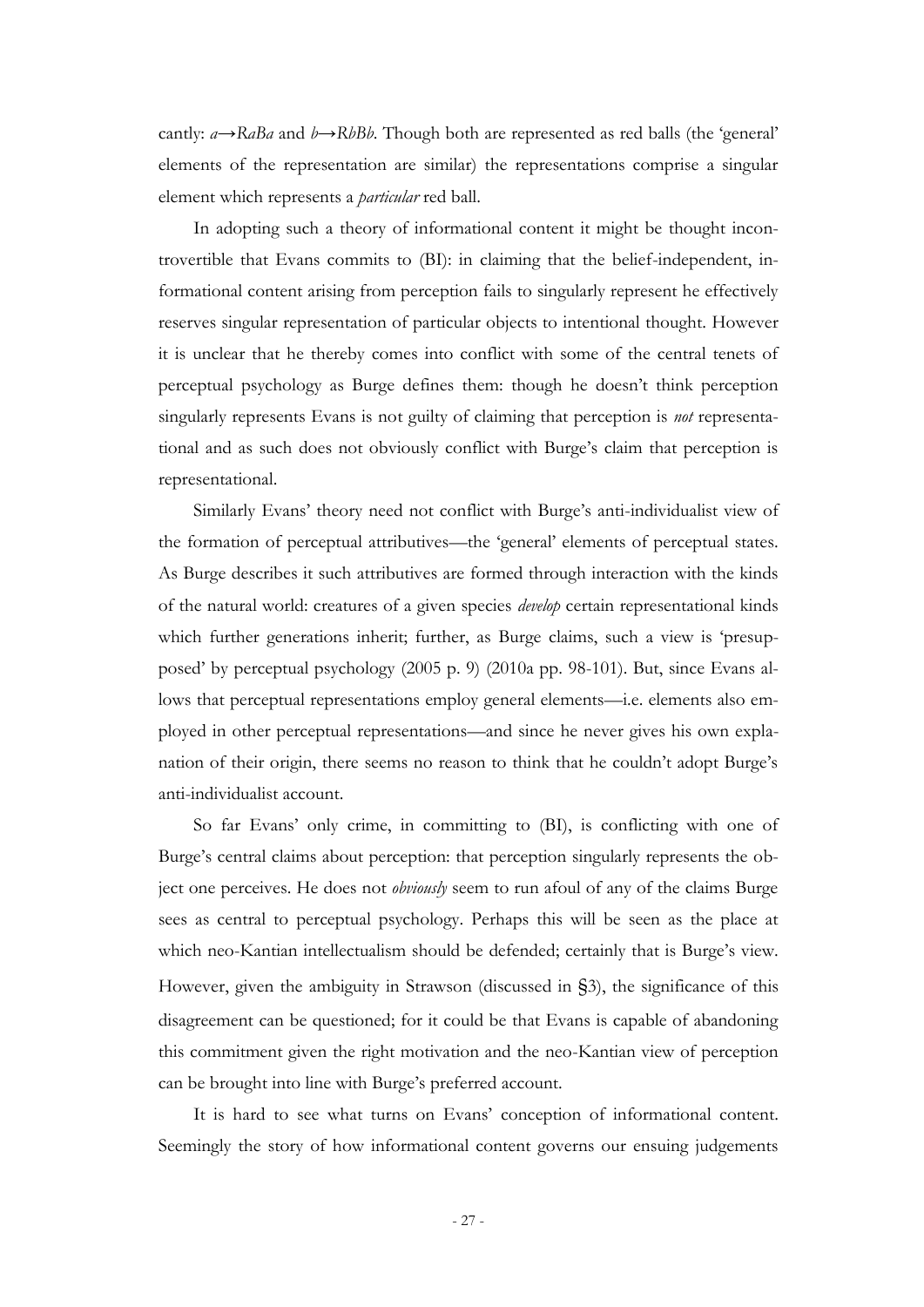cantly: $a \rightarrow RaBa$ and $b \rightarrow RbBb$. Though both are represented as red balls (the 'general' elements of the representation are similar) the representations comprise a singular element which represents a *particular* red ball.

In adopting such a theory of informational content it might be thought incontrovertible that Evans commits to (BI): in claiming that the belief-independent, informational content arising from perception fails to singularly represent he effectively reserves singular representation of particular objects to intentional thought. However it is unclear that he thereby comes into conflict with some of the central tenets of perceptual psychology as Burge defines them: though he doesn't think perception singularly represents Evans is not guilty of claiming that perception is *not* representational and as such does not obviously conflict with Burge's claim that perception is representational.

Similarly Evans' theory need not conflict with Burge's anti-individualist view of the formation of perceptual attributives—the 'general' elements of perceptual states. As Burge describes it such attributives are formed through interaction with the kinds of the natural world: creatures of a given species *develop* certain representational kinds which further generations inherit; further, as Burge claims, such a view is 'presupposed' by perceptual psychology (2005 p. 9) (2010a pp. 98-101). But, since Evans allows that perceptual representations employ general elements—i.e. elements also employed in other perceptual representations—and since he never gives his own explanation of their origin, there seems no reason to think that he couldn't adopt Burge's anti-individualist account.

So far Evans' only crime, in committing to (BI), is conflicting with one of Burge's central claims about perception: that perception singularly represents the object one perceives. He does not *obviously* seem to run afoul of any of the claims Burge sees as central to perceptual psychology. Perhaps this will be seen as the place at which neo-Kantian intellectualism should be defended; certainly that is Burge's view. However, given the ambiguity in Strawson (discussed in §3), the significance of this disagreement can be questioned; for it could be that Evans is capable of abandoning this commitment given the right motivation and the neo-Kantian view of perception can be brought into line with Burge's preferred account.

It is hard to see what turns on Evans' conception of informational content. Seemingly the story of how informational content governs our ensuing judgements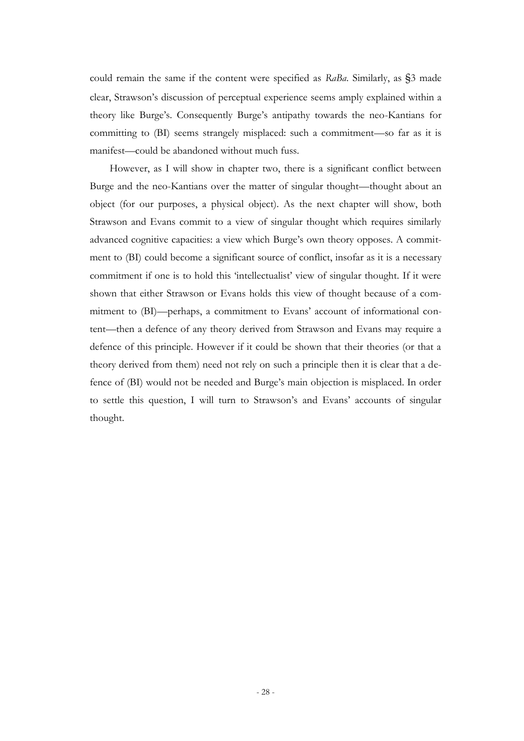could remain the same if the content were specified as *RaBa*. Similarly, as §3 made clear, Strawson's discussion of perceptual experience seems amply explained within a theory like Burge's. Consequently Burge's antipathy towards the neo-Kantians for committing to (BI) seems strangely misplaced: such a commitment—so far as it is manifest—could be abandoned without much fuss.

However, as I will show in chapter two, there is a significant conflict between Burge and the neo-Kantians over the matter of singular thought—thought about an object (for our purposes, a physical object). As the next chapter will show, both Strawson and Evans commit to a view of singular thought which requires similarly advanced cognitive capacities: a view which Burge's own theory opposes. A commitment to (BI) could become a significant source of conflict, insofar as it is a necessary commitment if one is to hold this 'intellectualist' view of singular thought. If it were shown that either Strawson or Evans holds this view of thought because of a commitment to (BI)—perhaps, a commitment to Evans' account of informational content—then a defence of any theory derived from Strawson and Evans may require a defence of this principle. However if it could be shown that their theories (or that a theory derived from them) need not rely on such a principle then it is clear that a defence of (BI) would not be needed and Burge's main objection is misplaced. In order to settle this question, I will turn to Strawson's and Evans' accounts of singular thought.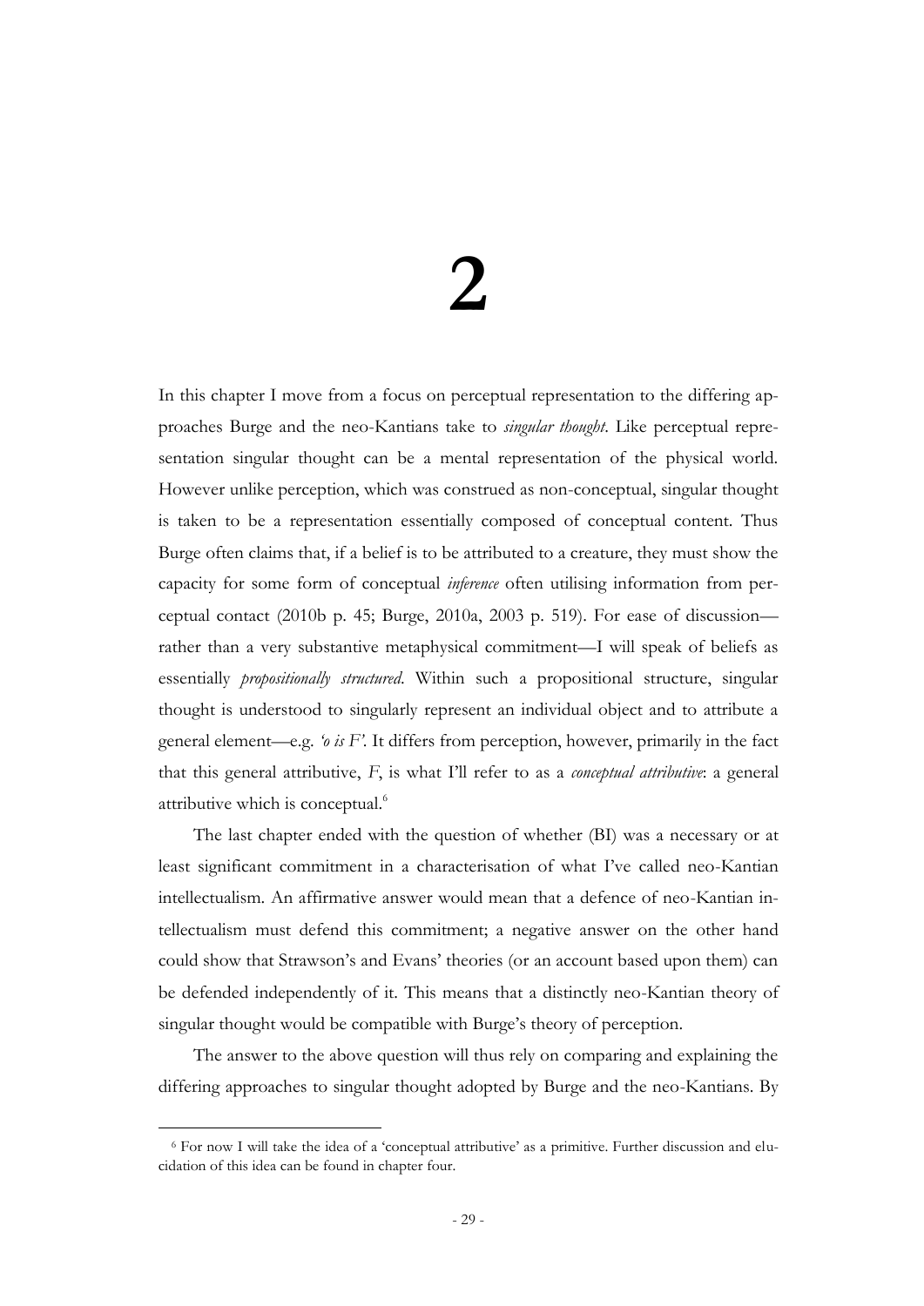# 2

In this chapter I move from a focus on perceptual representation to the differing approaches Burge and the neo-Kantians take to *singular thought*. Like perceptual representation singular thought can be a mental representation of the physical world. However unlike perception, which was construed as non-conceptual, singular thought is taken to be a representation essentially composed of conceptual content. Thus Burge often claims that, if a belief is to be attributed to a creature, they must show the capacity for some form of conceptual *inference* often utilising information from perceptual contact (2010b p. 45; Burge, 2010a, 2003 p. 519). For ease of discussion—rather than a very substantive metaphysical commitment—I will speak of beliefs as essentially *propositionally structured*. Within such a propositional structure, singular thought is understood to singularly represent an individual object and to attribute a general element—e.g. *'o is F'.* It differs from perception, however, primarily in the fact that this general attributive, *F*, is what I'll refer to as a *conceptual attributive*: a general attributive which is conceptual.[6]

The last chapter ended with the question of whether (BI) was a necessary or at least significant commitment in a characterisation of what I've called neo-Kantian intellectualism. An affirmative answer would mean that a defence of neo-Kantian intellectualism must defend this commitment; a negative answer on the other hand could show that Strawson's and Evans' theories (or an account based upon them) can be defended independently of it. This means that a distinctly neo-Kantian theory of singular thought would be compatible with Burge's theory of perception.

The answer to the above question will thus rely on comparing and explaining the differing approaches to singular thought adopted by Burge and the neo-Kantians. By

[6] For now I will take the idea of a 'conceptual attributive' as a primitive. Further discussion and elucidation of this idea can be found in chapter four.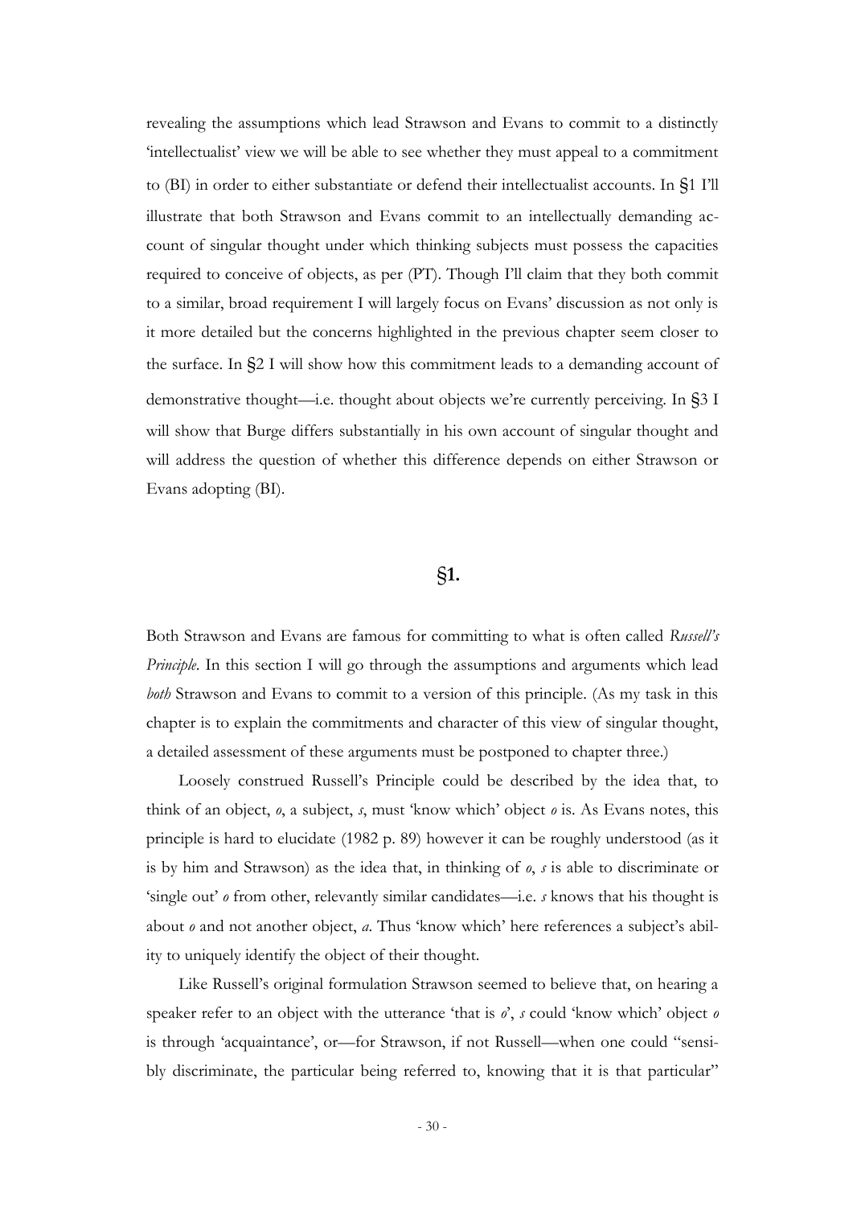revealing the assumptions which lead Strawson and Evans to commit to a distinctly 'intellectualist' view we will be able to see whether they must appeal to a commitment to (BI) in order to either substantiate or defend their intellectualist accounts. In §1 I'll illustrate that both Strawson and Evans commit to an intellectually demanding account of singular thought under which thinking subjects must possess the capacities required to conceive of objects, as per (PT). Though I'll claim that they both commit to a similar, broad requirement I will largely focus on Evans' discussion as not only is it more detailed but the concerns highlighted in the previous chapter seem closer to the surface. In §2 I will show how this commitment leads to a demanding account of demonstrative thought—i.e. thought about objects we're currently perceiving. In §3 I will show that Burge differs substantially in his own account of singular thought and will address the question of whether this difference depends on either Strawson or Evans adopting (BI).

## §1.

Both Strawson and Evans are famous for committing to what is often called *Russell's Principle*. In this section I will go through the assumptions and arguments which lead *both* Strawson and Evans to commit to a version of this principle. (As my task in this chapter is to explain the commitments and character of this view of singular thought, a detailed assessment of these arguments must be postponed to chapter three.)

Loosely construed Russell's Principle could be described by the idea that, to think of an object, *o*, a subject, *s*, must 'know which' object *o* is. As Evans notes, this principle is hard to elucidate (1982 p. 89) however it can be roughly understood (as it is by him and Strawson) as the idea that, in thinking of *o*, *s* is able to discriminate or 'single out' *o* from other, relevantly similar candidates—i.e. *s* knows that his thought is about *o* and not another object, *a*. Thus 'know which' here references a subject's ability to uniquely identify the object of their thought.

Like Russell's original formulation Strawson seemed to believe that, on hearing a speaker refer to an object with the utterance 'that is *o*', *s* could 'know which' object *o* is through 'acquaintance', or—for Strawson, if not Russell—when one could "sensibly discriminate, the particular being referred to, knowing that it is that particular"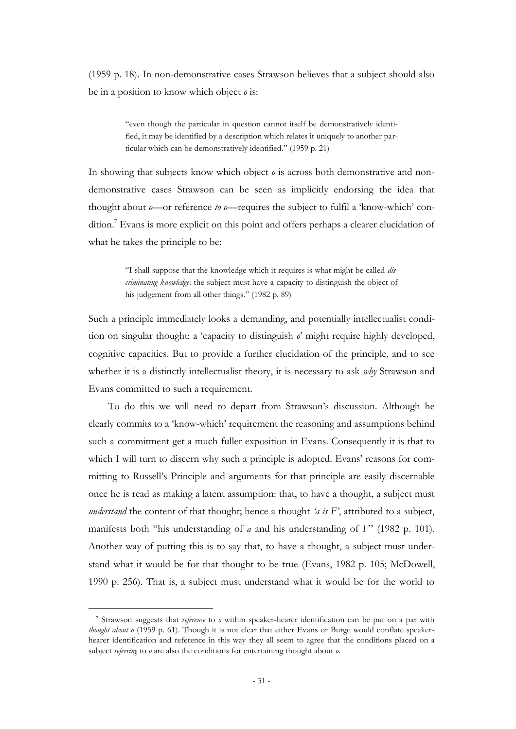(1959 p. 18). In non-demonstrative cases Strawson believes that a subject should also be in a position to know which object *o* is:

> "even though the particular in question cannot itself be demonstratively identified, it may be identified by a description which relates it uniquely to another particular which can be demonstratively identified." (1959 p. 21)

In showing that subjects know which object *o* is across both demonstrative and non-demonstrative cases Strawson can be seen as implicitly endorsing the idea that thought about *o*—or reference *to o*—requires the subject to fulfil a 'know-which' condition.[7] Evans is more explicit on this point and offers perhaps a clearer elucidation of what he takes the principle to be:

> "I shall suppose that the knowledge which it requires is what might be called *discriminating knowledge*: the subject must have a capacity to distinguish the object of his judgement from all other things." (1982 p. 89)

Such a principle immediately looks a demanding, and potentially intellectualist condition on singular thought: a 'capacity to distinguish *o*' might require highly developed, cognitive capacities. But to provide a further elucidation of the principle, and to see whether it is a distinctly intellectualist theory, it is necessary to ask *why* Strawson and Evans committed to such a requirement.

To do this we will need to depart from Strawson's discussion. Although he clearly commits to a 'know-which' requirement the reasoning and assumptions behind such a commitment get a much fuller exposition in Evans. Consequently it is that to which I will turn to discern why such a principle is adopted. Evans' reasons for committing to Russell's Principle and arguments for that principle are easily discernable once he is read as making a latent assumption: that, to have a thought, a subject must *understand* the content of that thought; hence a thought *'a is F'*, attributed to a subject, manifests both "his understanding of *a* and his understanding of *F*" (1982 p. 101). Another way of putting this is to say that, to have a thought, a subject must understand what it would be for that thought to be true (Evans, 1982 p. 105; McDowell, 1990 p. 256). That is, a subject must understand what it would be for the world to

---

[7] Strawson suggests that *reference* to *o* within speaker-hearer identification can be put on a par with *thought about o* (1959 p. 61). Though it is not clear that either Evans or Burge would conflate speaker-hearer identification and reference in this way they all seem to agree that the conditions placed on a subject *referring* to *o* are also the conditions for entertaining thought about *o*.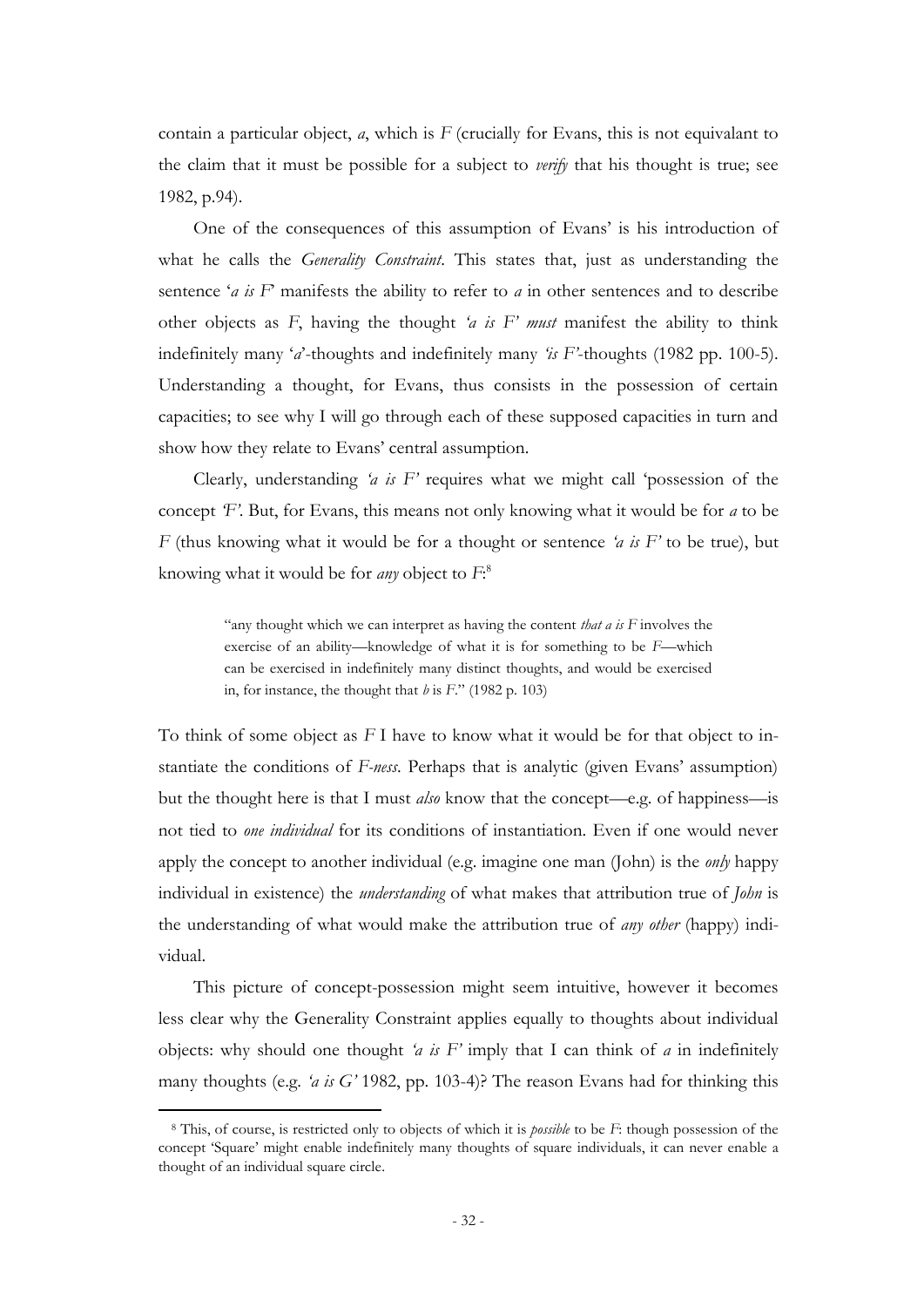contain a particular object, *a*, which is *F* (crucially for Evans, this is not equivalant to the claim that it must be possible for a subject to *verify* that his thought is true; see 1982, p.94).

One of the consequences of this assumption of Evans' is his introduction of what he calls the *Generality Constraint*. This states that, just as understanding the sentence '*a is F*' manifests the ability to refer to *a* in other sentences and to describe other objects as *F*, having the thought *'a is F' must* manifest the ability to think indefinitely many '*a*'-thoughts and indefinitely many *'is F'*-thoughts (1982 pp. 100-5). Understanding a thought, for Evans, thus consists in the possession of certain capacities; to see why I will go through each of these supposed capacities in turn and show how they relate to Evans' central assumption.

Clearly, understanding *'a is F'* requires what we might call 'possession of the concept *'F'*. But, for Evans, this means not only knowing what it would be for *a* to be *F* (thus knowing what it would be for a thought or sentence *'a is F'* to be true), but knowing what it would be for *any* object to *F*:[8]

> "any thought which we can interpret as having the content *that a is F* involves the exercise of an ability—knowledge of what it is for something to be *F*—which can be exercised in indefinitely many distinct thoughts, and would be exercised in, for instance, the thought that *b* is *F*." (1982 p. 103)

To think of some object as *F* I have to know what it would be for that object to instantiate the conditions of *F-ness*. Perhaps that is analytic (given Evans' assumption) but the thought here is that I must *also* know that the concept—e.g. of happiness—is not tied to *one individual* for its conditions of instantiation. Even if one would never apply the concept to another individual (e.g. imagine one man (John) is the *only* happy individual in existence) the *understanding* of what makes that attribution true of *John* is the understanding of what would make the attribution true of *any other* (happy) individual.

This picture of concept-possession might seem intuitive, however it becomes less clear why the Generality Constraint applies equally to thoughts about individual objects: why should one thought *'a is F'* imply that I can think of *a* in indefinitely many thoughts (e.g. *'a is G'* 1982, pp. 103-4)? The reason Evans had for thinking this

---

[8] This, of course, is restricted only to objects of which it is *possible* to be *F*: though possession of the concept 'Square' might enable indefinitely many thoughts of square individuals, it can never enable a thought of an individual square circle.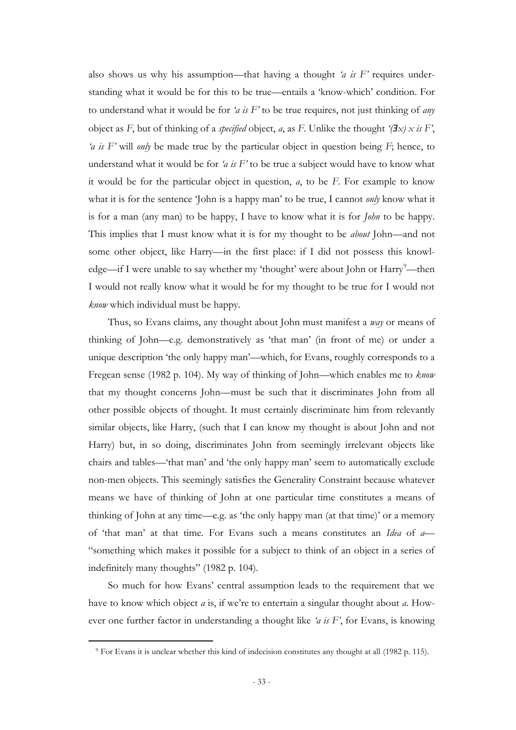also shows us why his assumption—that having a thought *'a is F'* requires understanding what it would be for this to be true—entails a 'know-which' condition. For to understand what it would be for *'a is F'* to be true requires, not just thinking of *any* object as *F*, but of thinking of a *specified* object, *a*, as *F*. Unlike the thought *'(∃x) x is F'*, *'a is F'* will *only* be made true by the particular object in question being *F*; hence, to understand what it would be for *'a is F'* to be true a subject would have to know what it would be for the particular object in question, *a*, to be *F*. For example to know what it is for the sentence 'John is a happy man' to be true, I cannot *only* know what it is for a man (any man) to be happy, I have to know what it is for *John* to be happy. This implies that I must know what it is for my thought to be *about* John—and not some other object, like Harry—in the first place: if I did not possess this knowledge—if I were unable to say whether my 'thought' were about John or Harry[9]—then I would not really know what it would be for my thought to be true for I would not *know* which individual must be happy.

Thus, so Evans claims, any thought about John must manifest a *way* or means of thinking of John—e.g. demonstratively as 'that man' (in front of me) or under a unique description 'the only happy man'—which, for Evans, roughly corresponds to a Fregean sense (1982 p. 104). My way of thinking of John—which enables me to *know* that my thought concerns John—must be such that it discriminates John from all other possible objects of thought. It must certainly discriminate him from relevantly similar objects, like Harry, (such that I can know my thought is about John and not Harry) but, in so doing, discriminates John from seemingly irrelevant objects like chairs and tables—'that man' and 'the only happy man' seem to automatically exclude non-men objects. This seemingly satisfies the Generality Constraint because whatever means we have of thinking of John at one particular time constitutes a means of thinking of John at any time—e.g. as 'the only happy man (at that time)' or a memory of 'that man' at that time. For Evans such a means constitutes an *Idea* of *a*—"something which makes it possible for a subject to think of an object in a series of indefinitely many thoughts" (1982 p. 104).

So much for how Evans' central assumption leads to the requirement that we have to know which object *a* is, if we're to entertain a singular thought about *a*. However one further factor in understanding a thought like *'a is F'*, for Evans, is knowing

[9] For Evans it is unclear whether this kind of indecision constitutes any thought at all (1982 p. 115).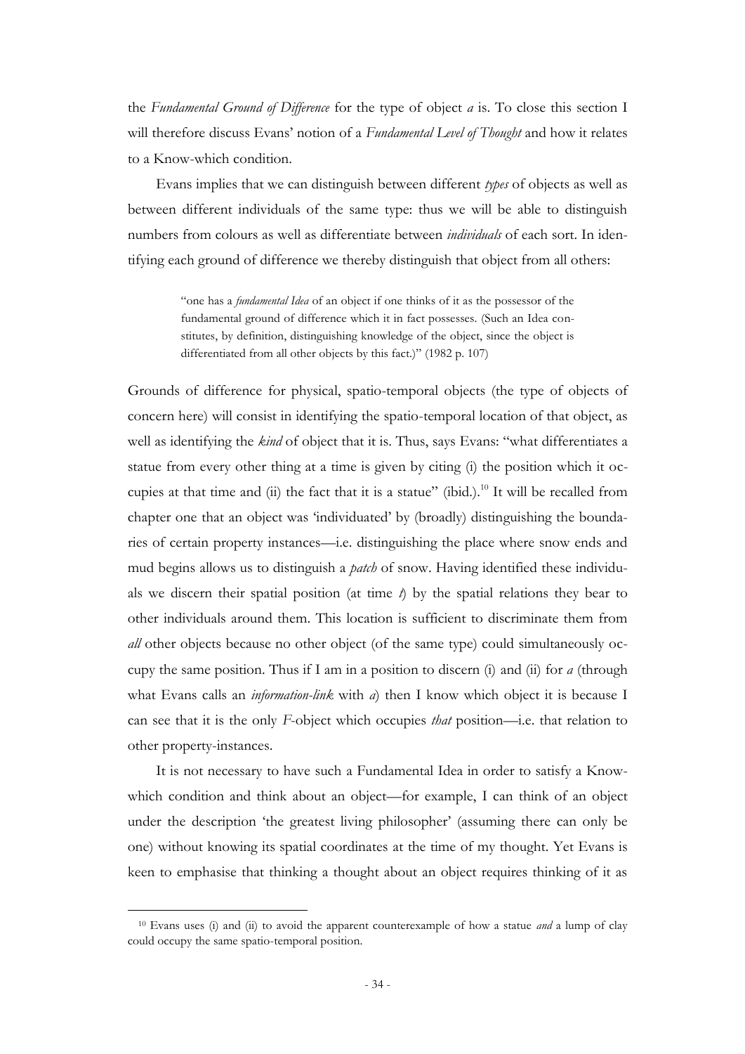the *Fundamental Ground of Difference* for the type of object *a* is. To close this section I will therefore discuss Evans' notion of a *Fundamental Level of Thought* and how it relates to a Know-which condition.

Evans implies that we can distinguish between different *types* of objects as well as between different individuals of the same type: thus we will be able to distinguish numbers from colours as well as differentiate between *individuals* of each sort. In identifying each ground of difference we thereby distinguish that object from all others:

> "one has a *fundamental Idea* of an object if one thinks of it as the possessor of the fundamental ground of difference which it in fact possesses. (Such an Idea constitutes, by definition, distinguishing knowledge of the object, since the object is differentiated from all other objects by this fact.)" (1982 p. 107)

Grounds of difference for physical, spatio-temporal objects (the type of objects of concern here) will consist in identifying the spatio-temporal location of that object, as well as identifying the *kind* of object that it is. Thus, says Evans: "what differentiates a statue from every other thing at a time is given by citing (i) the position which it occupies at that time and (ii) the fact that it is a statue" (ibid.).[10] It will be recalled from chapter one that an object was 'individuated' by (broadly) distinguishing the boundaries of certain property instances—i.e. distinguishing the place where snow ends and mud begins allows us to distinguish a *patch* of snow. Having identified these individuals we discern their spatial position (at time *t*) by the spatial relations they bear to other individuals around them. This location is sufficient to discriminate them from *all* other objects because no other object (of the same type) could simultaneously occupy the same position. Thus if I am in a position to discern (i) and (ii) for *a* (through what Evans calls an *information-link* with *a*) then I know which object it is because I can see that it is the only *F*-object which occupies *that* position—i.e. that relation to other property-instances.

It is not necessary to have such a Fundamental Idea in order to satisfy a Know-which condition and think about an object—for example, I can think of an object under the description 'the greatest living philosopher' (assuming there can only be one) without knowing its spatial coordinates at the time of my thought. Yet Evans is keen to emphasise that thinking a thought about an object requires thinking of it as

---

[10] Evans uses (i) and (ii) to avoid the apparent counterexample of how a statue *and* a lump of clay could occupy the same spatio-temporal position.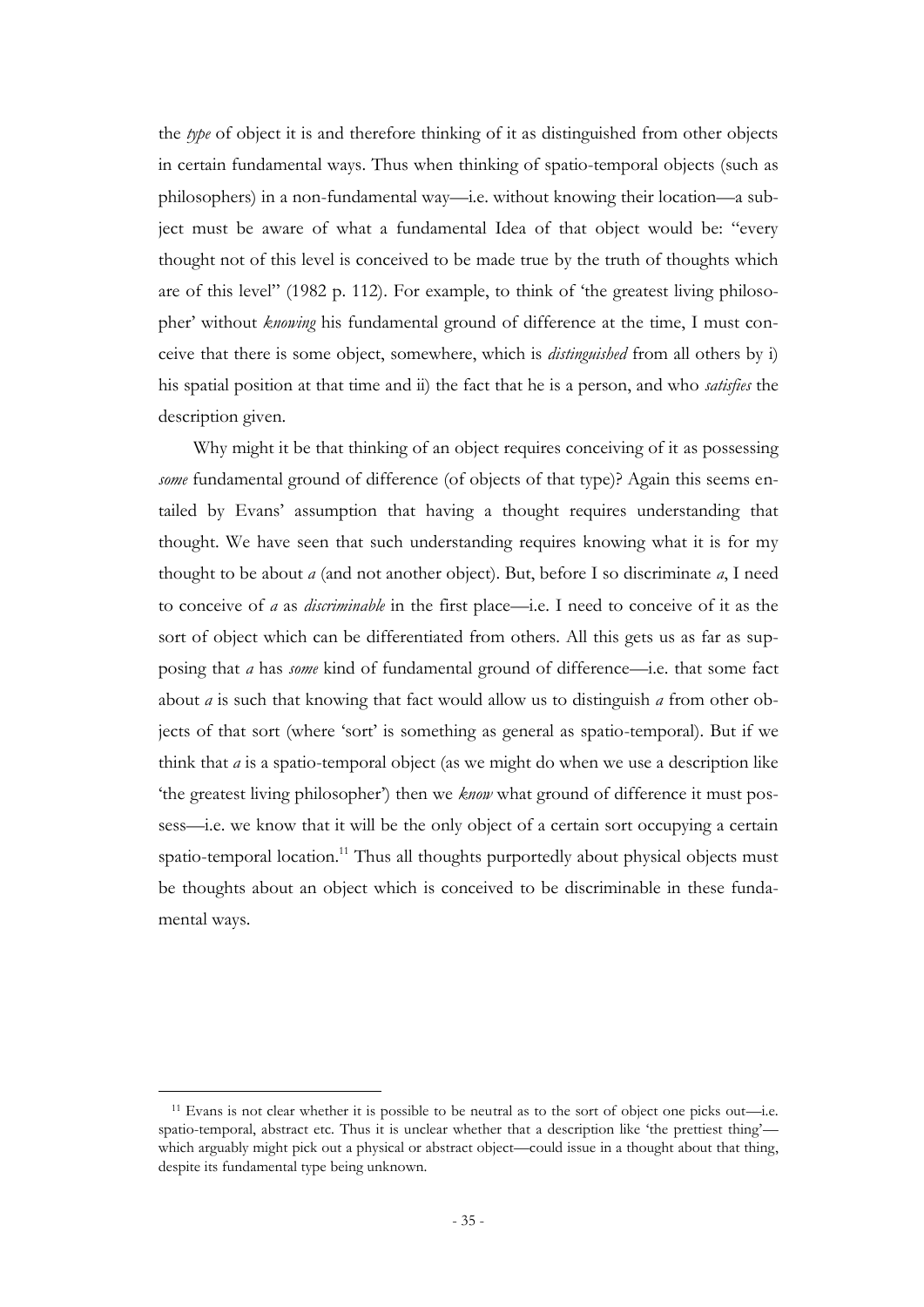the *type* of object it is and therefore thinking of it as distinguished from other objects in certain fundamental ways. Thus when thinking of spatio-temporal objects (such as philosophers) in a non-fundamental way—i.e. without knowing their location—a subject must be aware of what a fundamental Idea of that object would be: "every thought not of this level is conceived to be made true by the truth of thoughts which are of this level" (1982 p. 112). For example, to think of 'the greatest living philosopher' without *knowing* his fundamental ground of difference at the time, I must conceive that there is some object, somewhere, which is *distinguished* from all others by i) his spatial position at that time and ii) the fact that he is a person, and who *satisfies* the description given.

Why might it be that thinking of an object requires conceiving of it as possessing *some* fundamental ground of difference (of objects of that type)? Again this seems entailed by Evans' assumption that having a thought requires understanding that thought. We have seen that such understanding requires knowing what it is for my thought to be about *a* (and not another object). But, before I so discriminate *a*, I need to conceive of *a* as *discriminable* in the first place—i.e. I need to conceive of it as the sort of object which can be differentiated from others. All this gets us as far as supposing that *a* has *some* kind of fundamental ground of difference—i.e. that some fact about *a* is such that knowing that fact would allow us to distinguish *a* from other objects of that sort (where 'sort' is something as general as spatio-temporal). But if we think that *a* is a spatio-temporal object (as we might do when we use a description like 'the greatest living philosopher') then we *know* what ground of difference it must possess—i.e. we know that it will be the only object of a certain sort occupying a certain spatio-temporal location.[11] Thus all thoughts purportedly about physical objects must be thoughts about an object which is conceived to be discriminable in these fundamental ways.

[11] Evans is not clear whether it is possible to be neutral as to the sort of object one picks out—i.e. spatio-temporal, abstract etc. Thus it is unclear whether that a description like 'the prettiest thing'—which arguably might pick out a physical or abstract object—could issue in a thought about that thing, despite its fundamental type being unknown.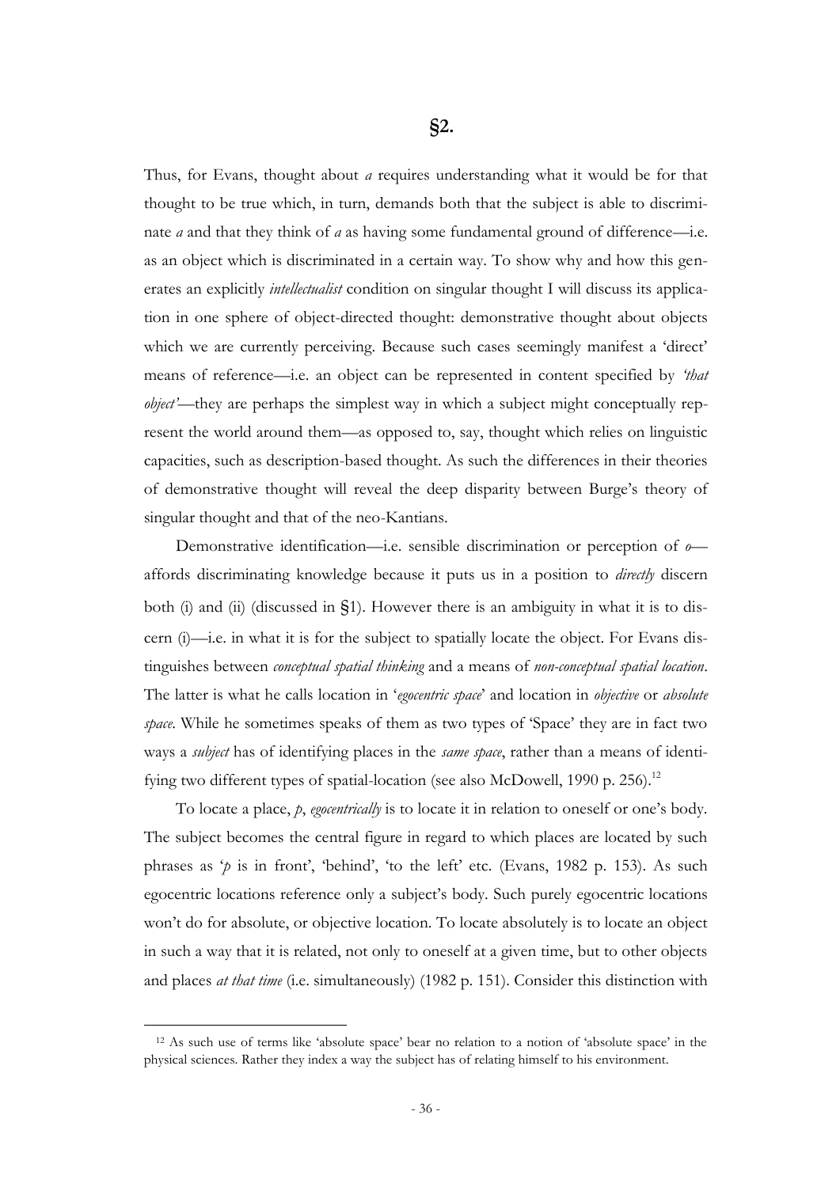## §2.

Thus, for Evans, thought about *a* requires understanding what it would be for that thought to be true which, in turn, demands both that the subject is able to discriminate *a* and that they think of *a* as having some fundamental ground of difference—i.e. as an object which is discriminated in a certain way. To show why and how this generates an explicitly *intellectualist* condition on singular thought I will discuss its application in one sphere of object-directed thought: demonstrative thought about objects which we are currently perceiving. Because such cases seemingly manifest a 'direct' means of reference—i.e. an object can be represented in content specified by *'that object'*—they are perhaps the simplest way in which a subject might conceptually represent the world around them—as opposed to, say, thought which relies on linguistic capacities, such as description-based thought. As such the differences in their theories of demonstrative thought will reveal the deep disparity between Burge's theory of singular thought and that of the neo-Kantians.

Demonstrative identification—i.e. sensible discrimination or perception of *o*—affords discriminating knowledge because it puts us in a position to *directly* discern both (i) and (ii) (discussed in §1). However there is an ambiguity in what it is to discern (i)—i.e. in what it is for the subject to spatially locate the object. For Evans distinguishes between *conceptual spatial thinking* and a means of *non-conceptual spatial location*. The latter is what he calls location in '*egocentric space*' and location in *objective* or *absolute space*. While he sometimes speaks of them as two types of 'Space' they are in fact two ways a *subject* has of identifying places in the *same space*, rather than a means of identifying two different types of spatial-location (see also McDowell, 1990 p. 256).[12]

To locate a place, *p*, *egocentrically* is to locate it in relation to oneself or one's body. The subject becomes the central figure in regard to which places are located by such phrases as '*p* is in front', 'behind', 'to the left' etc. (Evans, 1982 p. 153). As such egocentric locations reference only a subject's body. Such purely egocentric locations won't do for absolute, or objective location. To locate absolutely is to locate an object in such a way that it is related, not only to oneself at a given time, but to other objects and places *at that time* (i.e. simultaneously) (1982 p. 151). Consider this distinction with

---

[12] As such use of terms like 'absolute space' bear no relation to a notion of 'absolute space' in the physical sciences. Rather they index a way the subject has of relating himself to his environment.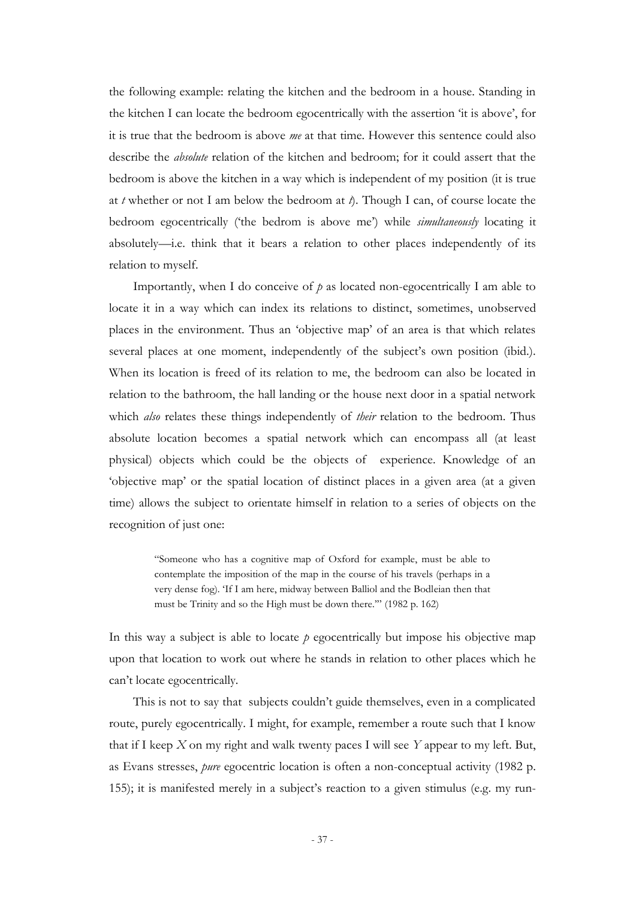the following example: relating the kitchen and the bedroom in a house. Standing in the kitchen I can locate the bedroom egocentrically with the assertion 'it is above', for it is true that the bedroom is above *me* at that time. However this sentence could also describe the *absolute* relation of the kitchen and bedroom; for it could assert that the bedroom is above the kitchen in a way which is independent of my position (it is true at *t* whether or not I am below the bedroom at *t*). Though I can, of course locate the bedroom egocentrically ('the bedrom is above me') while *simultaneously* locating it absolutely—i.e. think that it bears a relation to other places independently of its relation to myself.

Importantly, when I do conceive of *p* as located non-egocentrically I am able to locate it in a way which can index its relations to distinct, sometimes, unobserved places in the environment. Thus an 'objective map' of an area is that which relates several places at one moment, independently of the subject's own position (ibid.). When its location is freed of its relation to me, the bedroom can also be located in relation to the bathroom, the hall landing or the house next door in a spatial network which *also* relates these things independently of *their* relation to the bedroom. Thus absolute location becomes a spatial network which can encompass all (at least physical) objects which could be the objects of experience. Knowledge of an 'objective map' or the spatial location of distinct places in a given area (at a given time) allows the subject to orientate himself in relation to a series of objects on the recognition of just one:

> "Someone who has a cognitive map of Oxford for example, must be able to contemplate the imposition of the map in the course of his travels (perhaps in a very dense fog). 'If I am here, midway between Balliol and the Bodleian then that must be Trinity and so the High must be down there.'" (1982 p. 162)

In this way a subject is able to locate *p* egocentrically but impose his objective map upon that location to work out where he stands in relation to other places which he can't locate egocentrically.

This is not to say that subjects couldn't guide themselves, even in a complicated route, purely egocentrically. I might, for example, remember a route such that I know that if I keep *X* on my right and walk twenty paces I will see *Y* appear to my left. But, as Evans stresses, *pure* egocentric location is often a non-conceptual activity (1982 p. 155); it is manifested merely in a subject's reaction to a given stimulus (e.g. my run-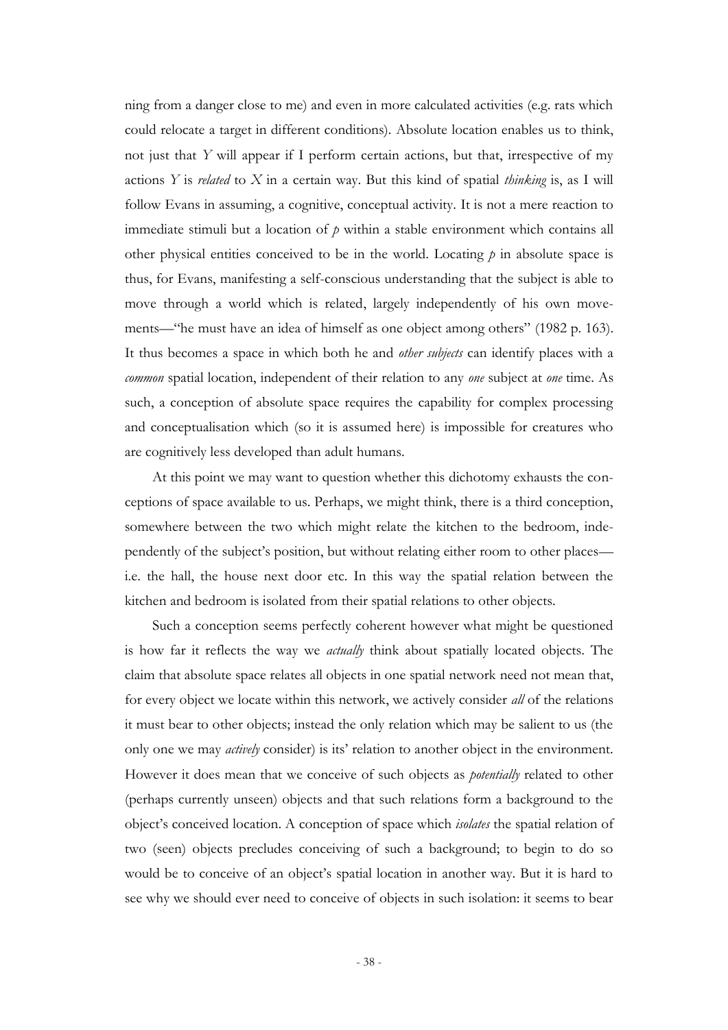ning from a danger close to me) and even in more calculated activities (e.g. rats which could relocate a target in different conditions). Absolute location enables us to think, not just that *Y* will appear if I perform certain actions, but that, irrespective of my actions *Y* is *related* to *X* in a certain way. But this kind of spatial *thinking* is, as I will follow Evans in assuming, a cognitive, conceptual activity. It is not a mere reaction to immediate stimuli but a location of *p* within a stable environment which contains all other physical entities conceived to be in the world. Locating *p* in absolute space is thus, for Evans, manifesting a self-conscious understanding that the subject is able to move through a world which is related, largely independently of his own movements—"he must have an idea of himself as one object among others" (1982 p. 163). It thus becomes a space in which both he and *other subjects* can identify places with a *common* spatial location, independent of their relation to any *one* subject at *one* time. As such, a conception of absolute space requires the capability for complex processing and conceptualisation which (so it is assumed here) is impossible for creatures who are cognitively less developed than adult humans.

At this point we may want to question whether this dichotomy exhausts the conceptions of space available to us. Perhaps, we might think, there is a third conception, somewhere between the two which might relate the kitchen to the bedroom, independently of the subject's position, but without relating either room to other places—i.e. the hall, the house next door etc. In this way the spatial relation between the kitchen and bedroom is isolated from their spatial relations to other objects.

Such a conception seems perfectly coherent however what might be questioned is how far it reflects the way we *actually* think about spatially located objects. The claim that absolute space relates all objects in one spatial network need not mean that, for every object we locate within this network, we actively consider *all* of the relations it must bear to other objects; instead the only relation which may be salient to us (the only one we may *actively* consider) is its' relation to another object in the environment. However it does mean that we conceive of such objects as *potentially* related to other (perhaps currently unseen) objects and that such relations form a background to the object's conceived location. A conception of space which *isolates* the spatial relation of two (seen) objects precludes conceiving of such a background; to begin to do so would be to conceive of an object's spatial location in another way. But it is hard to see why we should ever need to conceive of objects in such isolation: it seems to bear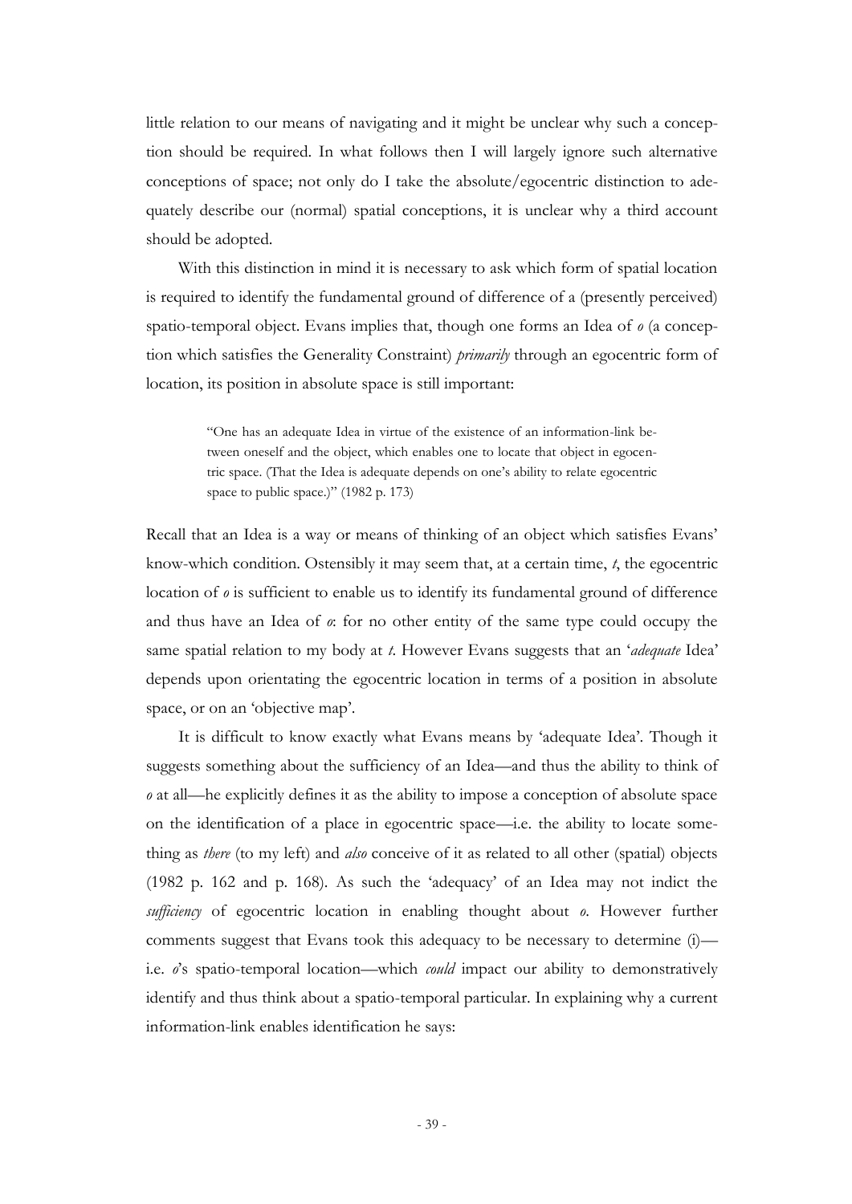little relation to our means of navigating and it might be unclear why such a conception should be required. In what follows then I will largely ignore such alternative conceptions of space; not only do I take the absolute/egocentric distinction to adequately describe our (normal) spatial conceptions, it is unclear why a third account should be adopted.

With this distinction in mind it is necessary to ask which form of spatial location is required to identify the fundamental ground of difference of a (presently perceived) spatio-temporal object. Evans implies that, though one forms an Idea of *o* (a conception which satisfies the Generality Constraint) *primarily* through an egocentric form of location, its position in absolute space is still important:

> "One has an adequate Idea in virtue of the existence of an information-link between oneself and the object, which enables one to locate that object in egocentric space. (That the Idea is adequate depends on one's ability to relate egocentric space to public space.)" (1982 p. 173)

Recall that an Idea is a way or means of thinking of an object which satisfies Evans' know-which condition. Ostensibly it may seem that, at a certain time, *t*, the egocentric location of *o* is sufficient to enable us to identify its fundamental ground of difference and thus have an Idea of *o*: for no other entity of the same type could occupy the same spatial relation to my body at *t*. However Evans suggests that an '*adequate* Idea' depends upon orientating the egocentric location in terms of a position in absolute space, or on an 'objective map'.

It is difficult to know exactly what Evans means by 'adequate Idea'. Though it suggests something about the sufficiency of an Idea—and thus the ability to think of *o* at all—he explicitly defines it as the ability to impose a conception of absolute space on the identification of a place in egocentric space—i.e. the ability to locate something as *there* (to my left) and *also* conceive of it as related to all other (spatial) objects (1982 p. 162 and p. 168). As such the 'adequacy' of an Idea may not indict the *sufficiency* of egocentric location in enabling thought about *o*. However further comments suggest that Evans took this adequacy to be necessary to determine (i)—i.e. *o*'s spatio-temporal location—which *could* impact our ability to demonstratively identify and thus think about a spatio-temporal particular. In explaining why a current information-link enables identification he says: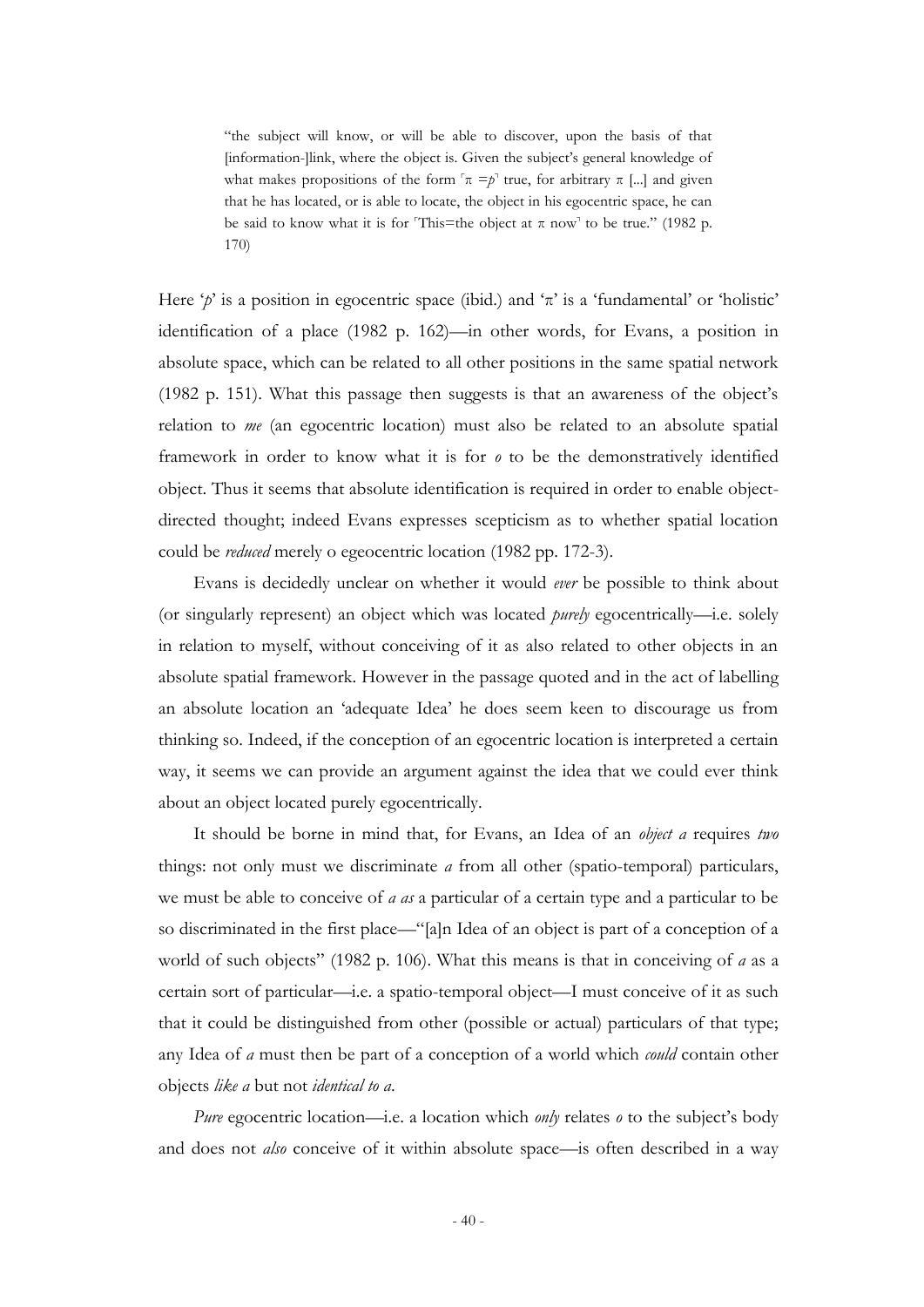> "the subject will know, or will be able to discover, upon the basis of that [information-]link, where the object is. Given the subject's general knowledge of what makes propositions of the form ⌜$\pi = p$⌝ true, for arbitrary $\pi$ [...] and given that he has located, or is able to locate, the object in his egocentric space, he can be said to know what it is for ⌜This=the object at $\pi$ now⌝ to be true." (1982 p. 170)

Here '$p$' is a position in egocentric space (ibid.) and '$\pi$' is a 'fundamental' or 'holistic' identification of a place (1982 p. 162)—in other words, for Evans, a position in absolute space, which can be related to all other positions in the same spatial network (1982 p. 151). What this passage then suggests is that an awareness of the object's relation to *me* (an egocentric location) must also be related to an absolute spatial framework in order to know what it is for *o* to be the demonstratively identified object. Thus it seems that absolute identification is required in order to enable object-directed thought; indeed Evans expresses scepticism as to whether spatial location could be *reduced* merely o egeocentric location (1982 pp. 172-3).

Evans is decidedly unclear on whether it would *ever* be possible to think about (or singularly represent) an object which was located *purely* egocentrically—i.e. solely in relation to myself, without conceiving of it as also related to other objects in an absolute spatial framework. However in the passage quoted and in the act of labelling an absolute location an 'adequate Idea' he does seem keen to discourage us from thinking so. Indeed, if the conception of an egocentric location is interpreted a certain way, it seems we can provide an argument against the idea that we could ever think about an object located purely egocentrically.

It should be borne in mind that, for Evans, an Idea of an *object a* requires *two* things: not only must we discriminate *a* from all other (spatio-temporal) particulars, we must be able to conceive of *a as* a particular of a certain type and a particular to be so discriminated in the first place—"[a]n Idea of an object is part of a conception of a world of such objects" (1982 p. 106). What this means is that in conceiving of *a* as a certain sort of particular—i.e. a spatio-temporal object—I must conceive of it as such that it could be distinguished from other (possible or actual) particulars of that type; any Idea of *a* must then be part of a conception of a world which *could* contain other objects *like a* but not *identical to a*.

*Pure* egocentric location—i.e. a location which *only* relates *o* to the subject's body and does not *also* conceive of it within absolute space—is often described in a way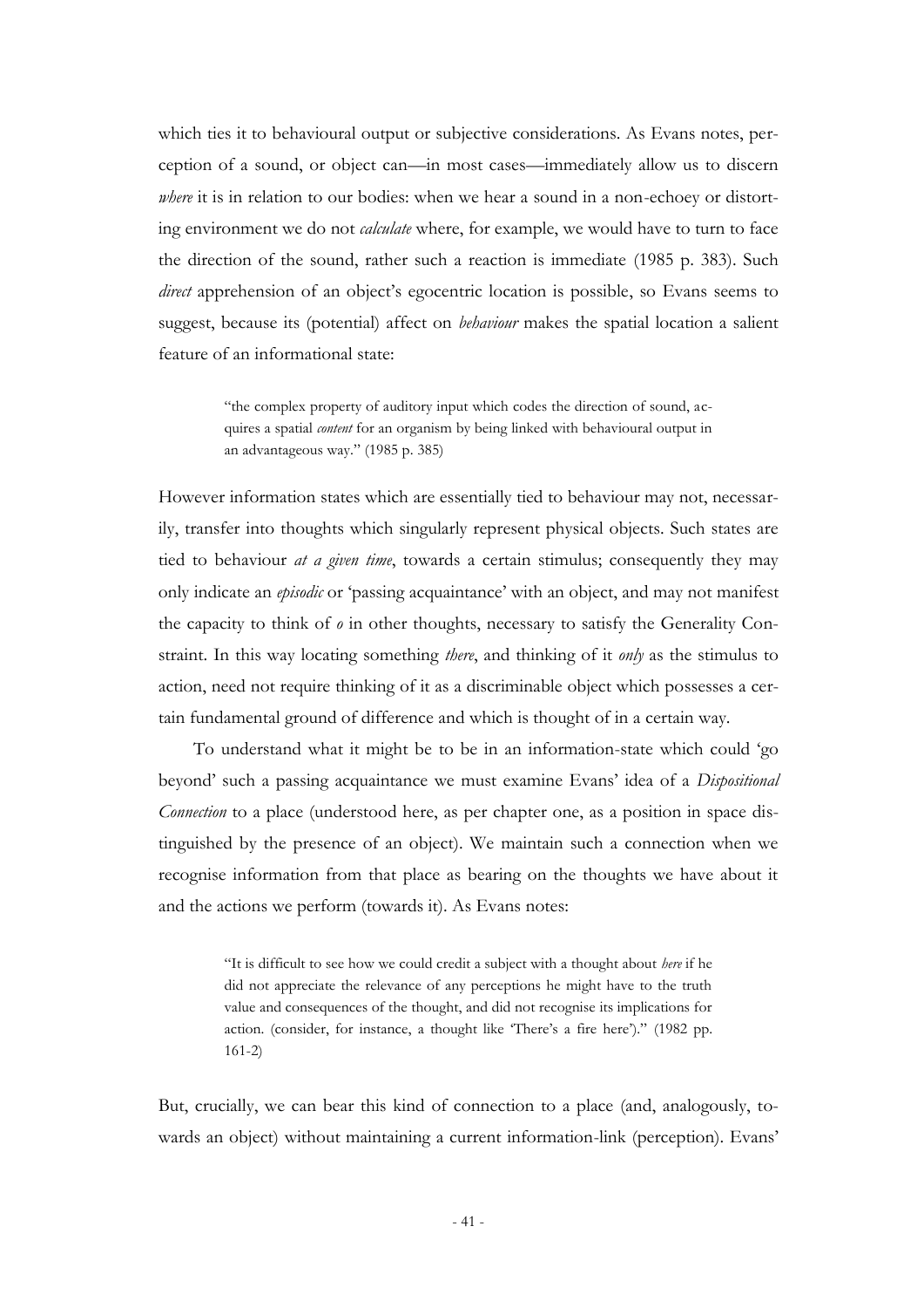which ties it to behavioural output or subjective considerations. As Evans notes, perception of a sound, or object can—in most cases—immediately allow us to discern *where* it is in relation to our bodies: when we hear a sound in a non-echoey or distorting environment we do not *calculate* where, for example, we would have to turn to face the direction of the sound, rather such a reaction is immediate (1985 p. 383). Such *direct* apprehension of an object's egocentric location is possible, so Evans seems to suggest, because its (potential) affect on *behaviour* makes the spatial location a salient feature of an informational state:

> "the complex property of auditory input which codes the direction of sound, acquires a spatial *content* for an organism by being linked with behavioural output in an advantageous way." (1985 p. 385)

However information states which are essentially tied to behaviour may not, necessarily, transfer into thoughts which singularly represent physical objects. Such states are tied to behaviour *at a given time*, towards a certain stimulus; consequently they may only indicate an *episodic* or 'passing acquaintance' with an object, and may not manifest the capacity to think of *o* in other thoughts, necessary to satisfy the Generality Constraint. In this way locating something *there*, and thinking of it *only* as the stimulus to action, need not require thinking of it as a discriminable object which possesses a certain fundamental ground of difference and which is thought of in a certain way.

To understand what it might be to be in an information-state which could 'go beyond' such a passing acquaintance we must examine Evans' idea of a *Dispositional Connection* to a place (understood here, as per chapter one, as a position in space distinguished by the presence of an object). We maintain such a connection when we recognise information from that place as bearing on the thoughts we have about it and the actions we perform (towards it). As Evans notes:

> "It is difficult to see how we could credit a subject with a thought about *here* if he did not appreciate the relevance of any perceptions he might have to the truth value and consequences of the thought, and did not recognise its implications for action. (consider, for instance, a thought like 'There's a fire here')." (1982 pp. 161-2)

But, crucially, we can bear this kind of connection to a place (and, analogously, towards an object) without maintaining a current information-link (perception). Evans'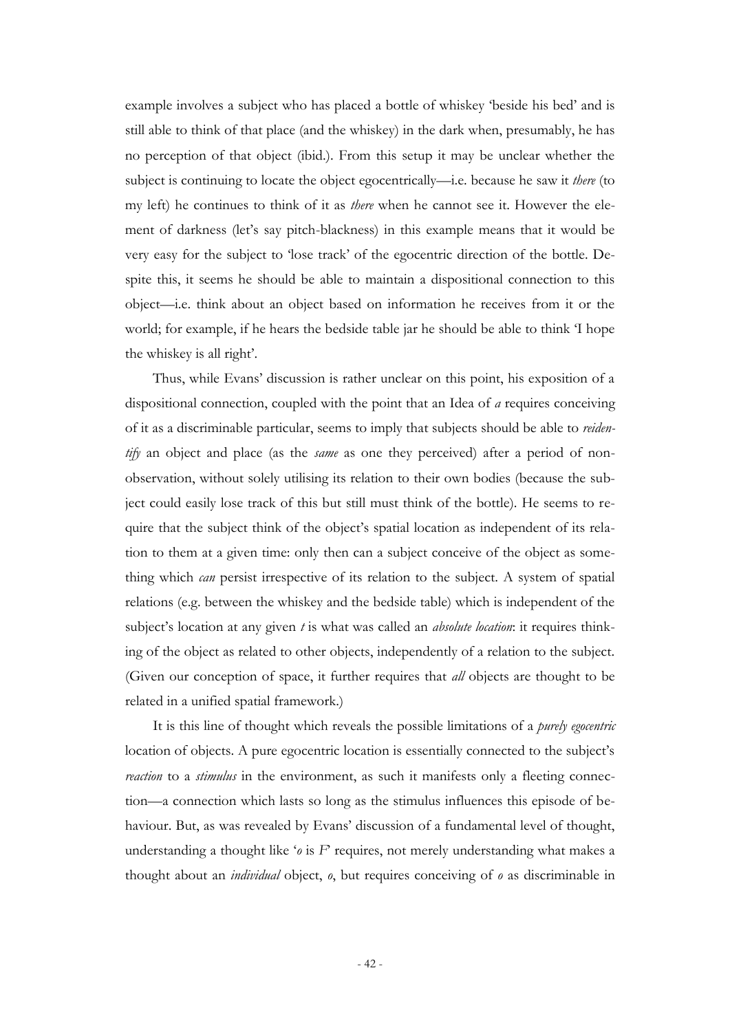example involves a subject who has placed a bottle of whiskey 'beside his bed' and is still able to think of that place (and the whiskey) in the dark when, presumably, he has no perception of that object (ibid.). From this setup it may be unclear whether the subject is continuing to locate the object egocentrically—i.e. because he saw it *there* (to my left) he continues to think of it as *there* when he cannot see it. However the element of darkness (let's say pitch-blackness) in this example means that it would be very easy for the subject to 'lose track' of the egocentric direction of the bottle. Despite this, it seems he should be able to maintain a dispositional connection to this object—i.e. think about an object based on information he receives from it or the world; for example, if he hears the bedside table jar he should be able to think 'I hope the whiskey is all right'.

Thus, while Evans' discussion is rather unclear on this point, his exposition of a dispositional connection, coupled with the point that an Idea of *a* requires conceiving of it as a discriminable particular, seems to imply that subjects should be able to *reidentify* an object and place (as the *same* as one they perceived) after a period of non-observation, without solely utilising its relation to their own bodies (because the subject could easily lose track of this but still must think of the bottle). He seems to require that the subject think of the object's spatial location as independent of its relation to them at a given time: only then can a subject conceive of the object as something which *can* persist irrespective of its relation to the subject. A system of spatial relations (e.g. between the whiskey and the bedside table) which is independent of the subject's location at any given *t* is what was called an *absolute location*: it requires thinking of the object as related to other objects, independently of a relation to the subject. (Given our conception of space, it further requires that *all* objects are thought to be related in a unified spatial framework.)

It is this line of thought which reveals the possible limitations of a *purely egocentric* location of objects. A pure egocentric location is essentially connected to the subject's *reaction* to a *stimulus* in the environment, as such it manifests only a fleeting connection—a connection which lasts so long as the stimulus influences this episode of behaviour. But, as was revealed by Evans' discussion of a fundamental level of thought, understanding a thought like '*o* is *F*' requires, not merely understanding what makes a thought about an *individual* object, *o*, but requires conceiving of *o* as discriminable in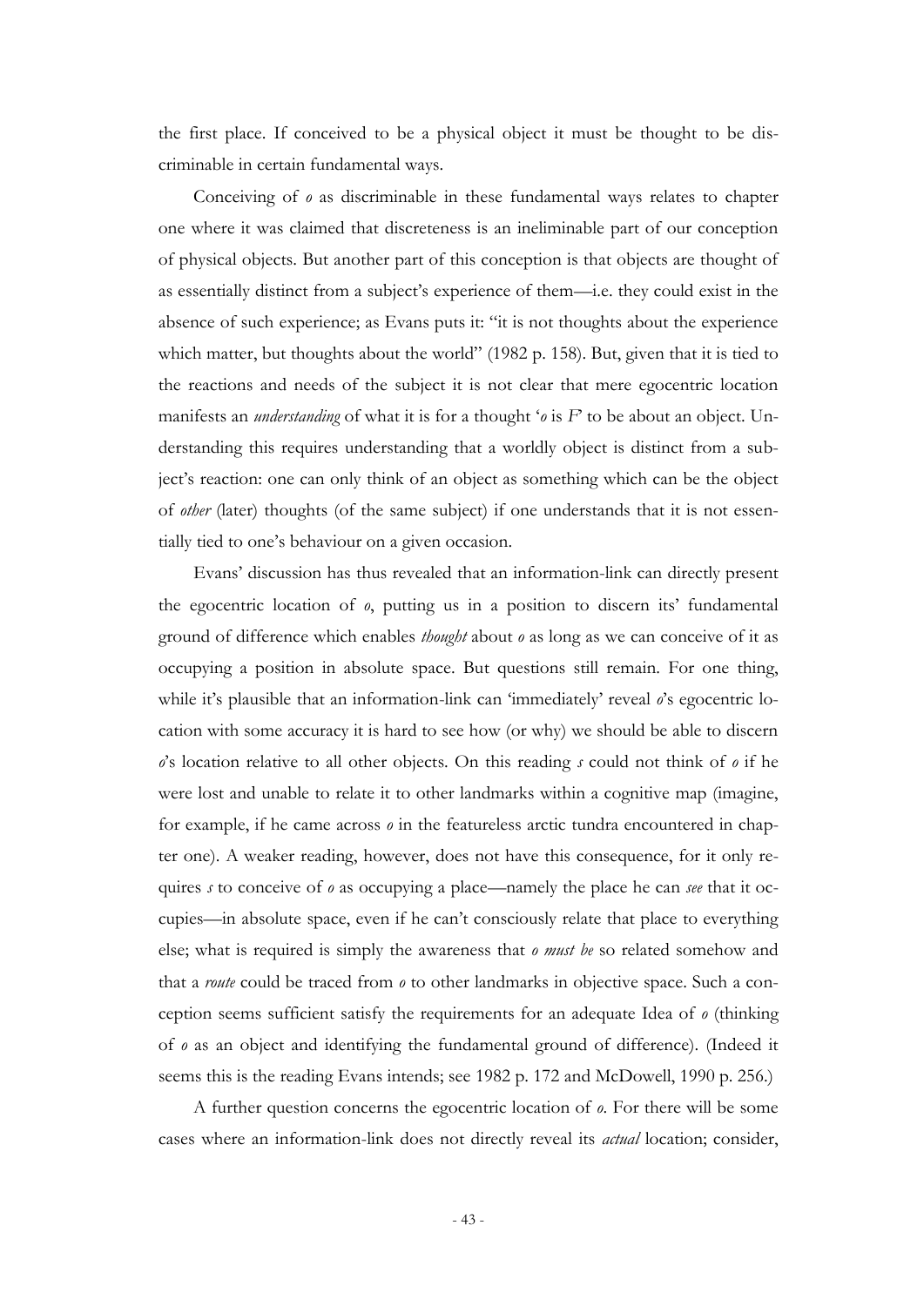the first place. If conceived to be a physical object it must be thought to be discriminable in certain fundamental ways.

Conceiving of *o* as discriminable in these fundamental ways relates to chapter one where it was claimed that discreteness is an ineliminable part of our conception of physical objects. But another part of this conception is that objects are thought of as essentially distinct from a subject's experience of them—i.e. they could exist in the absence of such experience; as Evans puts it: "it is not thoughts about the experience which matter, but thoughts about the world" (1982 p. 158). But, given that it is tied to the reactions and needs of the subject it is not clear that mere egocentric location manifests an *understanding* of what it is for a thought '*o* is *F*' to be about an object. Understanding this requires understanding that a worldly object is distinct from a subject's reaction: one can only think of an object as something which can be the object of *other* (later) thoughts (of the same subject) if one understands that it is not essentially tied to one's behaviour on a given occasion.

Evans' discussion has thus revealed that an information-link can directly present the egocentric location of *o*, putting us in a position to discern its' fundamental ground of difference which enables *thought* about *o* as long as we can conceive of it as occupying a position in absolute space. But questions still remain. For one thing, while it's plausible that an information-link can 'immediately' reveal *o*'s egocentric location with some accuracy it is hard to see how (or why) we should be able to discern *o*'s location relative to all other objects. On this reading *s* could not think of *o* if he were lost and unable to relate it to other landmarks within a cognitive map (imagine, for example, if he came across *o* in the featureless arctic tundra encountered in chapter one). A weaker reading, however, does not have this consequence, for it only requires *s* to conceive of *o* as occupying a place—namely the place he can *see* that it occupies—in absolute space, even if he can't consciously relate that place to everything else; what is required is simply the awareness that *o must be* so related somehow and that a *route* could be traced from *o* to other landmarks in objective space. Such a conception seems sufficient satisfy the requirements for an adequate Idea of *o* (thinking of *o* as an object and identifying the fundamental ground of difference). (Indeed it seems this is the reading Evans intends; see 1982 p. 172 and McDowell, 1990 p. 256.)

A further question concerns the egocentric location of *o*. For there will be some cases where an information-link does not directly reveal its *actual* location; consider,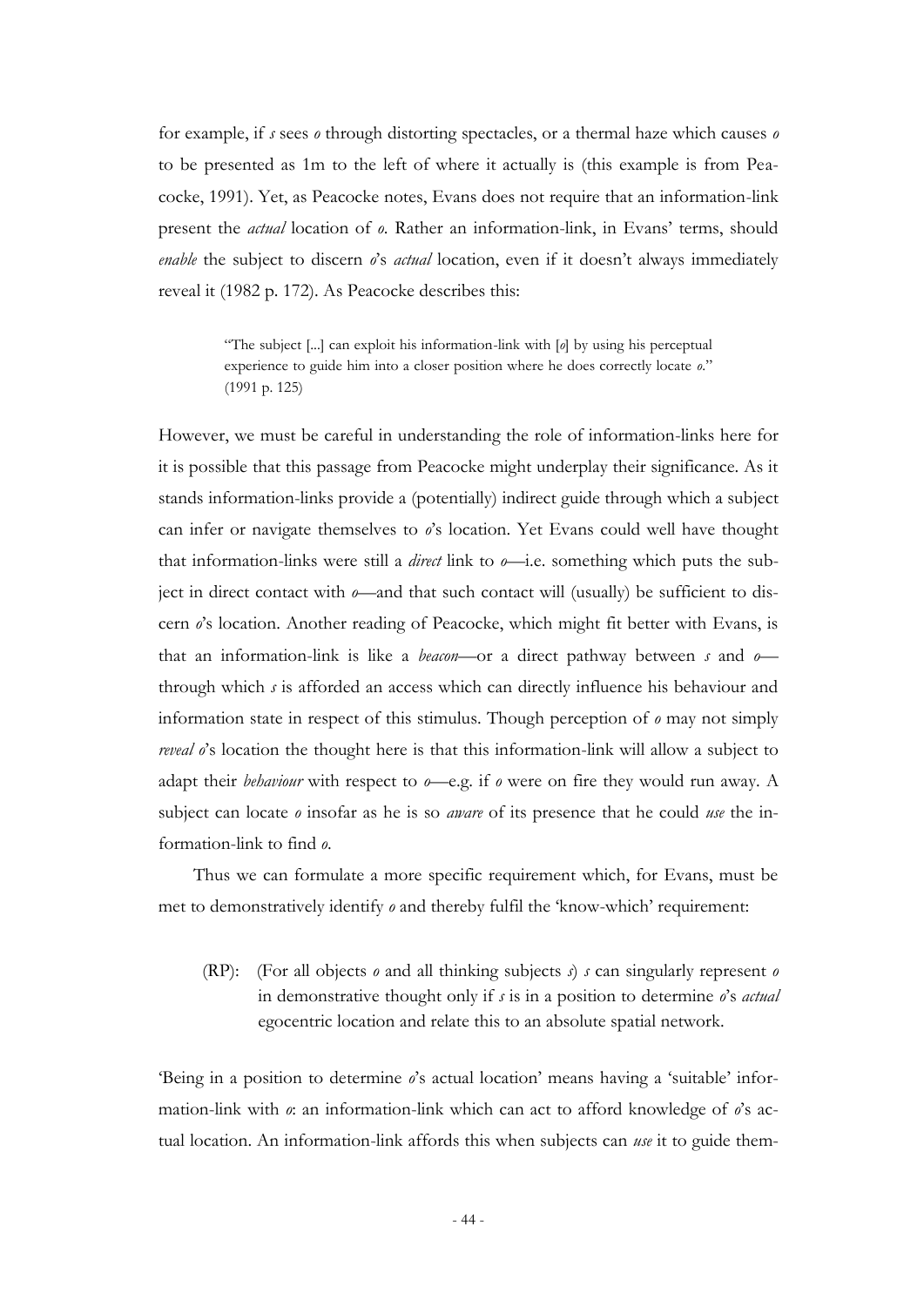for example, if *s* sees *o* through distorting spectacles, or a thermal haze which causes *o* to be presented as 1m to the left of where it actually is (this example is from Peacocke, 1991). Yet, as Peacocke notes, Evans does not require that an information-link present the *actual* location of *o*. Rather an information-link, in Evans' terms, should *enable* the subject to discern *o*'s *actual* location, even if it doesn't always immediately reveal it (1982 p. 172). As Peacocke describes this:

> "The subject [...] can exploit his information-link with [*o*] by using his perceptual experience to guide him into a closer position where he does correctly locate *o*." (1991 p. 125)

However, we must be careful in understanding the role of information-links here for it is possible that this passage from Peacocke might underplay their significance. As it stands information-links provide a (potentially) indirect guide through which a subject can infer or navigate themselves to *o*'s location. Yet Evans could well have thought that information-links were still a *direct* link to *o*—i.e. something which puts the subject in direct contact with *o*—and that such contact will (usually) be sufficient to discern *o*'s location. Another reading of Peacocke, which might fit better with Evans, is that an information-link is like a *beacon*—or a direct pathway between *s* and *o*—through which *s* is afforded an access which can directly influence his behaviour and information state in respect of this stimulus. Though perception of *o* may not simply *reveal o*'s location the thought here is that this information-link will allow a subject to adapt their *behaviour* with respect to *o*—e.g. if *o* were on fire they would run away. A subject can locate *o* insofar as he is so *aware* of its presence that he could *use* the information-link to find *o*.

Thus we can formulate a more specific requirement which, for Evans, must be met to demonstratively identify *o* and thereby fulfil the 'know-which' requirement:

> (RP): (For all objects *o* and all thinking subjects *s*) *s* can singularly represent *o* in demonstrative thought only if *s* is in a position to determine *o*'s *actual* egocentric location and relate this to an absolute spatial network.

'Being in a position to determine *o*'s actual location' means having a 'suitable' information-link with *o*: an information-link which can act to afford knowledge of *o*'s actual location. An information-link affords this when subjects can *use* it to guide them-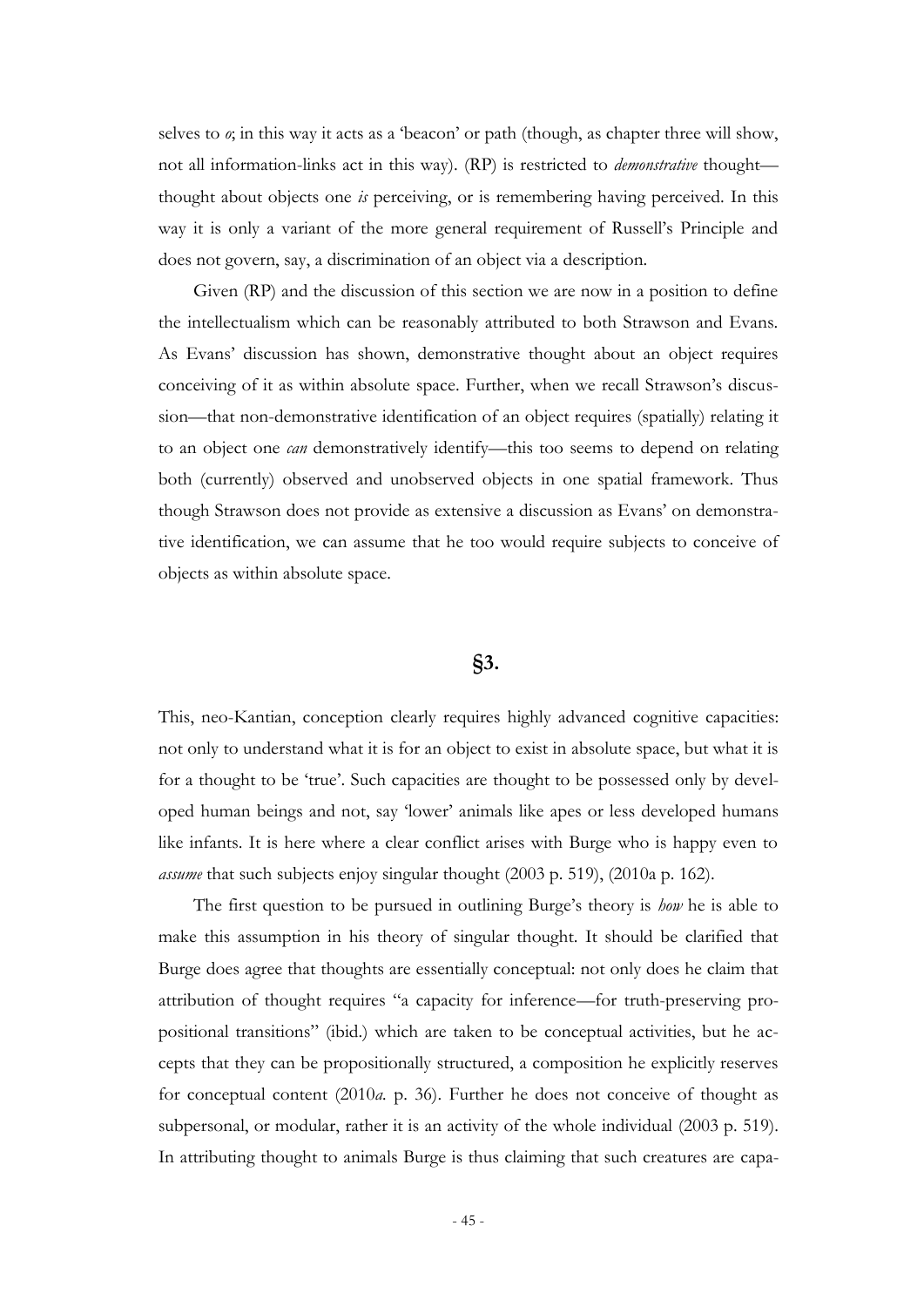selves to *o*; in this way it acts as a 'beacon' or path (though, as chapter three will show, not all information-links act in this way). (RP) is restricted to *demonstrative* thought—thought about objects one *is* perceiving, or is remembering having perceived. In this way it is only a variant of the more general requirement of Russell's Principle and does not govern, say, a discrimination of an object via a description.

Given (RP) and the discussion of this section we are now in a position to define the intellectualism which can be reasonably attributed to both Strawson and Evans. As Evans' discussion has shown, demonstrative thought about an object requires conceiving of it as within absolute space. Further, when we recall Strawson's discussion—that non-demonstrative identification of an object requires (spatially) relating it to an object one *can* demonstratively identify—this too seems to depend on relating both (currently) observed and unobserved objects in one spatial framework. Thus though Strawson does not provide as extensive a discussion as Evans' on demonstrative identification, we can assume that he too would require subjects to conceive of objects as within absolute space.

## §3.

This, neo-Kantian, conception clearly requires highly advanced cognitive capacities: not only to understand what it is for an object to exist in absolute space, but what it is for a thought to be 'true'. Such capacities are thought to be possessed only by developed human beings and not, say 'lower' animals like apes or less developed humans like infants. It is here where a clear conflict arises with Burge who is happy even to *assume* that such subjects enjoy singular thought (2003 p. 519), (2010a p. 162).

The first question to be pursued in outlining Burge's theory is *how* he is able to make this assumption in his theory of singular thought. It should be clarified that Burge does agree that thoughts are essentially conceptual: not only does he claim that attribution of thought requires "a capacity for inference—for truth-preserving propositional transitions" (ibid.) which are taken to be conceptual activities, but he accepts that they can be propositionally structured, a composition he explicitly reserves for conceptual content (2010*a.* p. 36). Further he does not conceive of thought as subpersonal, or modular, rather it is an activity of the whole individual (2003 p. 519). In attributing thought to animals Burge is thus claiming that such creatures are capa-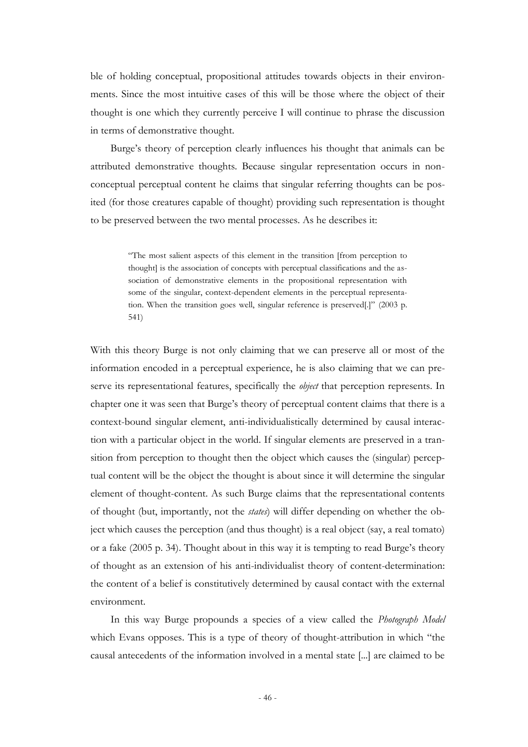ble of holding conceptual, propositional attitudes towards objects in their environments. Since the most intuitive cases of this will be those where the object of their thought is one which they currently perceive I will continue to phrase the discussion in terms of demonstrative thought.

Burge's theory of perception clearly influences his thought that animals can be attributed demonstrative thoughts. Because singular representation occurs in non-conceptual perceptual content he claims that singular referring thoughts can be posited (for those creatures capable of thought) providing such representation is thought to be preserved between the two mental processes. As he describes it:

> "The most salient aspects of this element in the transition [from perception to thought] is the association of concepts with perceptual classifications and the association of demonstrative elements in the propositional representation with some of the singular, context-dependent elements in the perceptual representation. When the transition goes well, singular reference is preserved[.]" (2003 p. 541)

With this theory Burge is not only claiming that we can preserve all or most of the information encoded in a perceptual experience, he is also claiming that we can preserve its representational features, specifically the *object* that perception represents. In chapter one it was seen that Burge's theory of perceptual content claims that there is a context-bound singular element, anti-individualistically determined by causal interaction with a particular object in the world. If singular elements are preserved in a transition from perception to thought then the object which causes the (singular) perceptual content will be the object the thought is about since it will determine the singular element of thought-content. As such Burge claims that the representational contents of thought (but, importantly, not the *states*) will differ depending on whether the object which causes the perception (and thus thought) is a real object (say, a real tomato) or a fake (2005 p. 34). Thought about in this way it is tempting to read Burge's theory of thought as an extension of his anti-individualist theory of content-determination: the content of a belief is constitutively determined by causal contact with the external environment.

In this way Burge propounds a species of a view called the *Photograph Model* which Evans opposes. This is a type of theory of thought-attribution in which "the causal antecedents of the information involved in a mental state [...] are claimed to be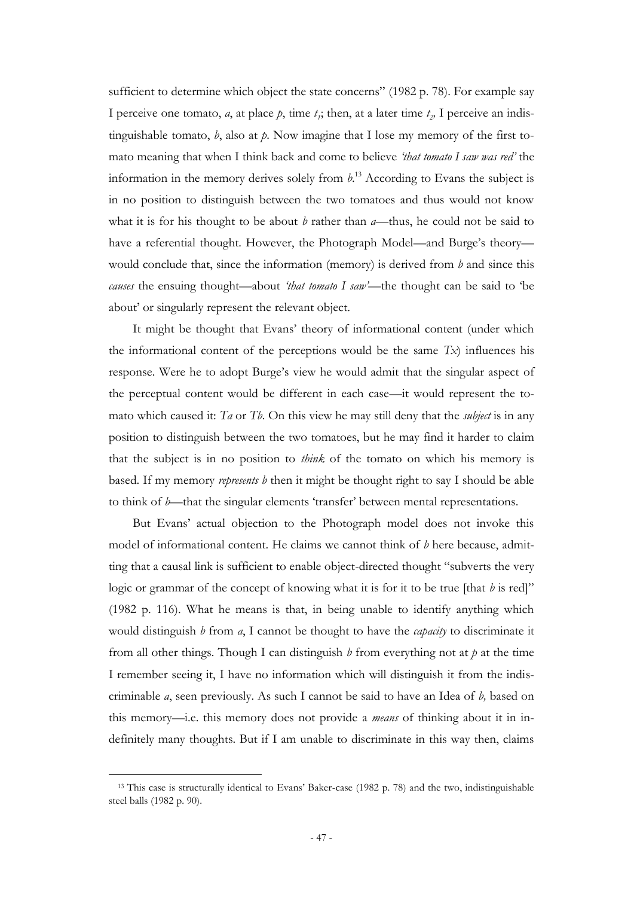sufficient to determine which object the state concerns" (1982 p. 78). For example say I perceive one tomato, *a*, at place *p*, time $t_1$; then, at a later time $t_2$, I perceive an indistinguishable tomato, *b*, also at *p*. Now imagine that I lose my memory of the first tomato meaning that when I think back and come to believe *'that tomato I saw was red'* the information in the memory derives solely from *b*.[13] According to Evans the subject is in no position to distinguish between the two tomatoes and thus would not know what it is for his thought to be about *b* rather than *a*—thus, he could not be said to have a referential thought. However, the Photograph Model—and Burge's theory—would conclude that, since the information (memory) is derived from *b* and since this *causes* the ensuing thought—about *'that tomato I saw'*—the thought can be said to 'be about' or singularly represent the relevant object.

It might be thought that Evans' theory of informational content (under which the informational content of the perceptions would be the same *Tx*) influences his response. Were he to adopt Burge's view he would admit that the singular aspect of the perceptual content would be different in each case—it would represent the tomato which caused it: *Ta* or *Tb*. On this view he may still deny that the *subject* is in any position to distinguish between the two tomatoes, but he may find it harder to claim that the subject is in no position to *think* of the tomato on which his memory is based. If my memory *represents b* then it might be thought right to say I should be able to think of *b*—that the singular elements 'transfer' between mental representations.

But Evans' actual objection to the Photograph model does not invoke this model of informational content. He claims we cannot think of *b* here because, admitting that a causal link is sufficient to enable object-directed thought "subverts the very logic or grammar of the concept of knowing what it is for it to be true [that *b* is red]" (1982 p. 116). What he means is that, in being unable to identify anything which would distinguish *b* from *a*, I cannot be thought to have the *capacity* to discriminate it from all other things. Though I can distinguish *b* from everything not at *p* at the time I remember seeing it, I have no information which will distinguish it from the indiscriminable *a*, seen previously. As such I cannot be said to have an Idea of *b*, based on this memory—i.e. this memory does not provide a *means* of thinking about it in indefinitely many thoughts. But if I am unable to discriminate in this way then, claims

[13] This case is structurally identical to Evans' Baker-case (1982 p. 78) and the two, indistinguishable steel balls (1982 p. 90).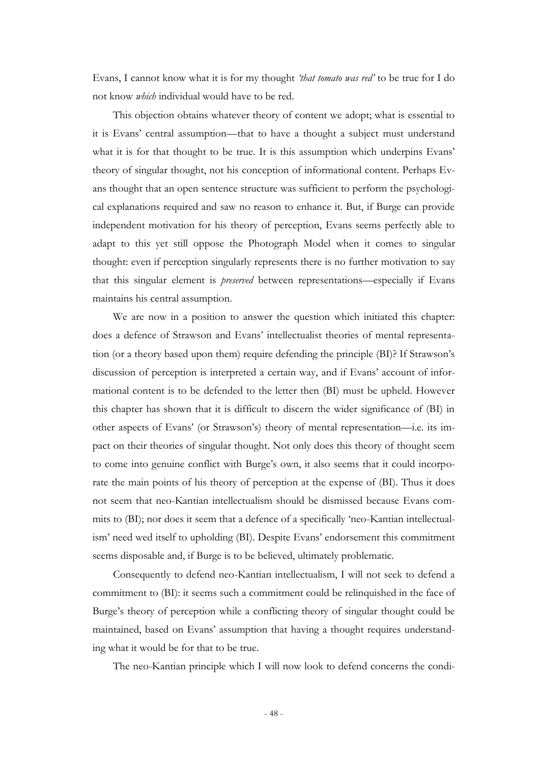Evans, I cannot know what it is for my thought *'that tomato was red'* to be true for I do not know *which* individual would have to be red.

This objection obtains whatever theory of content we adopt; what is essential to it is Evans' central assumption—that to have a thought a subject must understand what it is for that thought to be true. It is this assumption which underpins Evans' theory of singular thought, not his conception of informational content. Perhaps Evans thought that an open sentence structure was sufficient to perform the psychological explanations required and saw no reason to enhance it. But, if Burge can provide independent motivation for his theory of perception, Evans seems perfectly able to adapt to this yet still oppose the Photograph Model when it comes to singular thought: even if perception singularly represents there is no further motivation to say that this singular element is *preserved* between representations—especially if Evans maintains his central assumption.

We are now in a position to answer the question which initiated this chapter: does a defence of Strawson and Evans' intellectualist theories of mental representation (or a theory based upon them) require defending the principle (BI)? If Strawson's discussion of perception is interpreted a certain way, and if Evans' account of informational content is to be defended to the letter then (BI) must be upheld. However this chapter has shown that it is difficult to discern the wider significance of (BI) in other aspects of Evans' (or Strawson's) theory of mental representation—i.e. its impact on their theories of singular thought. Not only does this theory of thought seem to come into genuine conflict with Burge's own, it also seems that it could incorporate the main points of his theory of perception at the expense of (BI). Thus it does not seem that neo-Kantian intellectualism should be dismissed because Evans commits to (BI); nor does it seem that a defence of a specifically 'neo-Kantian intellectualism' need wed itself to upholding (BI). Despite Evans' endorsement this commitment seems disposable and, if Burge is to be believed, ultimately problematic.

Consequently to defend neo-Kantian intellectualism, I will not seek to defend a commitment to (BI): it seems such a commitment could be relinquished in the face of Burge's theory of perception while a conflicting theory of singular thought could be maintained, based on Evans' assumption that having a thought requires understanding what it would be for that to be true.

The neo-Kantian principle which I will now look to defend concerns the condi-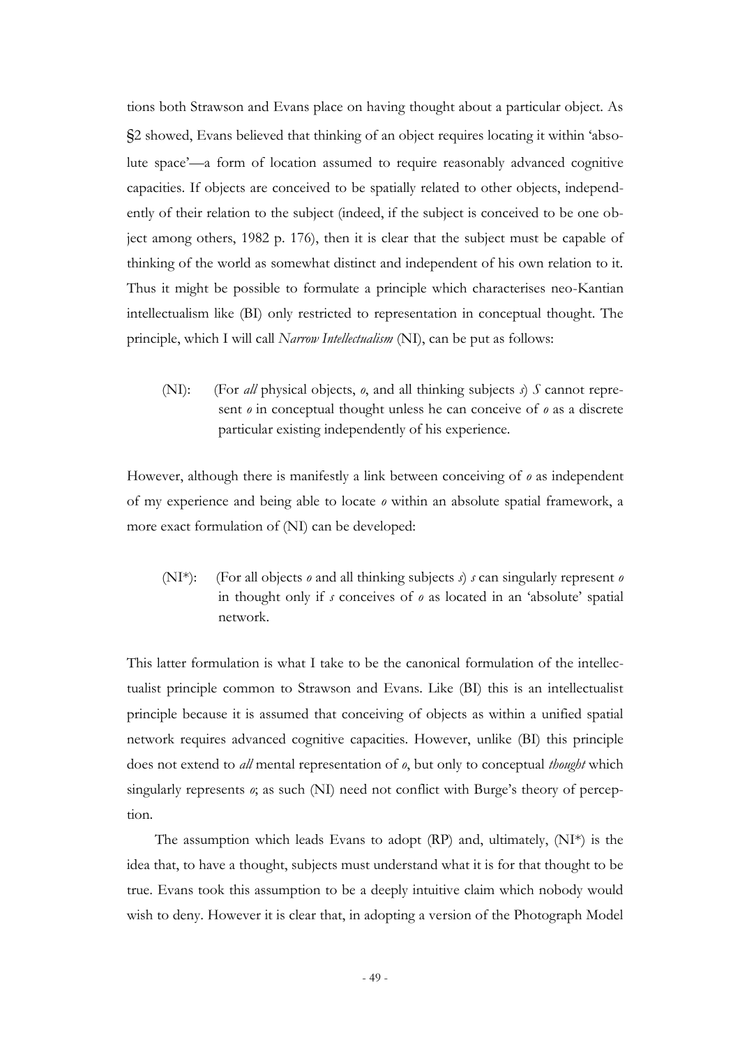tions both Strawson and Evans place on having thought about a particular object. As §2 showed, Evans believed that thinking of an object requires locating it within 'absolute space'—a form of location assumed to require reasonably advanced cognitive capacities. If objects are conceived to be spatially related to other objects, independently of their relation to the subject (indeed, if the subject is conceived to be one object among others, 1982 p. 176), then it is clear that the subject must be capable of thinking of the world as somewhat distinct and independent of his own relation to it. Thus it might be possible to formulate a principle which characterises neo-Kantian intellectualism like (BI) only restricted to representation in conceptual thought. The principle, which I will call *Narrow Intellectualism* (NI), can be put as follows:

> (NI): (For *all* physical objects, *o*, and all thinking subjects *s*) *S* cannot represent *o* in conceptual thought unless he can conceive of *o* as a discrete particular existing independently of his experience.

However, although there is manifestly a link between conceiving of *o* as independent of my experience and being able to locate *o* within an absolute spatial framework, a more exact formulation of (NI) can be developed:

> (NI*): (For all objects *o* and all thinking subjects *s*) *s* can singularly represent *o* in thought only if *s* conceives of *o* as located in an 'absolute' spatial network.

This latter formulation is what I take to be the canonical formulation of the intellectualist principle common to Strawson and Evans. Like (BI) this is an intellectualist principle because it is assumed that conceiving of objects as within a unified spatial network requires advanced cognitive capacities. However, unlike (BI) this principle does not extend to *all* mental representation of *o*, but only to conceptual *thought* which singularly represents *o*; as such (NI) need not conflict with Burge's theory of perception.

The assumption which leads Evans to adopt (RP) and, ultimately, (NI*) is the idea that, to have a thought, subjects must understand what it is for that thought to be true. Evans took this assumption to be a deeply intuitive claim which nobody would wish to deny. However it is clear that, in adopting a version of the Photograph Model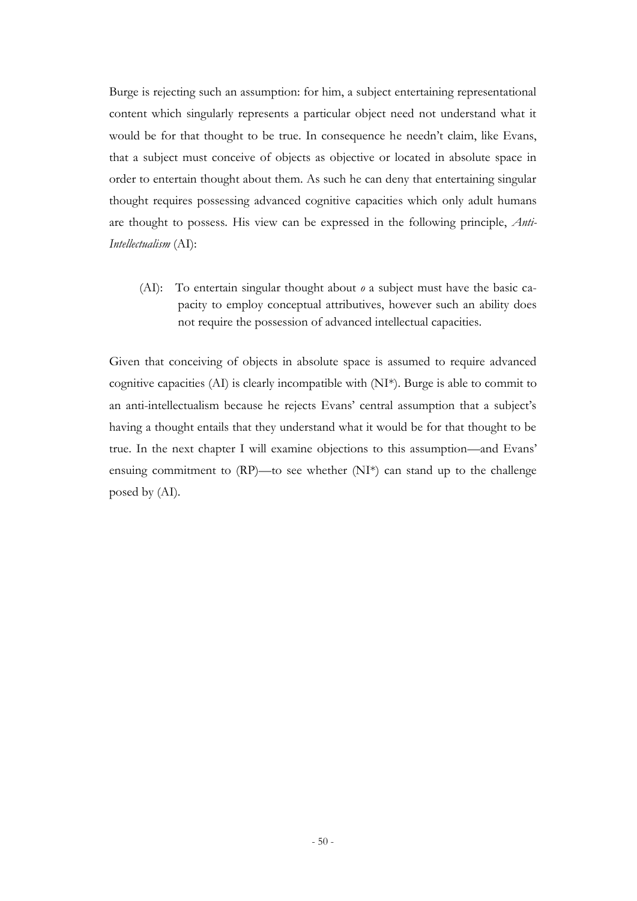Burge is rejecting such an assumption: for him, a subject entertaining representational content which singularly represents a particular object need not understand what it would be for that thought to be true. In consequence he needn't claim, like Evans, that a subject must conceive of objects as objective or located in absolute space in order to entertain thought about them. As such he can deny that entertaining singular thought requires possessing advanced cognitive capacities which only adult humans are thought to possess. His view can be expressed in the following principle, *Anti-Intellectualism* (AI):

> (AI): To entertain singular thought about *o* a subject must have the basic capacity to employ conceptual attributives, however such an ability does not require the possession of advanced intellectual capacities.

Given that conceiving of objects in absolute space is assumed to require advanced cognitive capacities (AI) is clearly incompatible with (NI*). Burge is able to commit to an anti-intellectualism because he rejects Evans' central assumption that a subject's having a thought entails that they understand what it would be for that thought to be true. In the next chapter I will examine objections to this assumption—and Evans' ensuing commitment to (RP)—to see whether (NI*) can stand up to the challenge posed by (AI).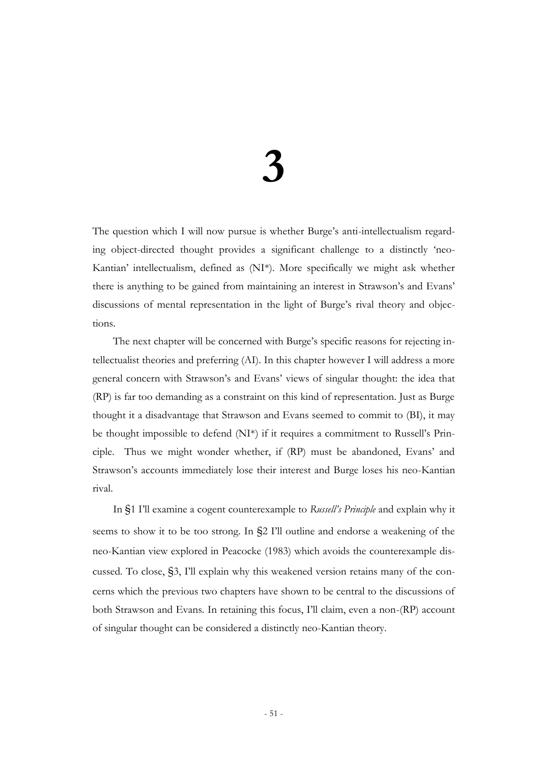# 3

The question which I will now pursue is whether Burge's anti-intellectualism regarding object-directed thought provides a significant challenge to a distinctly 'neo-Kantian' intellectualism, defined as (NI*). More specifically we might ask whether there is anything to be gained from maintaining an interest in Strawson's and Evans' discussions of mental representation in the light of Burge's rival theory and objections.

The next chapter will be concerned with Burge's specific reasons for rejecting intellectualist theories and preferring (AI). In this chapter however I will address a more general concern with Strawson's and Evans' views of singular thought: the idea that (RP) is far too demanding as a constraint on this kind of representation. Just as Burge thought it a disadvantage that Strawson and Evans seemed to commit to (BI), it may be thought impossible to defend (NI*) if it requires a commitment to Russell's Principle. Thus we might wonder whether, if (RP) must be abandoned, Evans' and Strawson's accounts immediately lose their interest and Burge loses his neo-Kantian rival.

In §1 I'll examine a cogent counterexample to *Russell's Principle* and explain why it seems to show it to be too strong. In §2 I'll outline and endorse a weakening of the neo-Kantian view explored in Peacocke (1983) which avoids the counterexample discussed. To close, §3, I'll explain why this weakened version retains many of the concerns which the previous two chapters have shown to be central to the discussions of both Strawson and Evans. In retaining this focus, I'll claim, even a non-(RP) account of singular thought can be considered a distinctly neo-Kantian theory.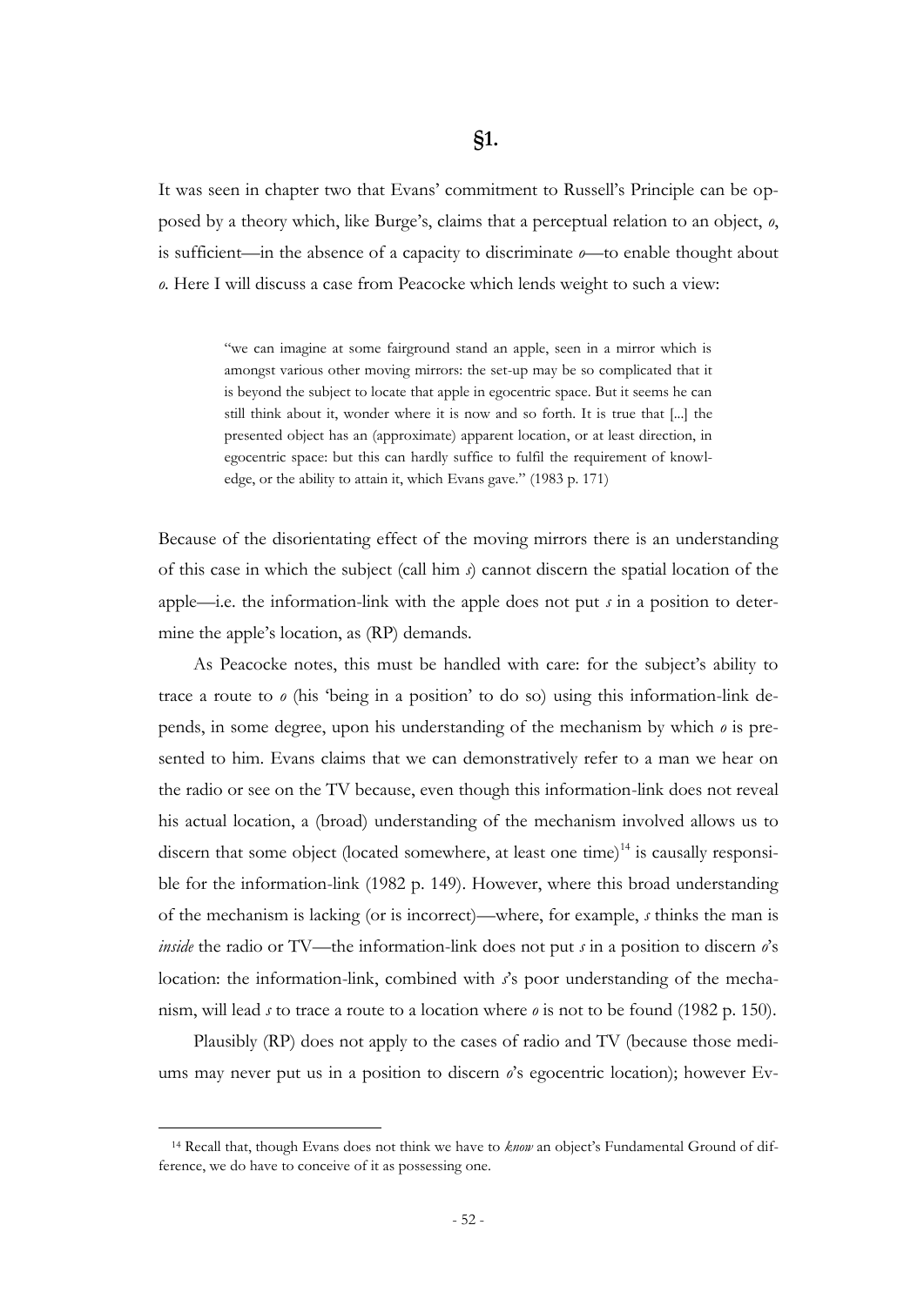## §1.

It was seen in chapter two that Evans' commitment to Russell's Principle can be opposed by a theory which, like Burge's, claims that a perceptual relation to an object, *o*, is sufficient—in the absence of a capacity to discriminate *o*—to enable thought about *o*. Here I will discuss a case from Peacocke which lends weight to such a view:

> "we can imagine at some fairground stand an apple, seen in a mirror which is amongst various other moving mirrors: the set-up may be so complicated that it is beyond the subject to locate that apple in egocentric space. But it seems he can still think about it, wonder where it is now and so forth. It is true that [...] the presented object has an (approximate) apparent location, or at least direction, in egocentric space: but this can hardly suffice to fulfil the requirement of knowledge, or the ability to attain it, which Evans gave." (1983 p. 171)

Because of the disorientating effect of the moving mirrors there is an understanding of this case in which the subject (call him *s*) cannot discern the spatial location of the apple—i.e. the information-link with the apple does not put *s* in a position to determine the apple's location, as (RP) demands.

As Peacocke notes, this must be handled with care: for the subject's ability to trace a route to *o* (his 'being in a position' to do so) using this information-link depends, in some degree, upon his understanding of the mechanism by which *o* is presented to him. Evans claims that we can demonstratively refer to a man we hear on the radio or see on the TV because, even though this information-link does not reveal his actual location, a (broad) understanding of the mechanism involved allows us to discern that some object (located somewhere, at least one time)[14] is causally responsible for the information-link (1982 p. 149). However, where this broad understanding of the mechanism is lacking (or is incorrect)—where, for example, *s* thinks the man is *inside* the radio or TV—the information-link does not put *s* in a position to discern *o*'s location: the information-link, combined with *s*'s poor understanding of the mechanism, will lead *s* to trace a route to a location where *o* is not to be found (1982 p. 150).

Plausibly (RP) does not apply to the cases of radio and TV (because those mediums may never put us in a position to discern *o*'s egocentric location); however Ev-

[14] Recall that, though Evans does not think we have to *know* an object's Fundamental Ground of difference, we do have to conceive of it as possessing one.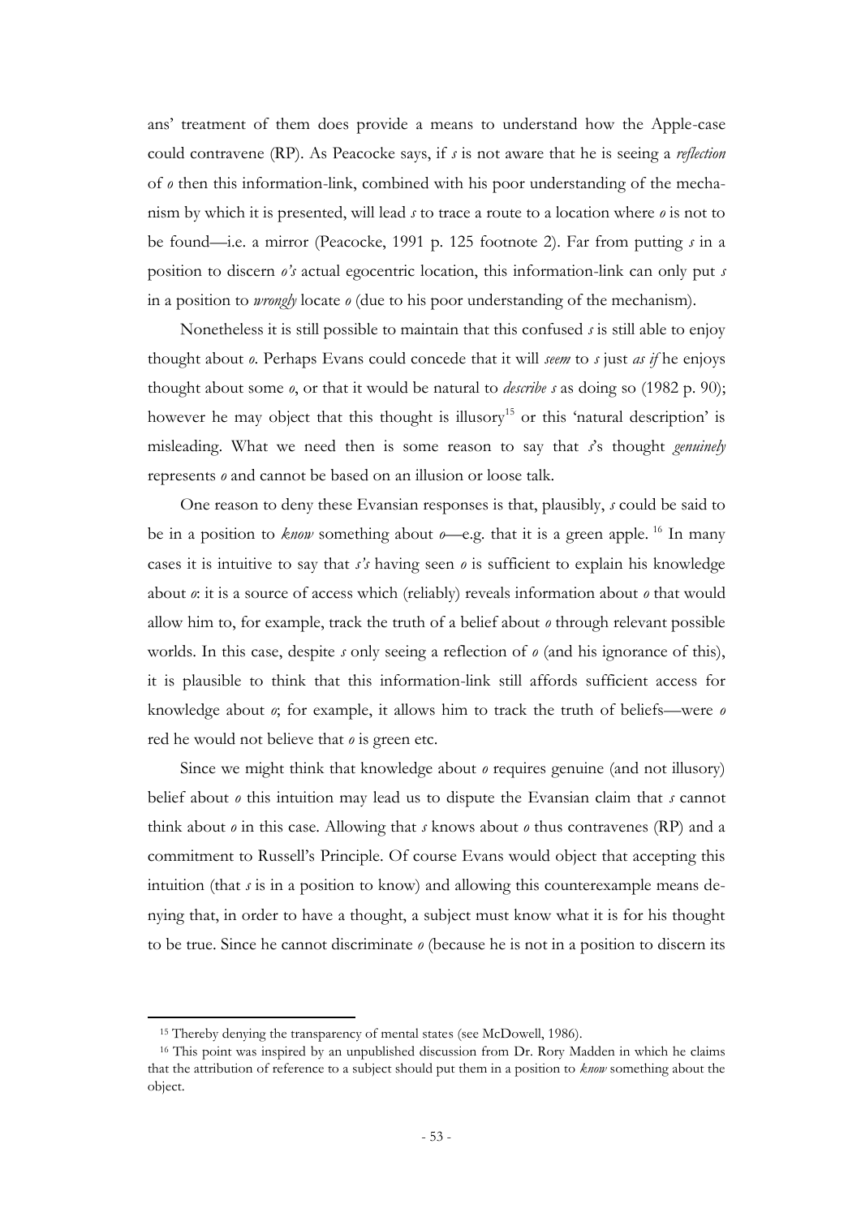ans' treatment of them does provide a means to understand how the Apple-case could contravene (RP). As Peacocke says, if *s* is not aware that he is seeing a *reflection* of *o* then this information-link, combined with his poor understanding of the mechanism by which it is presented, will lead *s* to trace a route to a location where *o* is not to be found—i.e. a mirror (Peacocke, 1991 p. 125 footnote 2). Far from putting *s* in a position to discern *o's* actual egocentric location, this information-link can only put *s* in a position to *wrongly* locate *o* (due to his poor understanding of the mechanism).

Nonetheless it is still possible to maintain that this confused *s* is still able to enjoy thought about *o*. Perhaps Evans could concede that it will *seem* to *s* just *as if* he enjoys thought about some *o*, or that it would be natural to *describe s* as doing so (1982 p. 90); however he may object that this thought is illusory[15] or this 'natural description' is misleading. What we need then is some reason to say that *s*'s thought *genuinely* represents *o* and cannot be based on an illusion or loose talk.

One reason to deny these Evansian responses is that, plausibly, *s* could be said to be in a position to *know* something about *o*—e.g. that it is a green apple. [16] In many cases it is intuitive to say that *s's* having seen *o* is sufficient to explain his knowledge about *o*: it is a source of access which (reliably) reveals information about *o* that would allow him to, for example, track the truth of a belief about *o* through relevant possible worlds. In this case, despite *s* only seeing a reflection of *o* (and his ignorance of this), it is plausible to think that this information-link still affords sufficient access for knowledge about *o*; for example, it allows him to track the truth of beliefs—were *o* red he would not believe that *o* is green etc.

Since we might think that knowledge about *o* requires genuine (and not illusory) belief about *o* this intuition may lead us to dispute the Evansian claim that *s* cannot think about *o* in this case. Allowing that *s* knows about *o* thus contravenes (RP) and a commitment to Russell's Principle. Of course Evans would object that accepting this intuition (that *s* is in a position to know) and allowing this counterexample means denying that, in order to have a thought, a subject must know what it is for his thought to be true. Since he cannot discriminate *o* (because he is not in a position to discern its

---

[15] Thereby denying the transparency of mental states (see McDowell, 1986).

[16] This point was inspired by an unpublished discussion from Dr. Rory Madden in which he claims that the attribution of reference to a subject should put them in a position to *know* something about the object.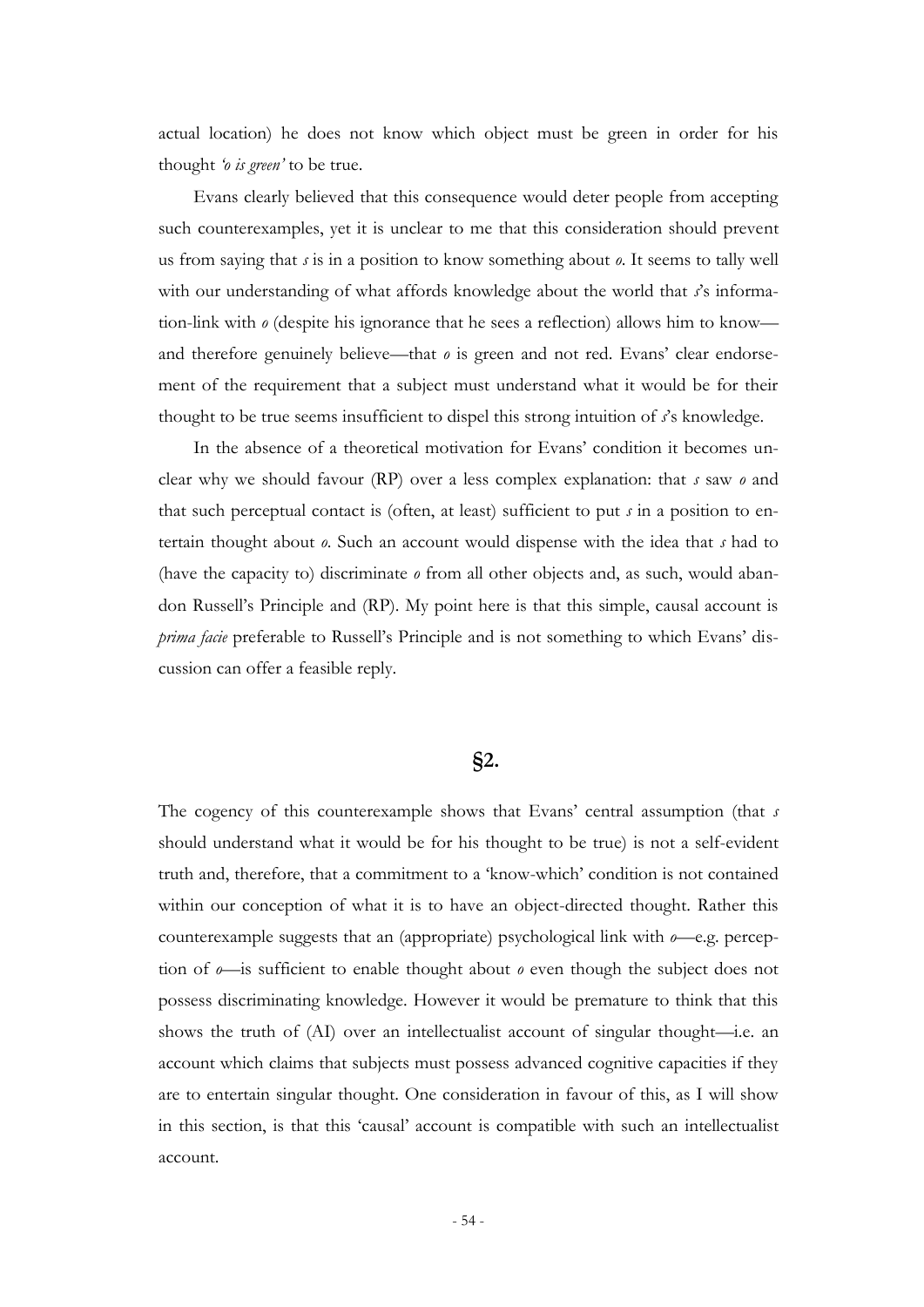actual location) he does not know which object must be green in order for his thought *'o is green'* to be true.

Evans clearly believed that this consequence would deter people from accepting such counterexamples, yet it is unclear to me that this consideration should prevent us from saying that *s* is in a position to know something about *o*. It seems to tally well with our understanding of what affords knowledge about the world that *s*'s information-link with *o* (despite his ignorance that he sees a reflection) allows him to know—and therefore genuinely believe—that *o* is green and not red. Evans' clear endorsement of the requirement that a subject must understand what it would be for their thought to be true seems insufficient to dispel this strong intuition of *s*'s knowledge.

In the absence of a theoretical motivation for Evans' condition it becomes unclear why we should favour (RP) over a less complex explanation: that *s* saw *o* and that such perceptual contact is (often, at least) sufficient to put *s* in a position to entertain thought about *o*. Such an account would dispense with the idea that *s* had to (have the capacity to) discriminate *o* from all other objects and, as such, would abandon Russell's Principle and (RP). My point here is that this simple, causal account is *prima facie* preferable to Russell's Principle and is not something to which Evans' discussion can offer a feasible reply.

## §2.

The cogency of this counterexample shows that Evans' central assumption (that *s* should understand what it would be for his thought to be true) is not a self-evident truth and, therefore, that a commitment to a 'know-which' condition is not contained within our conception of what it is to have an object-directed thought. Rather this counterexample suggests that an (appropriate) psychological link with *o*—e.g. perception of *o*—is sufficient to enable thought about *o* even though the subject does not possess discriminating knowledge. However it would be premature to think that this shows the truth of (AI) over an intellectualist account of singular thought—i.e. an account which claims that subjects must possess advanced cognitive capacities if they are to entertain singular thought. One consideration in favour of this, as I will show in this section, is that this 'causal' account is compatible with such an intellectualist account.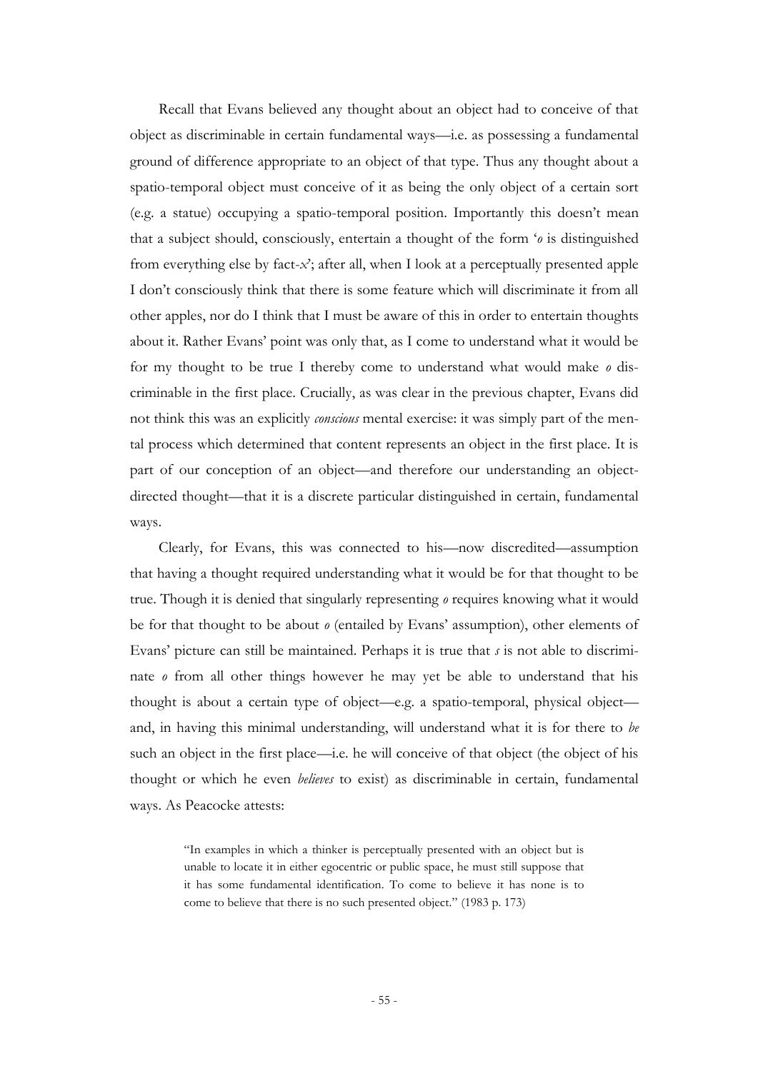Recall that Evans believed any thought about an object had to conceive of that object as discriminable in certain fundamental ways—i.e. as possessing a fundamental ground of difference appropriate to an object of that type. Thus any thought about a spatio-temporal object must conceive of it as being the only object of a certain sort (e.g. a statue) occupying a spatio-temporal position. Importantly this doesn't mean that a subject should, consciously, entertain a thought of the form '*o* is distinguished from everything else by fact-*x*'; after all, when I look at a perceptually presented apple I don't consciously think that there is some feature which will discriminate it from all other apples, nor do I think that I must be aware of this in order to entertain thoughts about it. Rather Evans' point was only that, as I come to understand what it would be for my thought to be true I thereby come to understand what would make *o* discriminable in the first place. Crucially, as was clear in the previous chapter, Evans did not think this was an explicitly *conscious* mental exercise: it was simply part of the mental process which determined that content represents an object in the first place. It is part of our conception of an object—and therefore our understanding an object-directed thought—that it is a discrete particular distinguished in certain, fundamental ways.

Clearly, for Evans, this was connected to his—now discredited—assumption that having a thought required understanding what it would be for that thought to be true. Though it is denied that singularly representing *o* requires knowing what it would be for that thought to be about *o* (entailed by Evans' assumption), other elements of Evans' picture can still be maintained. Perhaps it is true that *s* is not able to discriminate *o* from all other things however he may yet be able to understand that his thought is about a certain type of object—e.g. a spatio-temporal, physical object—and, in having this minimal understanding, will understand what it is for there to *be* such an object in the first place—i.e. he will conceive of that object (the object of his thought or which he even *believes* to exist) as discriminable in certain, fundamental ways. As Peacocke attests:

> "In examples in which a thinker is perceptually presented with an object but is unable to locate it in either egocentric or public space, he must still suppose that it has some fundamental identification. To come to believe it has none is to come to believe that there is no such presented object." (1983 p. 173)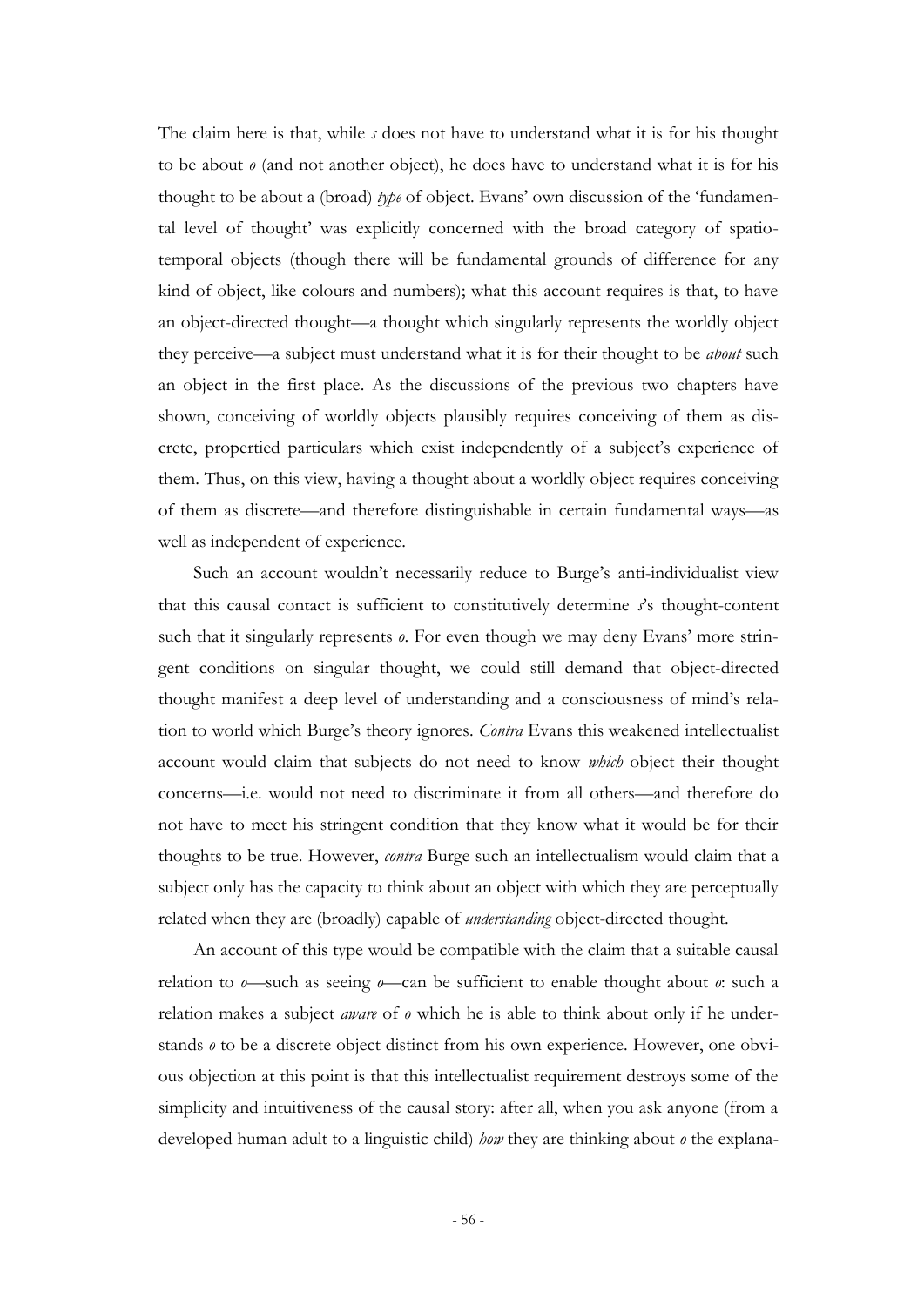The claim here is that, while *s* does not have to understand what it is for his thought to be about *o* (and not another object), he does have to understand what it is for his thought to be about a (broad) *type* of object. Evans' own discussion of the 'fundamental level of thought' was explicitly concerned with the broad category of spatio-temporal objects (though there will be fundamental grounds of difference for any kind of object, like colours and numbers); what this account requires is that, to have an object-directed thought—a thought which singularly represents the worldly object they perceive—a subject must understand what it is for their thought to be *about* such an object in the first place. As the discussions of the previous two chapters have shown, conceiving of worldly objects plausibly requires conceiving of them as discrete, propertied particulars which exist independently of a subject's experience of them. Thus, on this view, having a thought about a worldly object requires conceiving of them as discrete—and therefore distinguishable in certain fundamental ways—as well as independent of experience.

Such an account wouldn't necessarily reduce to Burge's anti-individualist view that this causal contact is sufficient to constitutively determine *s*'s thought-content such that it singularly represents *o*. For even though we may deny Evans' more stringent conditions on singular thought, we could still demand that object-directed thought manifest a deep level of understanding and a consciousness of mind's relation to world which Burge's theory ignores. *Contra* Evans this weakened intellectualist account would claim that subjects do not need to know *which* object their thought concerns—i.e. would not need to discriminate it from all others—and therefore do not have to meet his stringent condition that they know what it would be for their thoughts to be true. However, *contra* Burge such an intellectualism would claim that a subject only has the capacity to think about an object with which they are perceptually related when they are (broadly) capable of *understanding* object-directed thought.

An account of this type would be compatible with the claim that a suitable causal relation to *o*—such as seeing *o*—can be sufficient to enable thought about *o*: such a relation makes a subject *aware* of *o* which he is able to think about only if he understands *o* to be a discrete object distinct from his own experience. However, one obvious objection at this point is that this intellectualist requirement destroys some of the simplicity and intuitiveness of the causal story: after all, when you ask anyone (from a developed human adult to a linguistic child) *how* they are thinking about *o* the explana-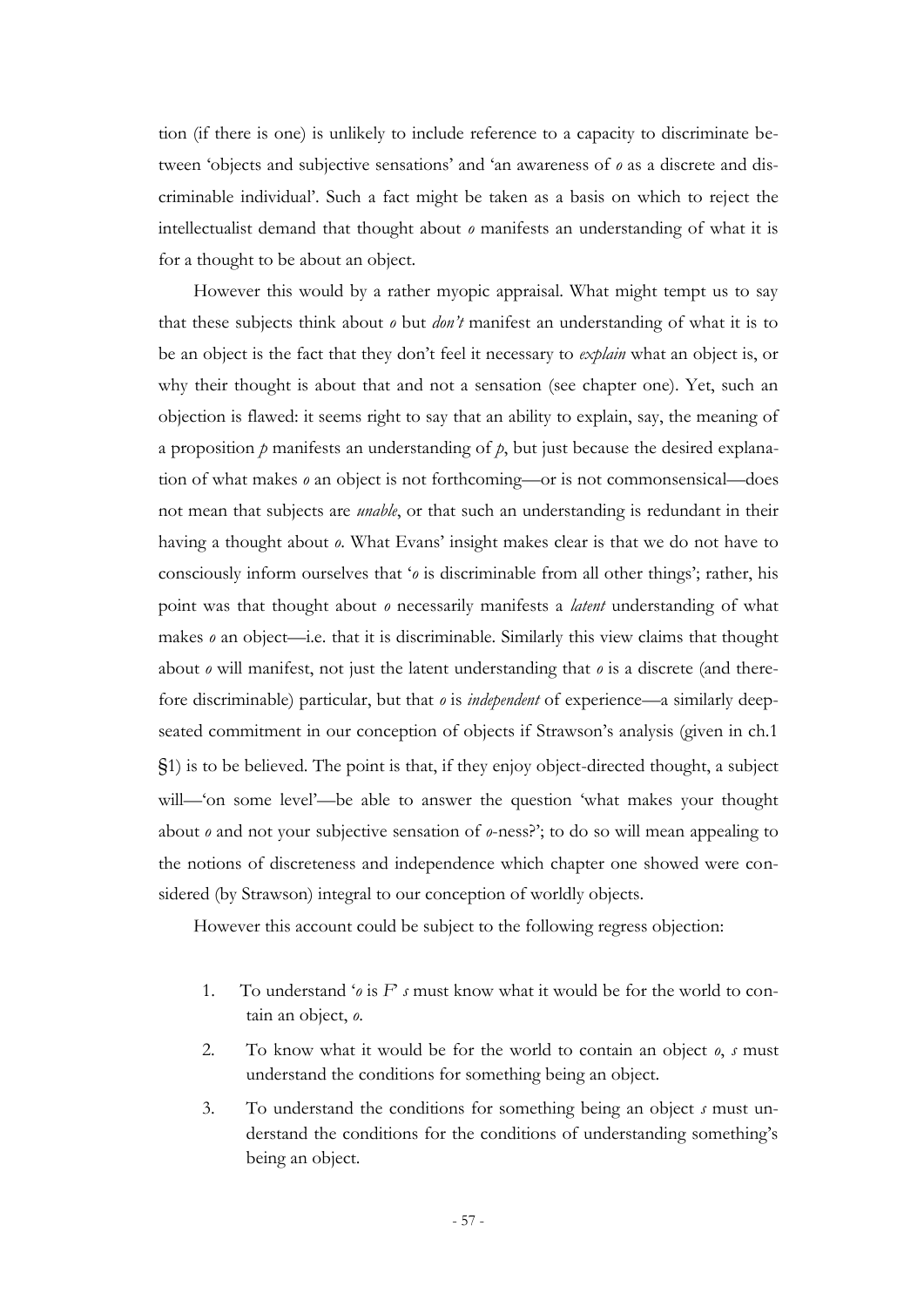tion (if there is one) is unlikely to include reference to a capacity to discriminate between 'objects and subjective sensations' and 'an awareness of *o* as a discrete and discriminable individual'. Such a fact might be taken as a basis on which to reject the intellectualist demand that thought about *o* manifests an understanding of what it is for a thought to be about an object.

However this would by a rather myopic appraisal. What might tempt us to say that these subjects think about *o* but *don't* manifest an understanding of what it is to be an object is the fact that they don't feel it necessary to *explain* what an object is, or why their thought is about that and not a sensation (see chapter one). Yet, such an objection is flawed: it seems right to say that an ability to explain, say, the meaning of a proposition *p* manifests an understanding of *p*, but just because the desired explanation of what makes *o* an object is not forthcoming—or is not commonsensical—does not mean that subjects are *unable*, or that such an understanding is redundant in their having a thought about *o*. What Evans' insight makes clear is that we do not have to consciously inform ourselves that '*o* is discriminable from all other things'; rather, his point was that thought about *o* necessarily manifests a *latent* understanding of what makes *o* an object—i.e. that it is discriminable. Similarly this view claims that thought about *o* will manifest, not just the latent understanding that *o* is a discrete (and therefore discriminable) particular, but that *o* is *independent* of experience—a similarly deep-seated commitment in our conception of objects if Strawson's analysis (given in ch.1 §1) is to be believed. The point is that, if they enjoy object-directed thought, a subject will—'on some level'—be able to answer the question 'what makes your thought about *o* and not your subjective sensation of *o*-ness?'; to do so will mean appealing to the notions of discreteness and independence which chapter one showed were considered (by Strawson) integral to our conception of worldly objects.

However this account could be subject to the following regress objection:

1. To understand '*o* is *F*' *s* must know what it would be for the world to contain an object, *o*.
2. To know what it would be for the world to contain an object *o*, *s* must understand the conditions for something being an object.
3. To understand the conditions for something being an object *s* must understand the conditions for the conditions of understanding something's being an object.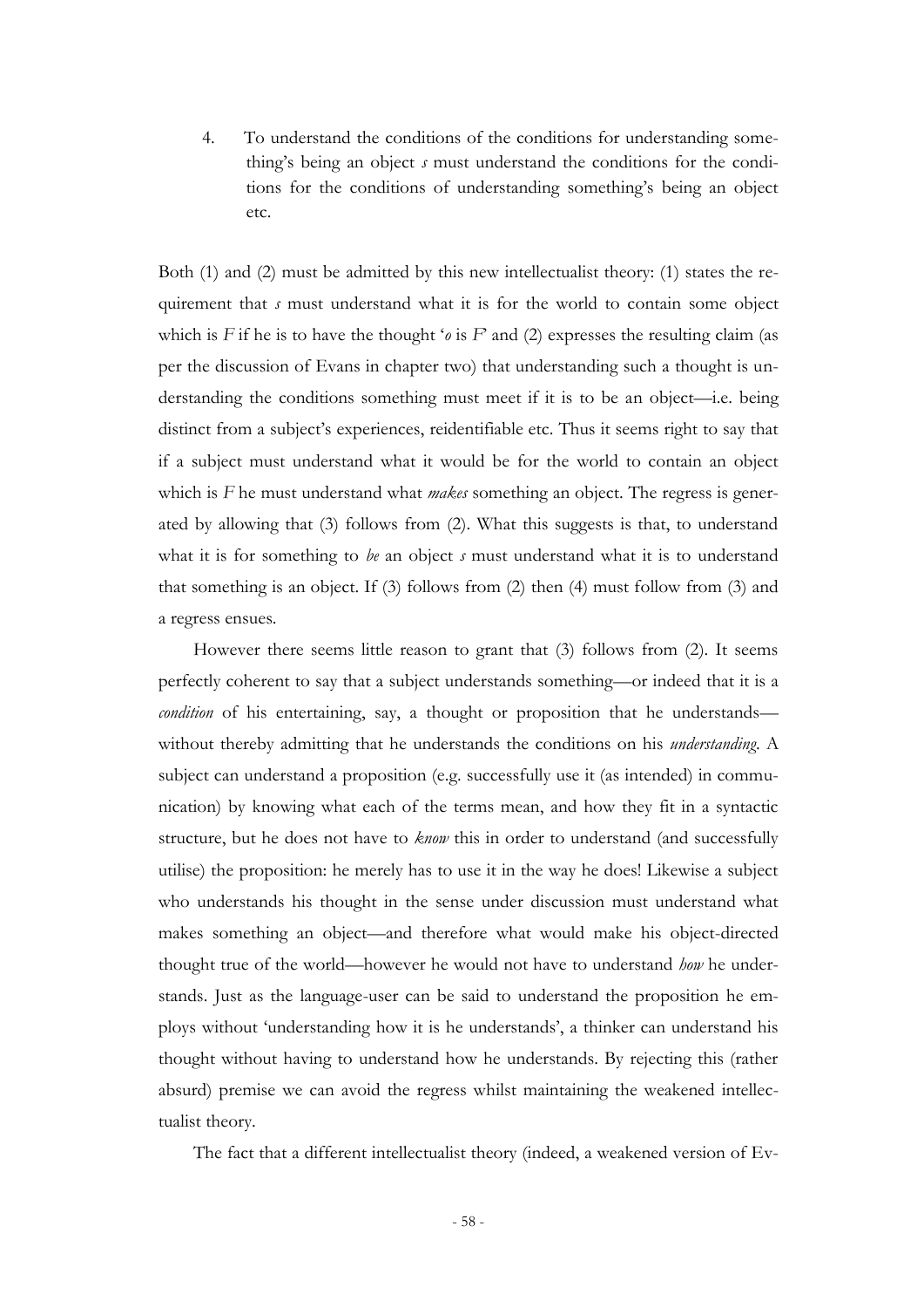4. To understand the conditions of the conditions for understanding something's being an object *s* must understand the conditions for the conditions for the conditions of understanding something's being an object etc.

Both (1) and (2) must be admitted by this new intellectualist theory: (1) states the requirement that *s* must understand what it is for the world to contain some object which is *F* if he is to have the thought '*o* is *F*' and (2) expresses the resulting claim (as per the discussion of Evans in chapter two) that understanding such a thought is understanding the conditions something must meet if it is to be an object—i.e. being distinct from a subject's experiences, reidentifiable etc. Thus it seems right to say that if a subject must understand what it would be for the world to contain an object which is *F* he must understand what *makes* something an object. The regress is generated by allowing that (3) follows from (2). What this suggests is that, to understand what it is for something to *be* an object *s* must understand what it is to understand that something is an object. If (3) follows from (2) then (4) must follow from (3) and a regress ensues.

However there seems little reason to grant that (3) follows from (2). It seems perfectly coherent to say that a subject understands something—or indeed that it is a *condition* of his entertaining, say, a thought or proposition that he understands—without thereby admitting that he understands the conditions on his *understanding*. A subject can understand a proposition (e.g. successfully use it (as intended) in communication) by knowing what each of the terms mean, and how they fit in a syntactic structure, but he does not have to *know* this in order to understand (and successfully utilise) the proposition: he merely has to use it in the way he does! Likewise a subject who understands his thought in the sense under discussion must understand what makes something an object—and therefore what would make his object-directed thought true of the world—however he would not have to understand *how* he understands. Just as the language-user can be said to understand the proposition he employs without 'understanding how it is he understands', a thinker can understand his thought without having to understand how he understands. By rejecting this (rather absurd) premise we can avoid the regress whilst maintaining the weakened intellectualist theory.

The fact that a different intellectualist theory (indeed, a weakened version of Ev-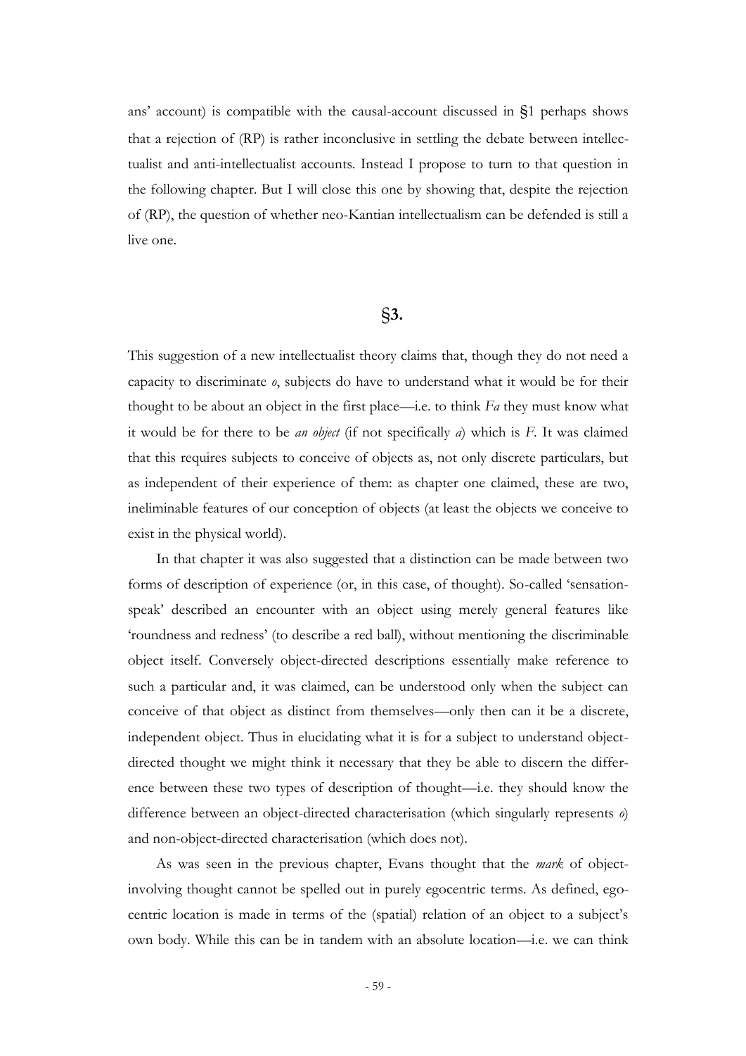ans' account) is compatible with the causal-account discussed in §1 perhaps shows that a rejection of (RP) is rather inconclusive in settling the debate between intellectualist and anti-intellectualist accounts. Instead I propose to turn to that question in the following chapter. But I will close this one by showing that, despite the rejection of (RP), the question of whether neo-Kantian intellectualism can be defended is still a live one.

## §3.

This suggestion of a new intellectualist theory claims that, though they do not need a capacity to discriminate *o*, subjects do have to understand what it would be for their thought to be about an object in the first place—i.e. to think *Fa* they must know what it would be for there to be *an object* (if not specifically *a*) which is *F*. It was claimed that this requires subjects to conceive of objects as, not only discrete particulars, but as independent of their experience of them: as chapter one claimed, these are two, ineliminable features of our conception of objects (at least the objects we conceive to exist in the physical world).

In that chapter it was also suggested that a distinction can be made between two forms of description of experience (or, in this case, of thought). So-called 'sensation-speak' described an encounter with an object using merely general features like 'roundness and redness' (to describe a red ball), without mentioning the discriminable object itself. Conversely object-directed descriptions essentially make reference to such a particular and, it was claimed, can be understood only when the subject can conceive of that object as distinct from themselves—only then can it be a discrete, independent object. Thus in elucidating what it is for a subject to understand object-directed thought we might think it necessary that they be able to discern the difference between these two types of description of thought—i.e. they should know the difference between an object-directed characterisation (which singularly represents *o*) and non-object-directed characterisation (which does not).

As was seen in the previous chapter, Evans thought that the *mark* of object-involving thought cannot be spelled out in purely egocentric terms. As defined, egocentric location is made in terms of the (spatial) relation of an object to a subject's own body. While this can be in tandem with an absolute location—i.e. we can think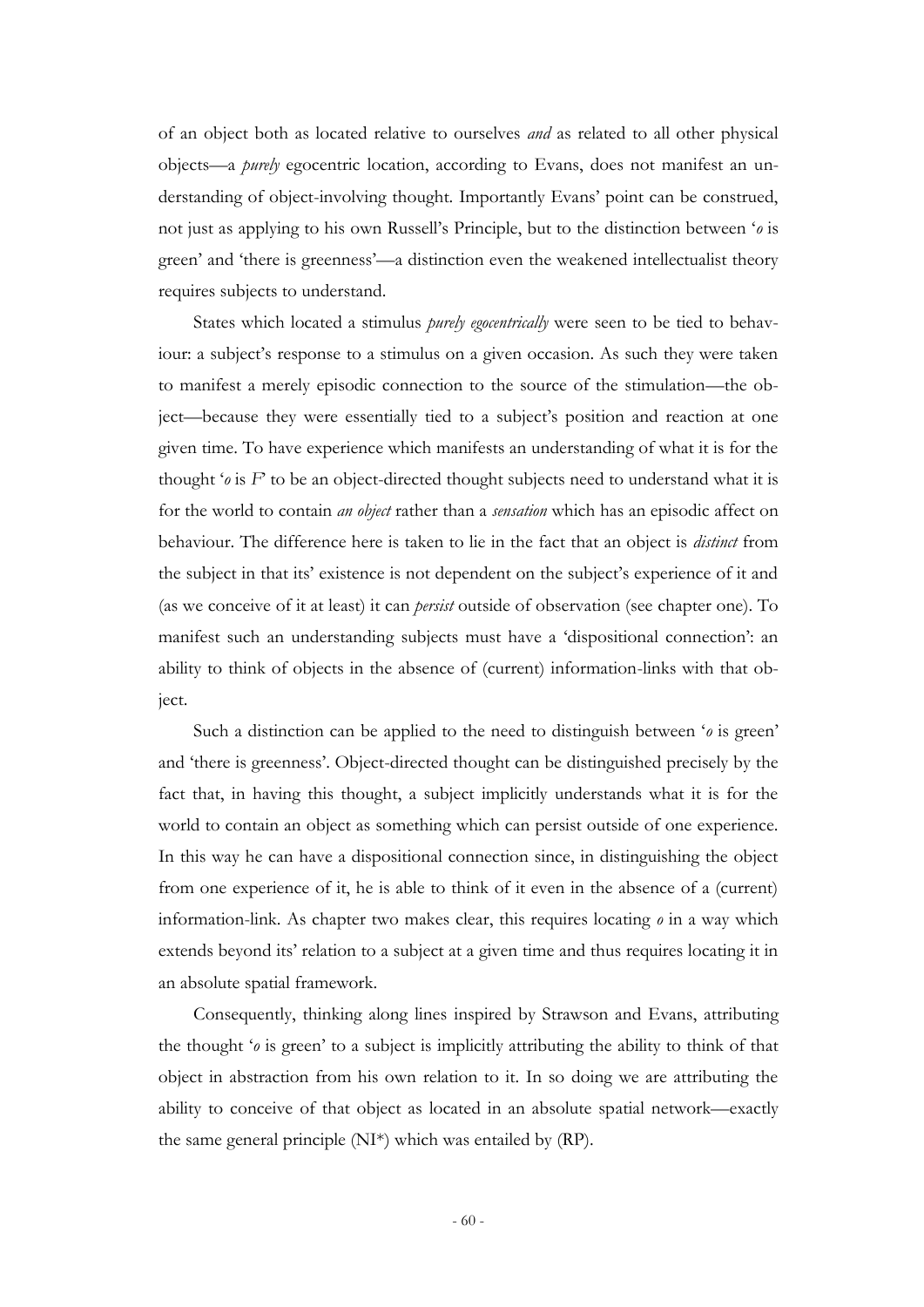of an object both as located relative to ourselves *and* as related to all other physical objects—a *purely* egocentric location, according to Evans, does not manifest an understanding of object-involving thought. Importantly Evans' point can be construed, not just as applying to his own Russell's Principle, but to the distinction between '*o* is green' and 'there is greenness'—a distinction even the weakened intellectualist theory requires subjects to understand.

States which located a stimulus *purely egocentrically* were seen to be tied to behaviour: a subject's response to a stimulus on a given occasion. As such they were taken to manifest a merely episodic connection to the source of the stimulation—the object—because they were essentially tied to a subject's position and reaction at one given time. To have experience which manifests an understanding of what it is for the thought '*o* is *F*' to be an object-directed thought subjects need to understand what it is for the world to contain *an object* rather than a *sensation* which has an episodic affect on behaviour. The difference here is taken to lie in the fact that an object is *distinct* from the subject in that its' existence is not dependent on the subject's experience of it and (as we conceive of it at least) it can *persist* outside of observation (see chapter one). To manifest such an understanding subjects must have a 'dispositional connection': an ability to think of objects in the absence of (current) information-links with that object.

Such a distinction can be applied to the need to distinguish between '*o* is green' and 'there is greenness'. Object-directed thought can be distinguished precisely by the fact that, in having this thought, a subject implicitly understands what it is for the world to contain an object as something which can persist outside of one experience. In this way he can have a dispositional connection since, in distinguishing the object from one experience of it, he is able to think of it even in the absence of a (current) information-link. As chapter two makes clear, this requires locating *o* in a way which extends beyond its' relation to a subject at a given time and thus requires locating it in an absolute spatial framework.

Consequently, thinking along lines inspired by Strawson and Evans, attributing the thought '*o* is green' to a subject is implicitly attributing the ability to think of that object in abstraction from his own relation to it. In so doing we are attributing the ability to conceive of that object as located in an absolute spatial network—exactly the same general principle (NI*) which was entailed by (RP).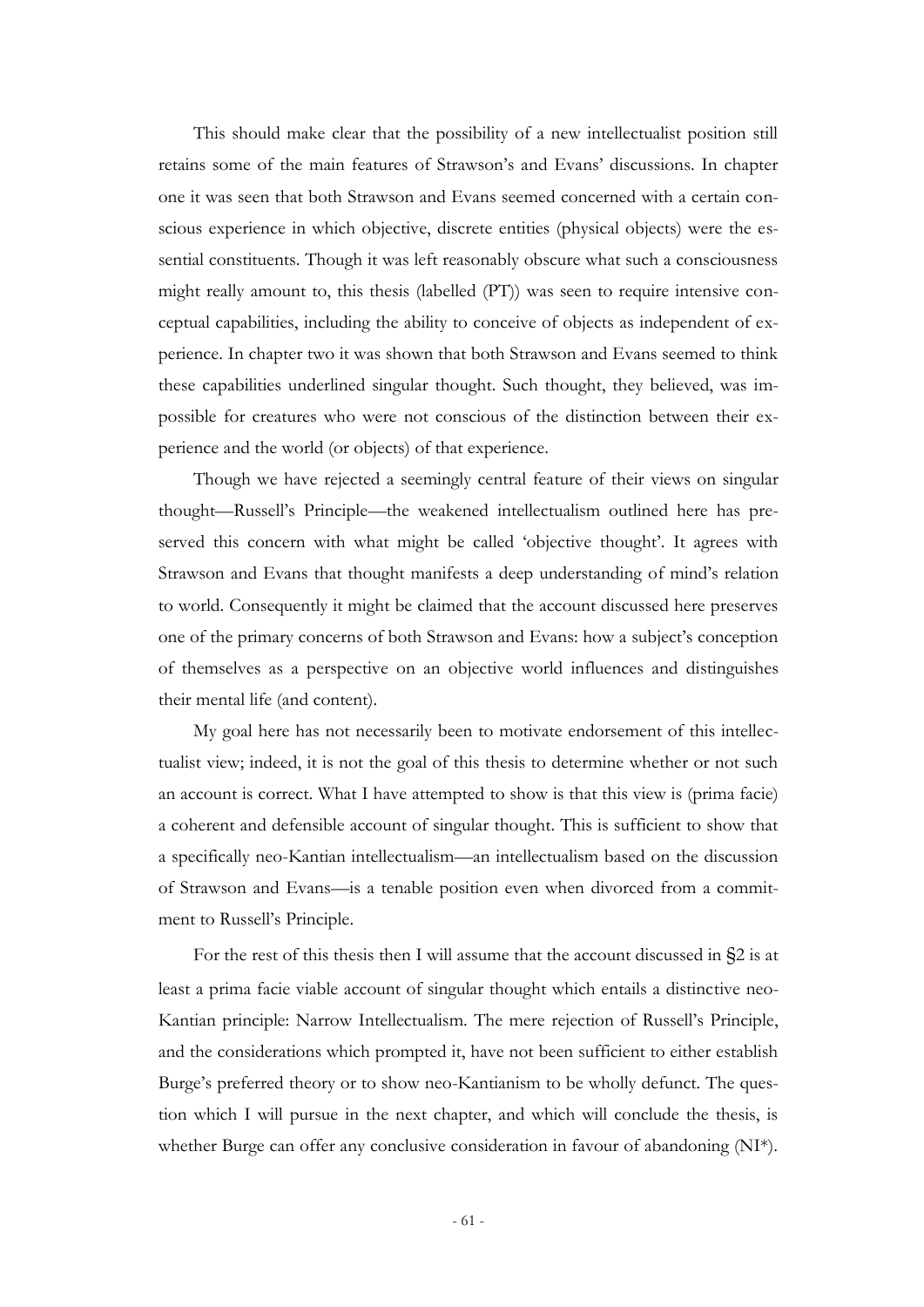This should make clear that the possibility of a new intellectualist position still retains some of the main features of Strawson's and Evans' discussions. In chapter one it was seen that both Strawson and Evans seemed concerned with a certain conscious experience in which objective, discrete entities (physical objects) were the essential constituents. Though it was left reasonably obscure what such a consciousness might really amount to, this thesis (labelled (PT)) was seen to require intensive conceptual capabilities, including the ability to conceive of objects as independent of experience. In chapter two it was shown that both Strawson and Evans seemed to think these capabilities underlined singular thought. Such thought, they believed, was impossible for creatures who were not conscious of the distinction between their experience and the world (or objects) of that experience.

Though we have rejected a seemingly central feature of their views on singular thought—Russell's Principle—the weakened intellectualism outlined here has preserved this concern with what might be called 'objective thought'. It agrees with Strawson and Evans that thought manifests a deep understanding of mind's relation to world. Consequently it might be claimed that the account discussed here preserves one of the primary concerns of both Strawson and Evans: how a subject's conception of themselves as a perspective on an objective world influences and distinguishes their mental life (and content).

My goal here has not necessarily been to motivate endorsement of this intellectualist view; indeed, it is not the goal of this thesis to determine whether or not such an account is correct. What I have attempted to show is that this view is (prima facie) a coherent and defensible account of singular thought. This is sufficient to show that a specifically neo-Kantian intellectualism—an intellectualism based on the discussion of Strawson and Evans—is a tenable position even when divorced from a commitment to Russell's Principle.

For the rest of this thesis then I will assume that the account discussed in §2 is at least a prima facie viable account of singular thought which entails a distinctive neo-Kantian principle: Narrow Intellectualism. The mere rejection of Russell's Principle, and the considerations which prompted it, have not been sufficient to either establish Burge's preferred theory or to show neo-Kantianism to be wholly defunct. The question which I will pursue in the next chapter, and which will conclude the thesis, is whether Burge can offer any conclusive consideration in favour of abandoning (NI*).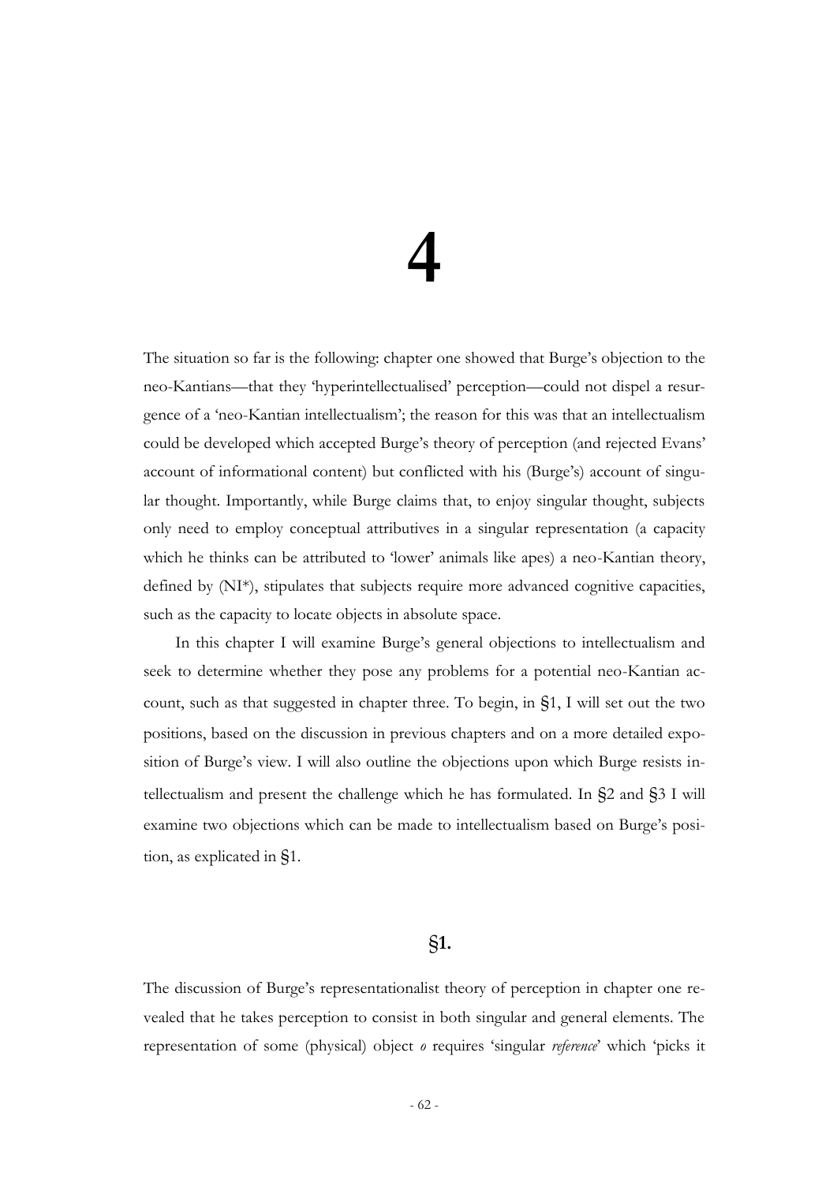# 4

The situation so far is the following: chapter one showed that Burge's objection to the neo-Kantians—that they 'hyperintellectualised' perception—could not dispel a resurgence of a 'neo-Kantian intellectualism'; the reason for this was that an intellectualism could be developed which accepted Burge's theory of perception (and rejected Evans' account of informational content) but conflicted with his (Burge's) account of singular thought. Importantly, while Burge claims that, to enjoy singular thought, subjects only need to employ conceptual attributives in a singular representation (a capacity which he thinks can be attributed to 'lower' animals like apes) a neo-Kantian theory, defined by (NI*), stipulates that subjects require more advanced cognitive capacities, such as the capacity to locate objects in absolute space.

In this chapter I will examine Burge's general objections to intellectualism and seek to determine whether they pose any problems for a potential neo-Kantian account, such as that suggested in chapter three. To begin, in §1, I will set out the two positions, based on the discussion in previous chapters and on a more detailed exposition of Burge's view. I will also outline the objections upon which Burge resists intellectualism and present the challenge which he has formulated. In §2 and §3 I will examine two objections which can be made to intellectualism based on Burge's position, as explicated in §1.

## §1.

The discussion of Burge's representationalist theory of perception in chapter one revealed that he takes perception to consist in both singular and general elements. The representation of some (physical) object *o* requires 'singular *reference*' which 'picks it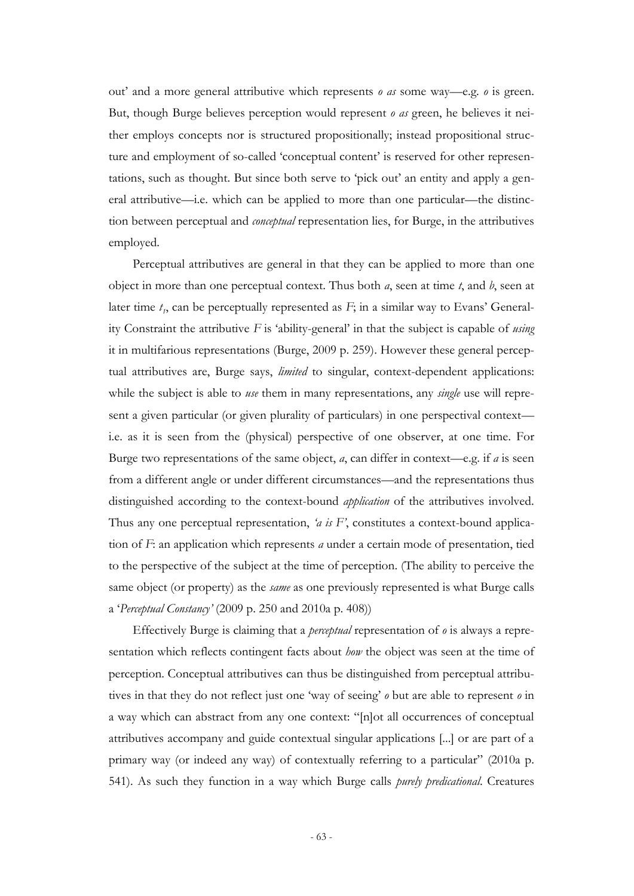out' and a more general attributive which represents *o as* some way—e.g. *o* is green. But, though Burge believes perception would represent *o as* green, he believes it neither employs concepts nor is structured propositionally; instead propositional structure and employment of so-called 'conceptual content' is reserved for other representations, such as thought. But since both serve to 'pick out' an entity and apply a general attributive—i.e. which can be applied to more than one particular—the distinction between perceptual and *conceptual* representation lies, for Burge, in the attributives employed.

Perceptual attributives are general in that they can be applied to more than one object in more than one perceptual context. Thus both *a*, seen at time *t*, and *b*, seen at later time $t_1$, can be perceptually represented as *F*; in a similar way to Evans' Generality Constraint the attributive *F* is 'ability-general' in that the subject is capable of *using* it in multifarious representations (Burge, 2009 p. 259). However these general perceptual attributives are, Burge says, *limited* to singular, context-dependent applications: while the subject is able to *use* them in many representations, any *single* use will represent a given particular (or given plurality of particulars) in one perspectival context—i.e. as it is seen from the (physical) perspective of one observer, at one time. For Burge two representations of the same object, *a*, can differ in context—e.g. if *a* is seen from a different angle or under different circumstances—and the representations thus distinguished according to the context-bound *application* of the attributives involved. Thus any one perceptual representation, *'a is F'*, constitutes a context-bound application of *F*: an application which represents *a* under a certain mode of presentation, tied to the perspective of the subject at the time of perception. (The ability to perceive the same object (or property) as the *same* as one previously represented is what Burge calls a '*Perceptual Constancy'* (2009 p. 250 and 2010a p. 408))

Effectively Burge is claiming that a *perceptual* representation of *o* is always a representation which reflects contingent facts about *how* the object was seen at the time of perception. Conceptual attributives can thus be distinguished from perceptual attributives in that they do not reflect just one 'way of seeing' *o* but are able to represent *o* in a way which can abstract from any one context: "[n]ot all occurrences of conceptual attributives accompany and guide contextual singular applications [...] or are part of a primary way (or indeed any way) of contextually referring to a particular" (2010a p. 541). As such they function in a way which Burge calls *purely predicational*. Creatures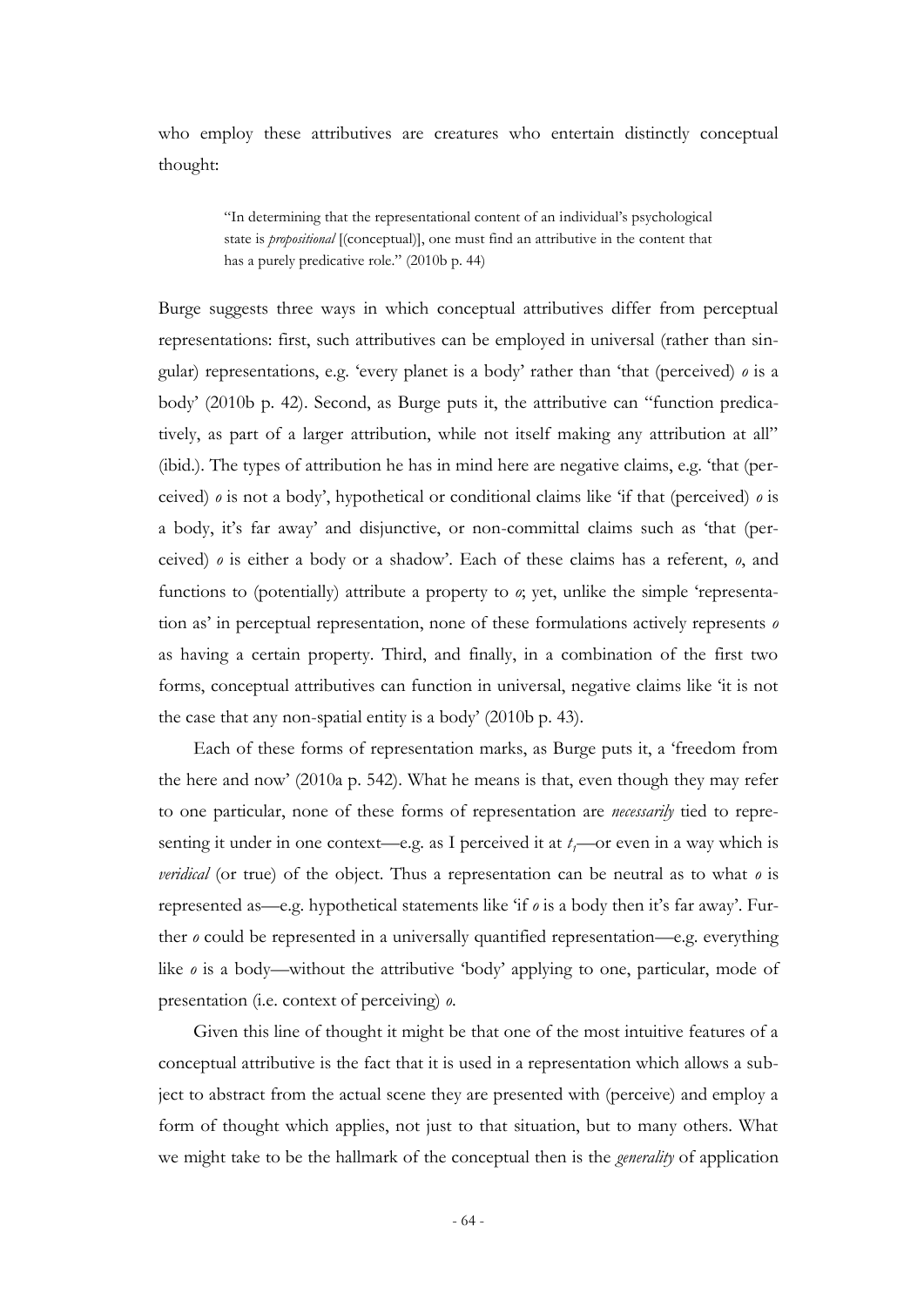who employ these attributives are creatures who entertain distinctly conceptual thought:

> "In determining that the representational content of an individual's psychological state is *propositional* [(conceptual)], one must find an attributive in the content that has a purely predicative role." (2010b p. 44)

Burge suggests three ways in which conceptual attributives differ from perceptual representations: first, such attributives can be employed in universal (rather than singular) representations, e.g. 'every planet is a body' rather than 'that (perceived) *o* is a body' (2010b p. 42). Second, as Burge puts it, the attributive can "function predicatively, as part of a larger attribution, while not itself making any attribution at all" (ibid.). The types of attribution he has in mind here are negative claims, e.g. 'that (perceived) *o* is not a body', hypothetical or conditional claims like 'if that (perceived) *o* is a body, it's far away' and disjunctive, or non-committal claims such as 'that (perceived) *o* is either a body or a shadow'. Each of these claims has a referent, *o*, and functions to (potentially) attribute a property to *o*; yet, unlike the simple 'representation as' in perceptual representation, none of these formulations actively represents *o* as having a certain property. Third, and finally, in a combination of the first two forms, conceptual attributives can function in universal, negative claims like 'it is not the case that any non-spatial entity is a body' (2010b p. 43).

Each of these forms of representation marks, as Burge puts it, a 'freedom from the here and now' (2010a p. 542). What he means is that, even though they may refer to one particular, none of these forms of representation are *necessarily* tied to representing it under in one context—e.g. as I perceived it at $t_1$—or even in a way which is *veridical* (or true) of the object. Thus a representation can be neutral as to what *o* is represented as—e.g. hypothetical statements like 'if *o* is a body then it's far away'. Further *o* could be represented in a universally quantified representation—e.g. everything like *o* is a body—without the attributive 'body' applying to one, particular, mode of presentation (i.e. context of perceiving) *o*.

Given this line of thought it might be that one of the most intuitive features of a conceptual attributive is the fact that it is used in a representation which allows a subject to abstract from the actual scene they are presented with (perceive) and employ a form of thought which applies, not just to that situation, but to many others. What we might take to be the hallmark of the conceptual then is the *generality* of application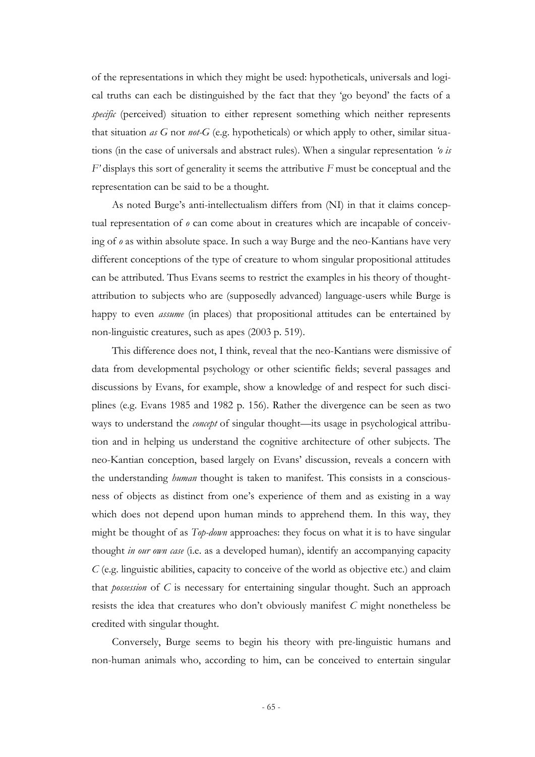of the representations in which they might be used: hypotheticals, universals and logical truths can each be distinguished by the fact that they 'go beyond' the facts of a *specific* (perceived) situation to either represent something which neither represents that situation *as G* nor *not-G* (e.g. hypotheticals) or which apply to other, similar situations (in the case of universals and abstract rules). When a singular representation *'o is F'* displays this sort of generality it seems the attributive *F* must be conceptual and the representation can be said to be a thought.

As noted Burge's anti-intellectualism differs from (NI) in that it claims conceptual representation of *o* can come about in creatures which are incapable of conceiving of *o* as within absolute space. In such a way Burge and the neo-Kantians have very different conceptions of the type of creature to whom singular propositional attitudes can be attributed. Thus Evans seems to restrict the examples in his theory of thought-attribution to subjects who are (supposedly advanced) language-users while Burge is happy to even *assume* (in places) that propositional attitudes can be entertained by non-linguistic creatures, such as apes (2003 p. 519).

This difference does not, I think, reveal that the neo-Kantians were dismissive of data from developmental psychology or other scientific fields; several passages and discussions by Evans, for example, show a knowledge of and respect for such disciplines (e.g. Evans 1985 and 1982 p. 156). Rather the divergence can be seen as two ways to understand the *concept* of singular thought—its usage in psychological attribution and in helping us understand the cognitive architecture of other subjects. The neo-Kantian conception, based largely on Evans' discussion, reveals a concern with the understanding *human* thought is taken to manifest. This consists in a consciousness of objects as distinct from one's experience of them and as existing in a way which does not depend upon human minds to apprehend them. In this way, they might be thought of as *Top-down* approaches: they focus on what it is to have singular thought *in our own case* (i.e. as a developed human), identify an accompanying capacity *C* (e.g. linguistic abilities, capacity to conceive of the world as objective etc.) and claim that *possession* of *C* is necessary for entertaining singular thought. Such an approach resists the idea that creatures who don't obviously manifest *C* might nonetheless be credited with singular thought.

Conversely, Burge seems to begin his theory with pre-linguistic humans and non-human animals who, according to him, can be conceived to entertain singular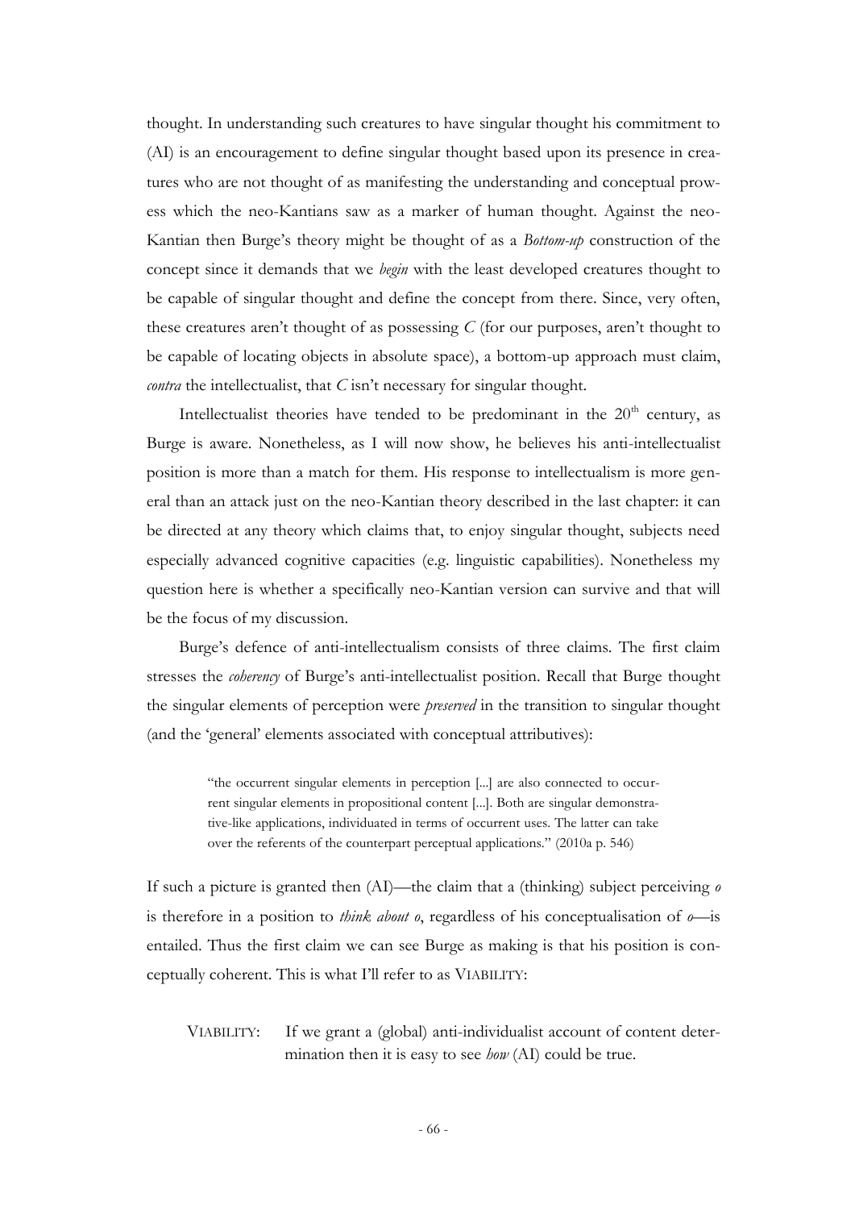thought. In understanding such creatures to have singular thought his commitment to (AI) is an encouragement to define singular thought based upon its presence in creatures who are not thought of as manifesting the understanding and conceptual prowess which the neo-Kantians saw as a marker of human thought. Against the neo-Kantian then Burge's theory might be thought of as a *Bottom-up* construction of the concept since it demands that we *begin* with the least developed creatures thought to be capable of singular thought and define the concept from there. Since, very often, these creatures aren't thought of as possessing *C* (for our purposes, aren't thought to be capable of locating objects in absolute space), a bottom-up approach must claim, *contra* the intellectualist, that *C* isn't necessary for singular thought.

Intellectualist theories have tended to be predominant in the 20th century, as Burge is aware. Nonetheless, as I will now show, he believes his anti-intellectualist position is more than a match for them. His response to intellectualism is more general than an attack just on the neo-Kantian theory described in the last chapter: it can be directed at any theory which claims that, to enjoy singular thought, subjects need especially advanced cognitive capacities (e.g. linguistic capabilities). Nonetheless my question here is whether a specifically neo-Kantian version can survive and that will be the focus of my discussion.

Burge's defence of anti-intellectualism consists of three claims. The first claim stresses the *coherency* of Burge's anti-intellectualist position. Recall that Burge thought the singular elements of perception were *preserved* in the transition to singular thought (and the 'general' elements associated with conceptual attributives):

> "the occurrent singular elements in perception [...] are also connected to occurrent singular elements in propositional content [...]. Both are singular demonstrative-like applications, individuated in terms of occurrent uses. The latter can take over the referents of the counterpart perceptual applications." (2010a p. 546)

If such a picture is granted then (AI)—the claim that a (thinking) subject perceiving *o* is therefore in a position to *think about o*, regardless of his conceptualisation of *o*—is entailed. Thus the first claim we can see Burge as making is that his position is conceptually coherent. This is what I'll refer to as VIABILITY:

> VIABILITY: If we grant a (global) anti-individualist account of content determination then it is easy to see *how* (AI) could be true.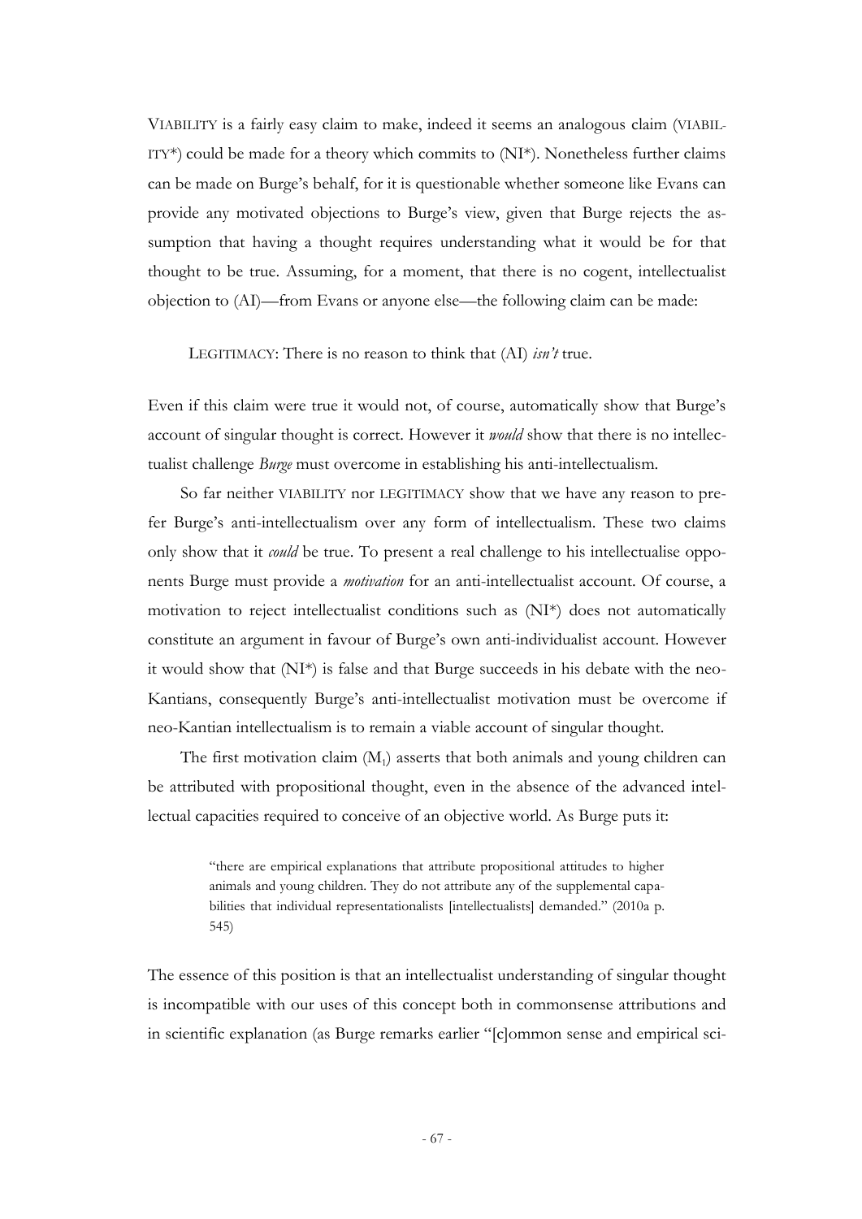VIABILITY is a fairly easy claim to make, indeed it seems an analogous claim (VIABILITY*) could be made for a theory which commits to (NI*). Nonetheless further claims can be made on Burge's behalf, for it is questionable whether someone like Evans can provide any motivated objections to Burge's view, given that Burge rejects the assumption that having a thought requires understanding what it would be for that thought to be true. Assuming, for a moment, that there is no cogent, intellectualist objection to (AI)—from Evans or anyone else—the following claim can be made:

> LEGITIMACY: There is no reason to think that (AI) *isn't* true.

Even if this claim were true it would not, of course, automatically show that Burge's account of singular thought is correct. However it *would* show that there is no intellectualist challenge *Burge* must overcome in establishing his anti-intellectualism.

So far neither VIABILITY nor LEGITIMACY show that we have any reason to prefer Burge's anti-intellectualism over any form of intellectualism. These two claims only show that it *could* be true. To present a real challenge to his intellectualise opponents Burge must provide a *motivation* for an anti-intellectualist account. Of course, a motivation to reject intellectualist conditions such as (NI*) does not automatically constitute an argument in favour of Burge's own anti-individualist account. However it would show that (NI*) is false and that Burge succeeds in his debate with the neo-Kantians, consequently Burge's anti-intellectualist motivation must be overcome if neo-Kantian intellectualism is to remain a viable account of singular thought.

The first motivation claim ($M_1$) asserts that both animals and young children can be attributed with propositional thought, even in the absence of the advanced intellectual capacities required to conceive of an objective world. As Burge puts it:

> "there are empirical explanations that attribute propositional attitudes to higher animals and young children. They do not attribute any of the supplemental capabilities that individual representationalists [intellectualists] demanded." (2010a p. 545)

The essence of this position is that an intellectualist understanding of singular thought is incompatible with our uses of this concept both in commonsense attributions and in scientific explanation (as Burge remarks earlier "[c]ommon sense and empirical sci-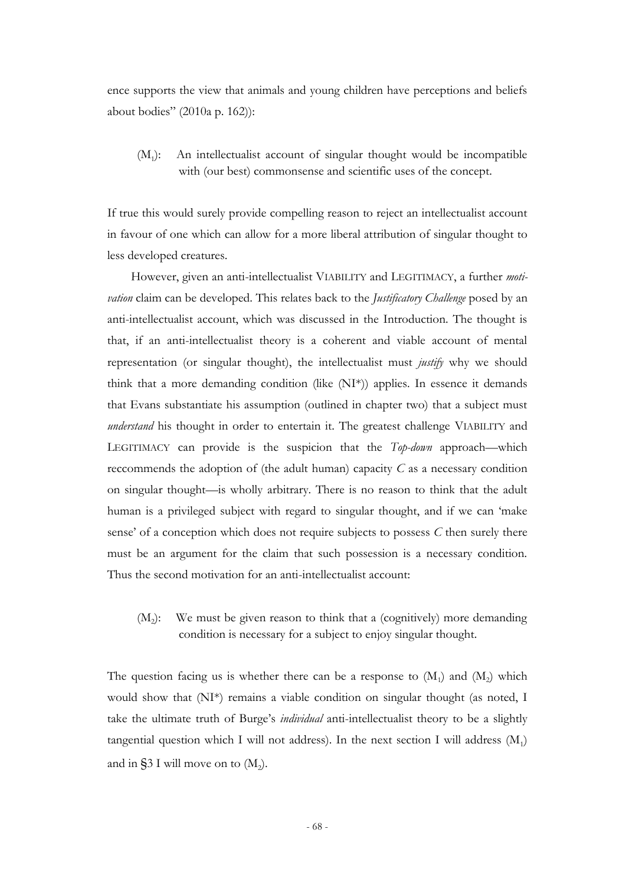ence supports the view that animals and young children have perceptions and beliefs about bodies" (2010a p. 162)):

> ($M_1$): An intellectualist account of singular thought would be incompatible with (our best) commonsense and scientific uses of the concept.

If true this would surely provide compelling reason to reject an intellectualist account in favour of one which can allow for a more liberal attribution of singular thought to less developed creatures.

However, given an anti-intellectualist VIABILITY and LEGITIMACY, a further *motivation* claim can be developed. This relates back to the *Justificatory Challenge* posed by an anti-intellectualist account, which was discussed in the Introduction. The thought is that, if an anti-intellectualist theory is a coherent and viable account of mental representation (or singular thought), the intellectualist must *justify* why we should think that a more demanding condition (like (NI*)) applies. In essence it demands that Evans substantiate his assumption (outlined in chapter two) that a subject must *understand* his thought in order to entertain it. The greatest challenge VIABILITY and LEGITIMACY can provide is the suspicion that the *Top-down* approach—which reccommends the adoption of (the adult human) capacity *C* as a necessary condition on singular thought—is wholly arbitrary. There is no reason to think that the adult human is a privileged subject with regard to singular thought, and if we can 'make sense' of a conception which does not require subjects to possess *C* then surely there must be an argument for the claim that such possession is a necessary condition. Thus the second motivation for an anti-intellectualist account:

> ($M_2$): We must be given reason to think that a (cognitively) more demanding condition is necessary for a subject to enjoy singular thought.

The question facing us is whether there can be a response to ($M_1$) and ($M_2$) which would show that (NI*) remains a viable condition on singular thought (as noted, I take the ultimate truth of Burge's *individual* anti-intellectualist theory to be a slightly tangential question which I will not address). In the next section I will address ($M_1$) and in §3 I will move on to ($M_2$).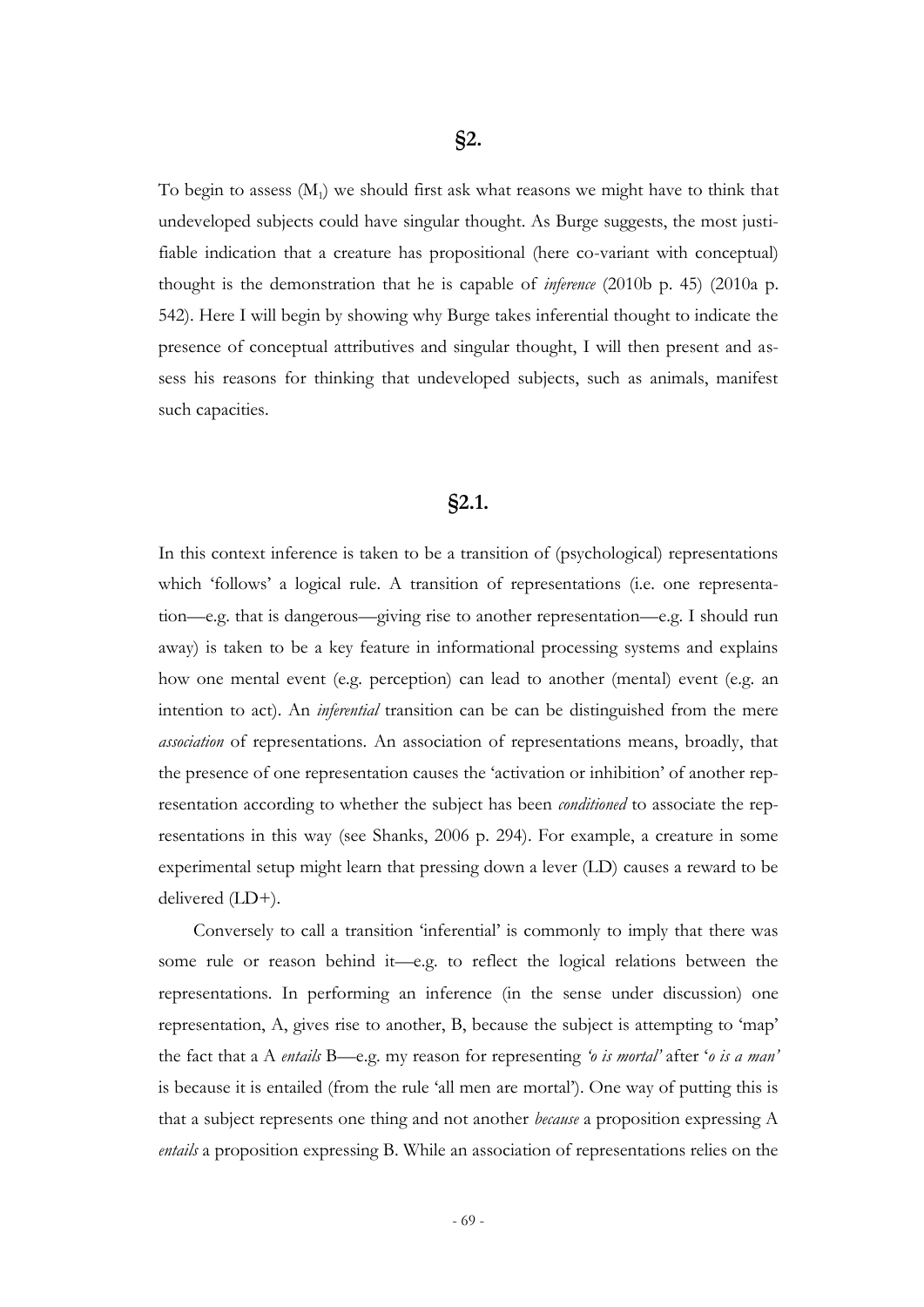## §2.

To begin to assess ($M_1$) we should first ask what reasons we might have to think that undeveloped subjects could have singular thought. As Burge suggests, the most justifiable indication that a creature has propositional (here co-variant with conceptual) thought is the demonstration that he is capable of *inference* (2010b p. 45) (2010a p. 542). Here I will begin by showing why Burge takes inferential thought to indicate the presence of conceptual attributives and singular thought, I will then present and assess his reasons for thinking that undeveloped subjects, such as animals, manifest such capacities.

### §2.1.

In this context inference is taken to be a transition of (psychological) representations which 'follows' a logical rule. A transition of representations (i.e. one representation—e.g. that is dangerous—giving rise to another representation—e.g. I should run away) is taken to be a key feature in informational processing systems and explains how one mental event (e.g. perception) can lead to another (mental) event (e.g. an intention to act). An *inferential* transition can be can be distinguished from the mere *association* of representations. An association of representations means, broadly, that the presence of one representation causes the 'activation or inhibition' of another representation according to whether the subject has been *conditioned* to associate the representations in this way (see Shanks, 2006 p. 294). For example, a creature in some experimental setup might learn that pressing down a lever (LD) causes a reward to be delivered (LD+).

Conversely to call a transition 'inferential' is commonly to imply that there was some rule or reason behind it—e.g. to reflect the logical relations between the representations. In performing an inference (in the sense under discussion) one representation, A, gives rise to another, B, because the subject is attempting to 'map' the fact that a A *entails* B—e.g. my reason for representing *'o is mortal'* after '*o is a man'* is because it is entailed (from the rule 'all men are mortal'). One way of putting this is that a subject represents one thing and not another *because* a proposition expressing A *entails* a proposition expressing B. While an association of representations relies on the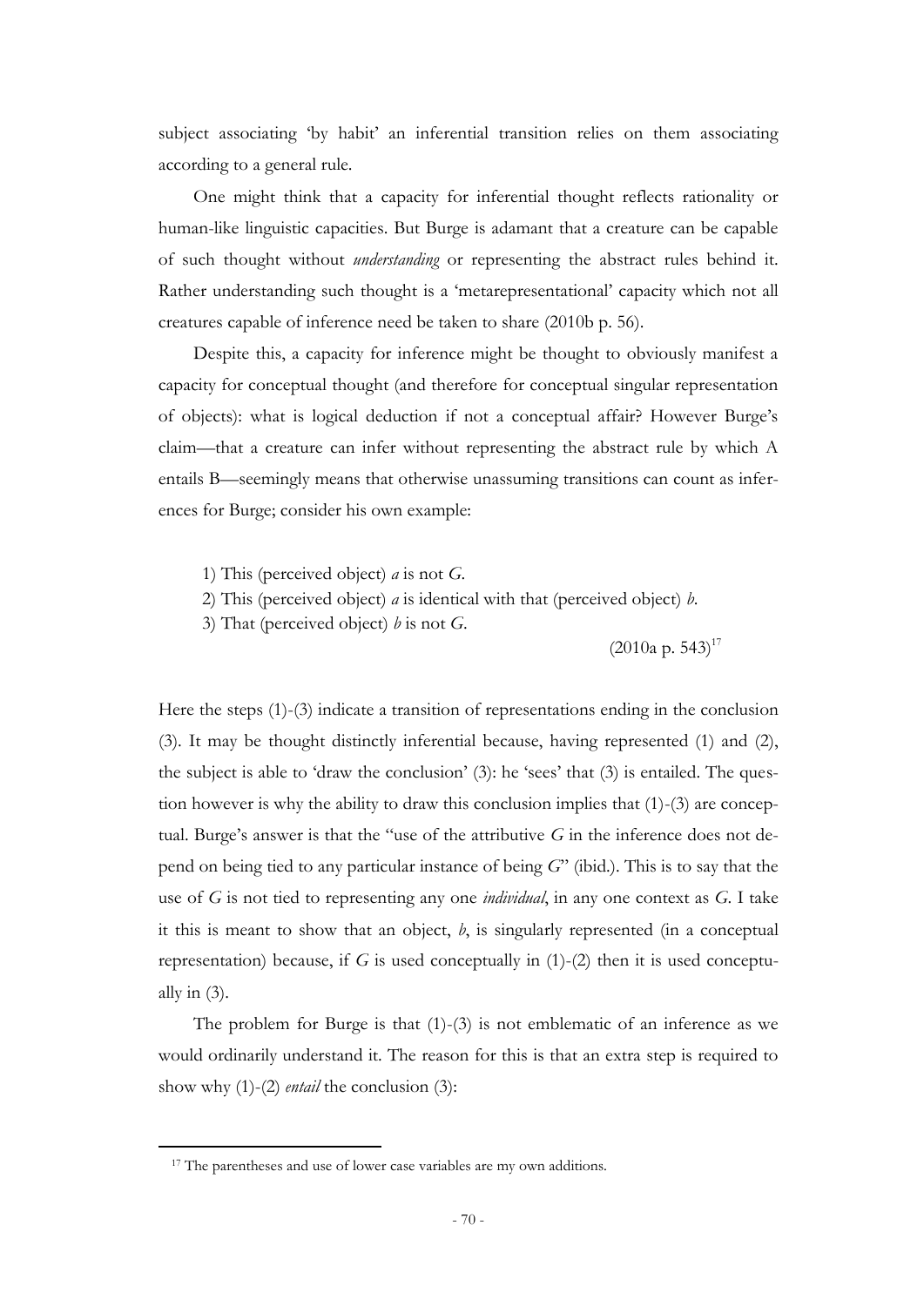subject associating 'by habit' an inferential transition relies on them associating according to a general rule.

One might think that a capacity for inferential thought reflects rationality or human-like linguistic capacities. But Burge is adamant that a creature can be capable of such thought without *understanding* or representing the abstract rules behind it. Rather understanding such thought is a 'metarepresentational' capacity which not all creatures capable of inference need be taken to share (2010b p. 56).

Despite this, a capacity for inference might be thought to obviously manifest a capacity for conceptual thought (and therefore for conceptual singular representation of objects): what is logical deduction if not a conceptual affair? However Burge's claim—that a creature can infer without representing the abstract rule by which A entails B—seemingly means that otherwise unassuming transitions can count as inferences for Burge; consider his own example:

1) This (perceived object) *a* is not *G*.
2) This (perceived object) *a* is identical with that (perceived object) *b*.
3) That (perceived object) *b* is not *G*.

(2010a p. 543)[17]

Here the steps (1)-(3) indicate a transition of representations ending in the conclusion (3). It may be thought distinctly inferential because, having represented (1) and (2), the subject is able to 'draw the conclusion' (3): he 'sees' that (3) is entailed. The question however is why the ability to draw this conclusion implies that (1)-(3) are conceptual. Burge's answer is that the "use of the attributive *G* in the inference does not depend on being tied to any particular instance of being *G*" (ibid.). This is to say that the use of *G* is not tied to representing any one *individual*, in any one context as *G*. I take it this is meant to show that an object, *b*, is singularly represented (in a conceptual representation) because, if *G* is used conceptually in (1)-(2) then it is used conceptually in (3).

The problem for Burge is that (1)-(3) is not emblematic of an inference as we would ordinarily understand it. The reason for this is that an extra step is required to show why (1)-(2) *entail* the conclusion (3):

[17] The parentheses and use of lower case variables are my own additions.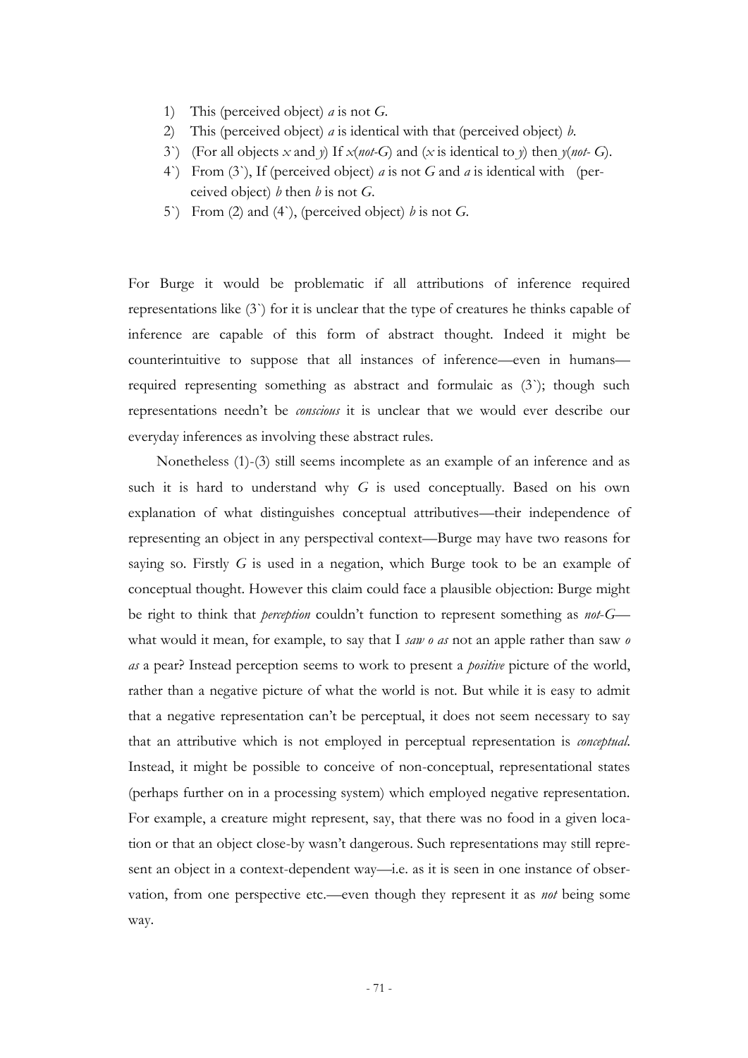1) This (perceived object) *a* is not *G*.
2) This (perceived object) *a* is identical with that (perceived object) *b*.
3`) (For all objects *x* and *y*) If *x*(*not-G*) and (*x* is identical to *y*) then *y*(*not- G*).
4`) From (3`), If (perceived object) *a* is not *G* and *a* is identical with (perceived object) *b* then *b* is not *G*.
5`) From (2) and (4`), (perceived object) *b* is not *G*.

For Burge it would be problematic if all attributions of inference required representations like (3`) for it is unclear that the type of creatures he thinks capable of inference are capable of this form of abstract thought. Indeed it might be counterintuitive to suppose that all instances of inference—even in humans—required representing something as abstract and formulaic as (3`); though such representations needn't be *conscious* it is unclear that we would ever describe our everyday inferences as involving these abstract rules.

Nonetheless (1)-(3) still seems incomplete as an example of an inference and as such it is hard to understand why *G* is used conceptually. Based on his own explanation of what distinguishes conceptual attributives—their independence of representing an object in any perspectival context—Burge may have two reasons for saying so. Firstly *G* is used in a negation, which Burge took to be an example of conceptual thought. However this claim could face a plausible objection: Burge might be right to think that *perception* couldn't function to represent something as *not-G*—what would it mean, for example, to say that I *saw o as* not an apple rather than saw *o as* a pear? Instead perception seems to work to present a *positive* picture of the world, rather than a negative picture of what the world is not. But while it is easy to admit that a negative representation can't be perceptual, it does not seem necessary to say that an attributive which is not employed in perceptual representation is *conceptual*. Instead, it might be possible to conceive of non-conceptual, representational states (perhaps further on in a processing system) which employed negative representation. For example, a creature might represent, say, that there was no food in a given location or that an object close-by wasn't dangerous. Such representations may still represent an object in a context-dependent way—i.e. as it is seen in one instance of observation, from one perspective etc.—even though they represent it as *not* being some way.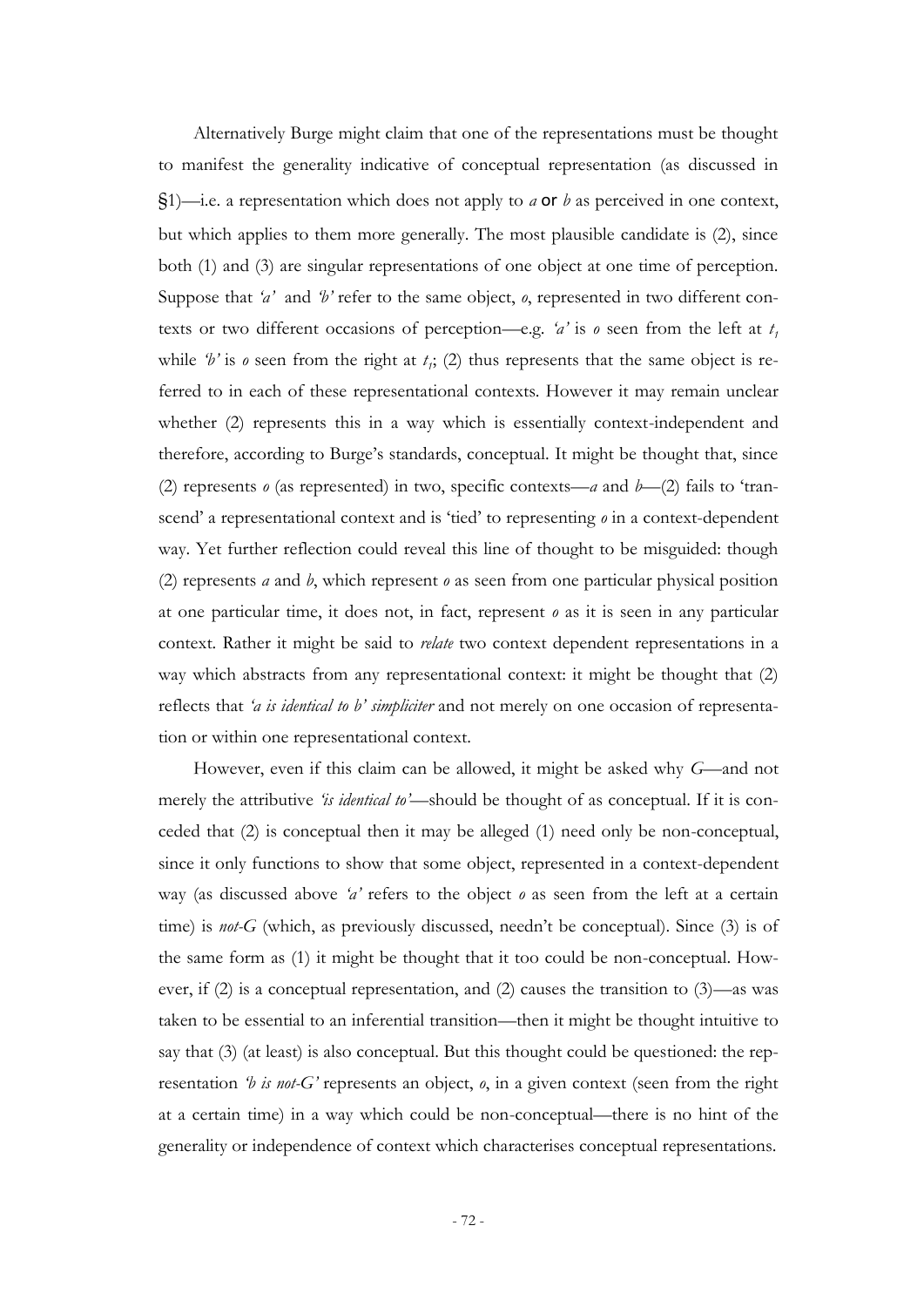Alternatively Burge might claim that one of the representations must be thought to manifest the generality indicative of conceptual representation (as discussed in §1)—i.e. a representation which does not apply to *a* or *b* as perceived in one context, but which applies to them more generally. The most plausible candidate is (2), since both (1) and (3) are singular representations of one object at one time of perception. Suppose that *'a'* and *'b'* refer to the same object, *o*, represented in two different contexts or two different occasions of perception—e.g. *'a'* is *o* seen from the left at $t_1$ while *'b'* is *o* seen from the right at $t_1$; (2) thus represents that the same object is referred to in each of these representational contexts. However it may remain unclear whether (2) represents this in a way which is essentially context-independent and therefore, according to Burge's standards, conceptual. It might be thought that, since (2) represents *o* (as represented) in two, specific contexts—*a* and *b*—(2) fails to 'transcend' a representational context and is 'tied' to representing *o* in a context-dependent way. Yet further reflection could reveal this line of thought to be misguided: though (2) represents *a* and *b*, which represent *o* as seen from one particular physical position at one particular time, it does not, in fact, represent *o* as it is seen in any particular context. Rather it might be said to *relate* two context dependent representations in a way which abstracts from any representational context: it might be thought that (2) reflects that *'a is identical to b' simpliciter* and not merely on one occasion of representation or within one representational context.

However, even if this claim can be allowed, it might be asked why *G*—and not merely the attributive *'is identical to'*—should be thought of as conceptual. If it is conceded that (2) is conceptual then it may be alleged (1) need only be non-conceptual, since it only functions to show that some object, represented in a context-dependent way (as discussed above *'a'* refers to the object *o* as seen from the left at a certain time) is *not-G* (which, as previously discussed, needn't be conceptual). Since (3) is of the same form as (1) it might be thought that it too could be non-conceptual. However, if (2) is a conceptual representation, and (2) causes the transition to (3)—as was taken to be essential to an inferential transition—then it might be thought intuitive to say that (3) (at least) is also conceptual. But this thought could be questioned: the representation *'b is not-G'* represents an object, *o*, in a given context (seen from the right at a certain time) in a way which could be non-conceptual—there is no hint of the generality or independence of context which characterises conceptual representations.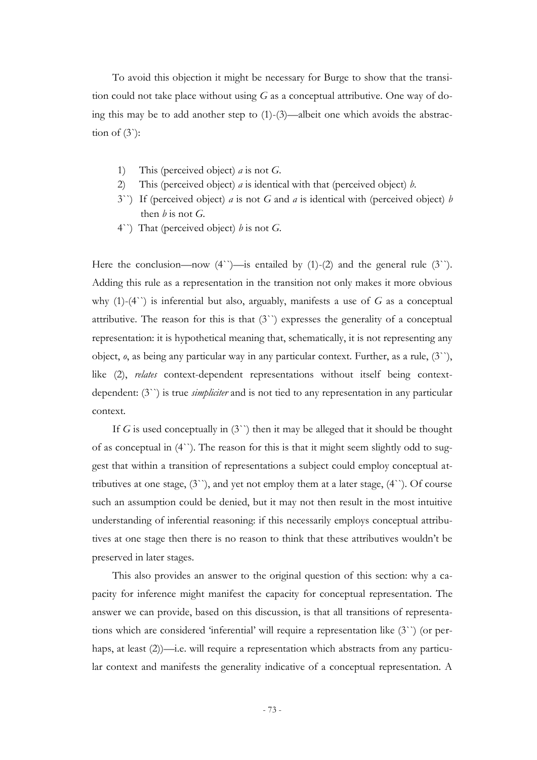To avoid this objection it might be necessary for Burge to show that the transition could not take place without using *G* as a conceptual attributive. One way of doing this may be to add another step to (1)-(3)—albeit one which avoids the abstraction of (3`):

1) This (perceived object) *a* is not *G*.
2) This (perceived object) *a* is identical with that (perceived object) *b*.
3``) If (perceived object) *a* is not *G* and *a* is identical with (perceived object) *b* then *b* is not *G*.
4``) That (perceived object) *b* is not *G*.

Here the conclusion—now (4``)—is entailed by (1)-(2) and the general rule (3``). Adding this rule as a representation in the transition not only makes it more obvious why (1)-(4``) is inferential but also, arguably, manifests a use of *G* as a conceptual attributive. The reason for this is that (3``) expresses the generality of a conceptual representation: it is hypothetical meaning that, schematically, it is not representing any object, *o*, as being any particular way in any particular context. Further, as a rule, (3``), like (2), *relates* context-dependent representations without itself being context-dependent: (3``) is true *simpliciter* and is not tied to any representation in any particular context.

If *G* is used conceptually in (3``) then it may be alleged that it should be thought of as conceptual in (4``). The reason for this is that it might seem slightly odd to suggest that within a transition of representations a subject could employ conceptual attributives at one stage, (3``), and yet not employ them at a later stage, (4``). Of course such an assumption could be denied, but it may not then result in the most intuitive understanding of inferential reasoning: if this necessarily employs conceptual attributives at one stage then there is no reason to think that these attributives wouldn't be preserved in later stages.

This also provides an answer to the original question of this section: why a capacity for inference might manifest the capacity for conceptual representation. The answer we can provide, based on this discussion, is that all transitions of representations which are considered 'inferential' will require a representation like (3``) (or perhaps, at least (2))—i.e. will require a representation which abstracts from any particular context and manifests the generality indicative of a conceptual representation. A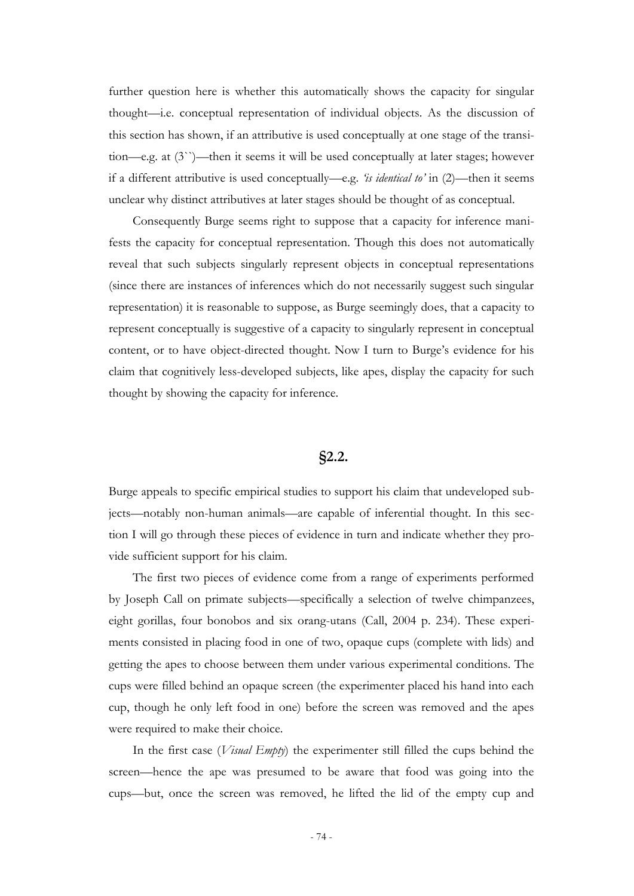further question here is whether this automatically shows the capacity for singular thought—i.e. conceptual representation of individual objects. As the discussion of this section has shown, if an attributive is used conceptually at one stage of the transition—e.g. at (3``)—then it seems it will be used conceptually at later stages; however if a different attributive is used conceptually—e.g. *'is identical to'* in (2)—then it seems unclear why distinct attributives at later stages should be thought of as conceptual.

Consequently Burge seems right to suppose that a capacity for inference manifests the capacity for conceptual representation. Though this does not automatically reveal that such subjects singularly represent objects in conceptual representations (since there are instances of inferences which do not necessarily suggest such singular representation) it is reasonable to suppose, as Burge seemingly does, that a capacity to represent conceptually is suggestive of a capacity to singularly represent in conceptual content, or to have object-directed thought. Now I turn to Burge's evidence for his claim that cognitively less-developed subjects, like apes, display the capacity for such thought by showing the capacity for inference.

## §2.2.

Burge appeals to specific empirical studies to support his claim that undeveloped subjects—notably non-human animals—are capable of inferential thought. In this section I will go through these pieces of evidence in turn and indicate whether they provide sufficient support for his claim.

The first two pieces of evidence come from a range of experiments performed by Joseph Call on primate subjects—specifically a selection of twelve chimpanzees, eight gorillas, four bonobos and six orang-utans (Call, 2004 p. 234). These experiments consisted in placing food in one of two, opaque cups (complete with lids) and getting the apes to choose between them under various experimental conditions. The cups were filled behind an opaque screen (the experimenter placed his hand into each cup, though he only left food in one) before the screen was removed and the apes were required to make their choice.

In the first case (*Visual Empty*) the experimenter still filled the cups behind the screen—hence the ape was presumed to be aware that food was going into the cups—but, once the screen was removed, he lifted the lid of the empty cup and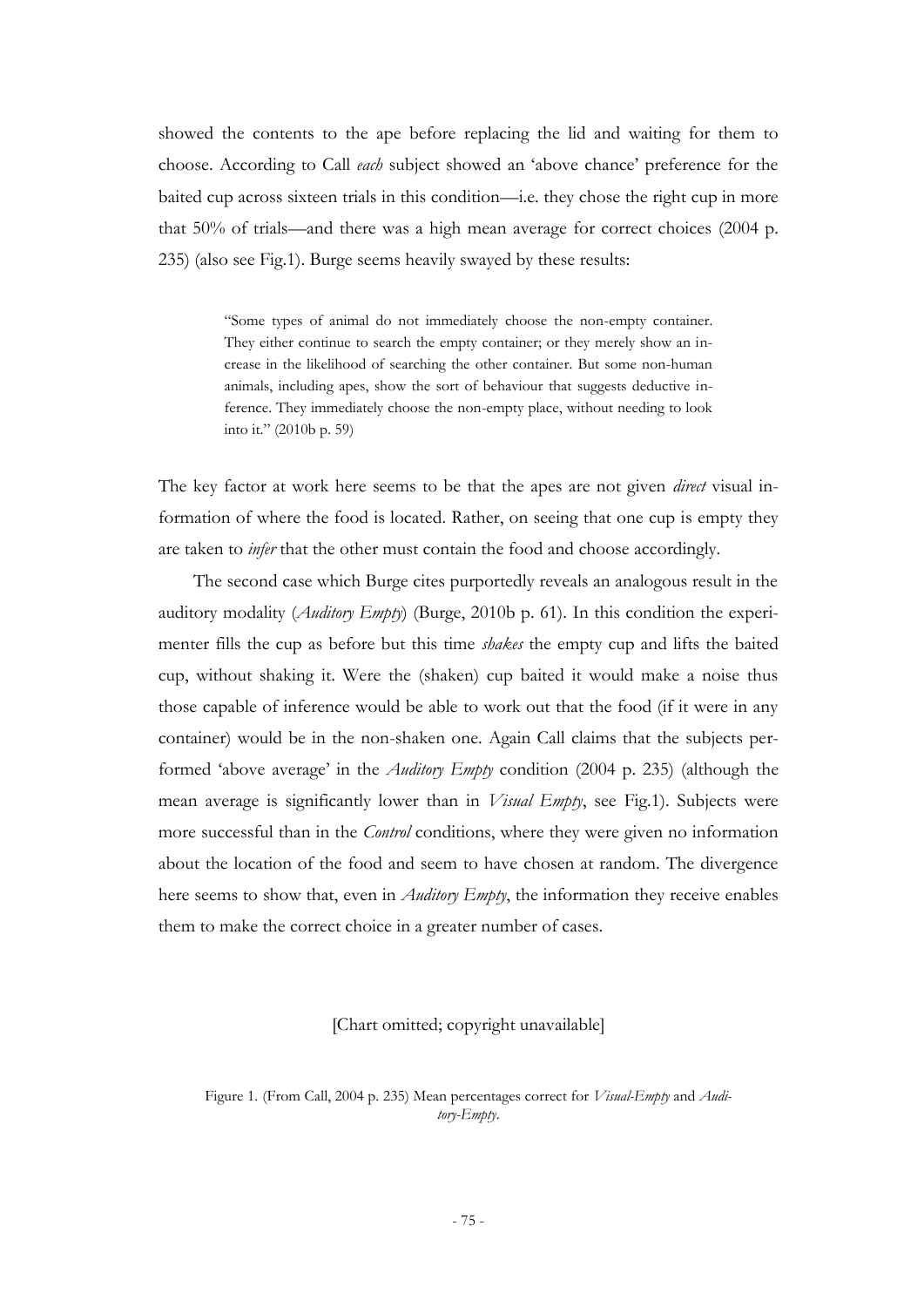showed the contents to the ape before replacing the lid and waiting for them to choose. According to Call *each* subject showed an 'above chance' preference for the baited cup across sixteen trials in this condition—i.e. they chose the right cup in more that 50% of trials—and there was a high mean average for correct choices (2004 p. 235) (also see Fig.1). Burge seems heavily swayed by these results:

> "Some types of animal do not immediately choose the non-empty container. They either continue to search the empty container; or they merely show an increase in the likelihood of searching the other container. But some non-human animals, including apes, show the sort of behaviour that suggests deductive inference. They immediately choose the non-empty place, without needing to look into it." (2010b p. 59)

The key factor at work here seems to be that the apes are not given *direct* visual information of where the food is located. Rather, on seeing that one cup is empty they are taken to *infer* that the other must contain the food and choose accordingly.

The second case which Burge cites purportedly reveals an analogous result in the auditory modality (*Auditory Empty*) (Burge, 2010b p. 61). In this condition the experimenter fills the cup as before but this time *shakes* the empty cup and lifts the baited cup, without shaking it. Were the (shaken) cup baited it would make a noise thus those capable of inference would be able to work out that the food (if it were in any container) would be in the non-shaken one. Again Call claims that the subjects performed 'above average' in the *Auditory Empty* condition (2004 p. 235) (although the mean average is significantly lower than in *Visual Empty*, see Fig.1). Subjects were more successful than in the *Control* conditions, where they were given no information about the location of the food and seem to have chosen at random. The divergence here seems to show that, even in *Auditory Empty*, the information they receive enables them to make the correct choice in a greater number of cases.

[Chart omitted; copyright unavailable]

Figure 1. (From Call, 2004 p. 235) Mean percentages correct for *Visual-Empty* and *Auditory-Empty*.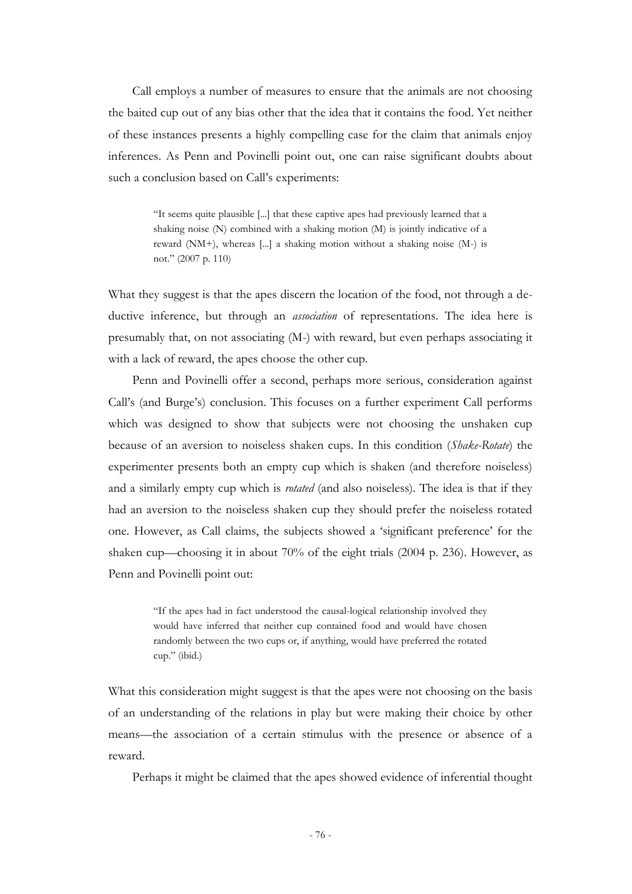Call employs a number of measures to ensure that the animals are not choosing the baited cup out of any bias other that the idea that it contains the food. Yet neither of these instances presents a highly compelling case for the claim that animals enjoy inferences. As Penn and Povinelli point out, one can raise significant doubts about such a conclusion based on Call's experiments:

> "It seems quite plausible [...] that these captive apes had previously learned that a shaking noise (N) combined with a shaking motion (M) is jointly indicative of a reward (NM+), whereas [...] a shaking motion without a shaking noise (M-) is not." (2007 p. 110)

What they suggest is that the apes discern the location of the food, not through a deductive inference, but through an *association* of representations. The idea here is presumably that, on not associating (M-) with reward, but even perhaps associating it with a lack of reward, the apes choose the other cup.

Penn and Povinelli offer a second, perhaps more serious, consideration against Call's (and Burge's) conclusion. This focuses on a further experiment Call performs which was designed to show that subjects were not choosing the unshaken cup because of an aversion to noiseless shaken cups. In this condition (*Shake-Rotate*) the experimenter presents both an empty cup which is shaken (and therefore noiseless) and a similarly empty cup which is *rotated* (and also noiseless). The idea is that if they had an aversion to the noiseless shaken cup they should prefer the noiseless rotated one. However, as Call claims, the subjects showed a 'significant preference' for the shaken cup—choosing it in about 70% of the eight trials (2004 p. 236). However, as Penn and Povinelli point out:

> "If the apes had in fact understood the causal-logical relationship involved they would have inferred that neither cup contained food and would have chosen randomly between the two cups or, if anything, would have preferred the rotated cup." (ibid.)

What this consideration might suggest is that the apes were not choosing on the basis of an understanding of the relations in play but were making their choice by other means—the association of a certain stimulus with the presence or absence of a reward.

Perhaps it might be claimed that the apes showed evidence of inferential thought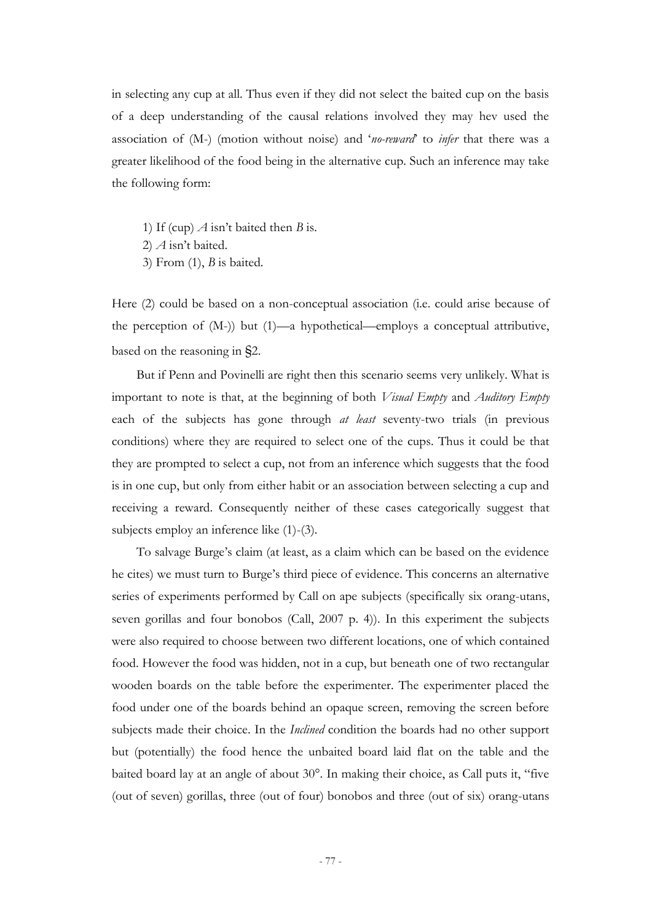in selecting any cup at all. Thus even if they did not select the baited cup on the basis of a deep understanding of the causal relations involved they may hev used the association of (M-) (motion without noise) and '*no-reward*' to *infer* that there was a greater likelihood of the food being in the alternative cup. Such an inference may take the following form:

1) If (cup) *A* isn't baited then *B* is.
2) *A* isn't baited.
3) From (1), *B* is baited.

Here (2) could be based on a non-conceptual association (i.e. could arise because of the perception of (M-)) but (1)—a hypothetical—employs a conceptual attributive, based on the reasoning in §2.

But if Penn and Povinelli are right then this scenario seems very unlikely. What is important to note is that, at the beginning of both *Visual Empty* and *Auditory Empty* each of the subjects has gone through *at least* seventy-two trials (in previous conditions) where they are required to select one of the cups. Thus it could be that they are prompted to select a cup, not from an inference which suggests that the food is in one cup, but only from either habit or an association between selecting a cup and receiving a reward. Consequently neither of these cases categorically suggest that subjects employ an inference like (1)-(3).

To salvage Burge's claim (at least, as a claim which can be based on the evidence he cites) we must turn to Burge's third piece of evidence. This concerns an alternative series of experiments performed by Call on ape subjects (specifically six orang-utans, seven gorillas and four bonobos (Call, 2007 p. 4)). In this experiment the subjects were also required to choose between two different locations, one of which contained food. However the food was hidden, not in a cup, but beneath one of two rectangular wooden boards on the table before the experimenter. The experimenter placed the food under one of the boards behind an opaque screen, removing the screen before subjects made their choice. In the *Inclined* condition the boards had no other support but (potentially) the food hence the unbaited board laid flat on the table and the baited board lay at an angle of about 30°. In making their choice, as Call puts it, "five (out of seven) gorillas, three (out of four) bonobos and three (out of six) orang-utans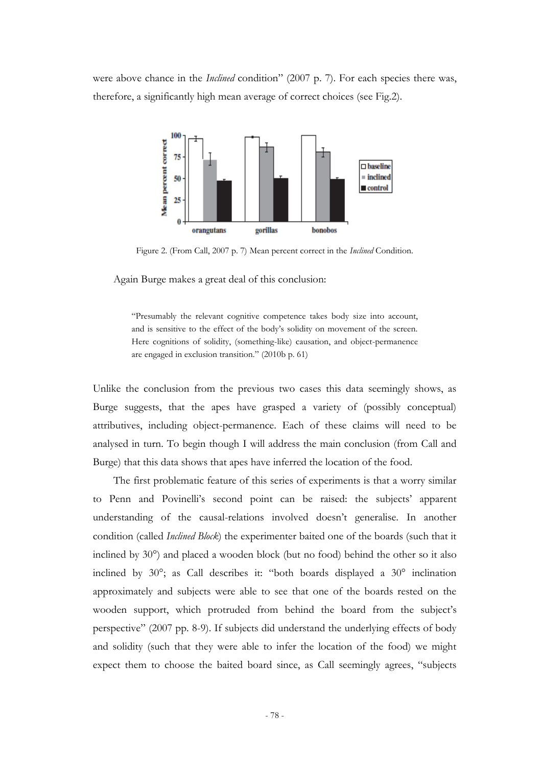were above chance in the *Inclined* condition" (2007 p. 7). For each species there was, therefore, a significantly high mean average of correct choices (see Fig.2).

Figure 2. (From Call, 2007 p. 7) Mean percent correct in the *Inclined* Condition.

Again Burge makes a great deal of this conclusion:

> "Presumably the relevant cognitive competence takes body size into account, and is sensitive to the effect of the body's solidity on movement of the screen. Here cognitions of solidity, (something-like) causation, and object-permanence are engaged in exclusion transition." (2010b p. 61)

Unlike the conclusion from the previous two cases this data seemingly shows, as Burge suggests, that the apes have grasped a variety of (possibly conceptual) attributives, including object-permanence. Each of these claims will need to be analysed in turn. To begin though I will address the main conclusion (from Call and Burge) that this data shows that apes have inferred the location of the food.

The first problematic feature of this series of experiments is that a worry similar to Penn and Povinelli's second point can be raised: the subjects' apparent understanding of the causal-relations involved doesn't generalise. In another condition (called *Inclined Block*) the experimenter baited one of the boards (such that it inclined by 30°) and placed a wooden block (but no food) behind the other so it also inclined by 30°; as Call describes it: "both boards displayed a 30° inclination approximately and subjects were able to see that one of the boards rested on the wooden support, which protruded from behind the board from the subject's perspective" (2007 pp. 8-9). If subjects did understand the underlying effects of body and solidity (such that they were able to infer the location of the food) we might expect them to choose the baited board since, as Call seemingly agrees, "subjects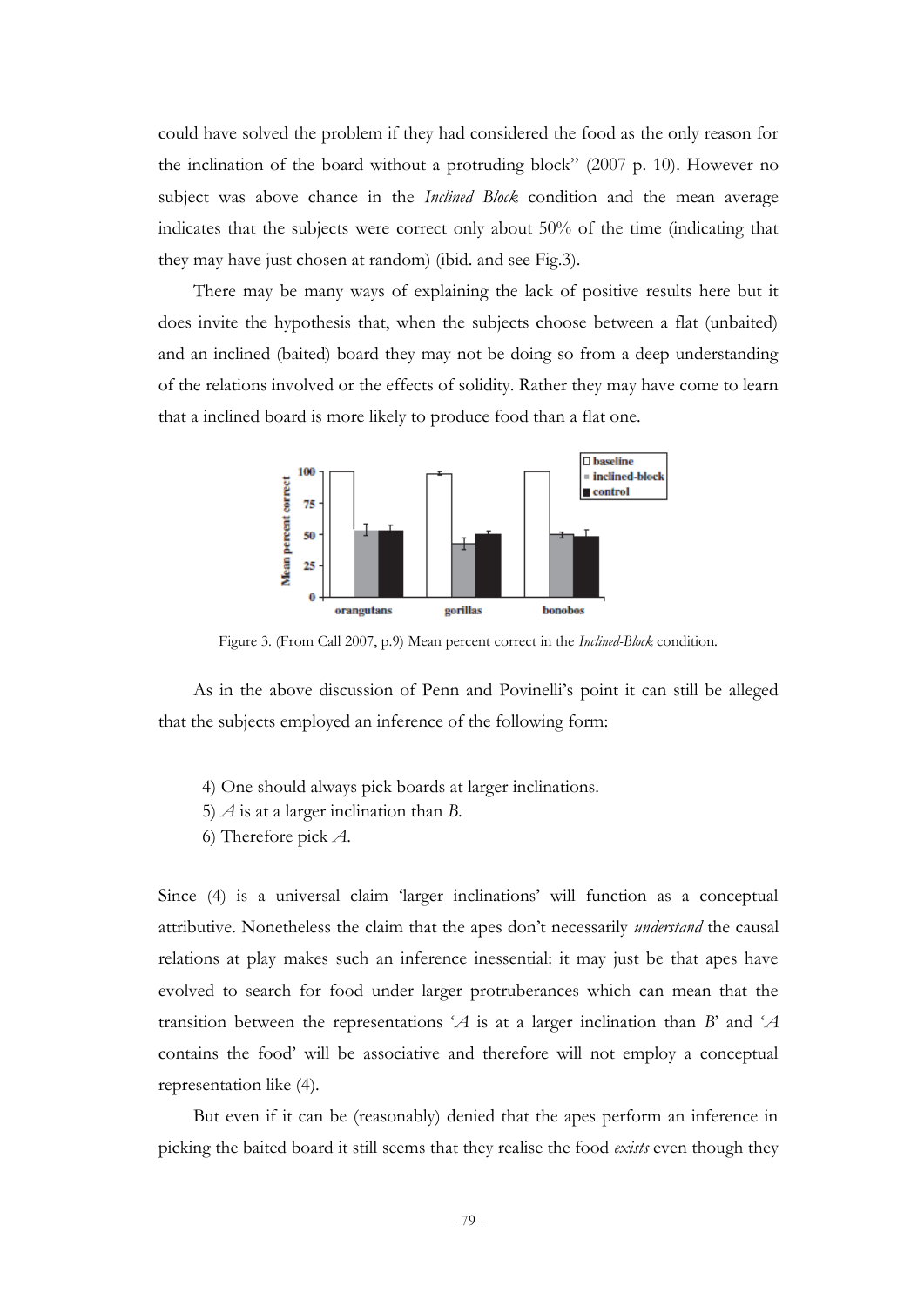could have solved the problem if they had considered the food as the only reason for the inclination of the board without a protruding block" (2007 p. 10). However no subject was above chance in the *Inclined Block* condition and the mean average indicates that the subjects were correct only about 50% of the time (indicating that they may have just chosen at random) (ibid. and see Fig.3).

There may be many ways of explaining the lack of positive results here but it does invite the hypothesis that, when the subjects choose between a flat (unbaited) and an inclined (baited) board they may not be doing so from a deep understanding of the relations involved or the effects of solidity. Rather they may have come to learn that a inclined board is more likely to produce food than a flat one.

Figure 3. (From Call 2007, p.9) Mean percent correct in the *Inclined-Block* condition.

As in the above discussion of Penn and Povinelli's point it can still be alleged that the subjects employed an inference of the following form:

4) One should always pick boards at larger inclinations.
5) *A* is at a larger inclination than *B*.
6) Therefore pick *A*.

Since (4) is a universal claim 'larger inclinations' will function as a conceptual attributive. Nonetheless the claim that the apes don't necessarily *understand* the causal relations at play makes such an inference inessential: it may just be that apes have evolved to search for food under larger protruberances which can mean that the transition between the representations '*A* is at a larger inclination than *B*' and '*A* contains the food' will be associative and therefore will not employ a conceptual representation like (4).

But even if it can be (reasonably) denied that the apes perform an inference in picking the baited board it still seems that they realise the food *exists* even though they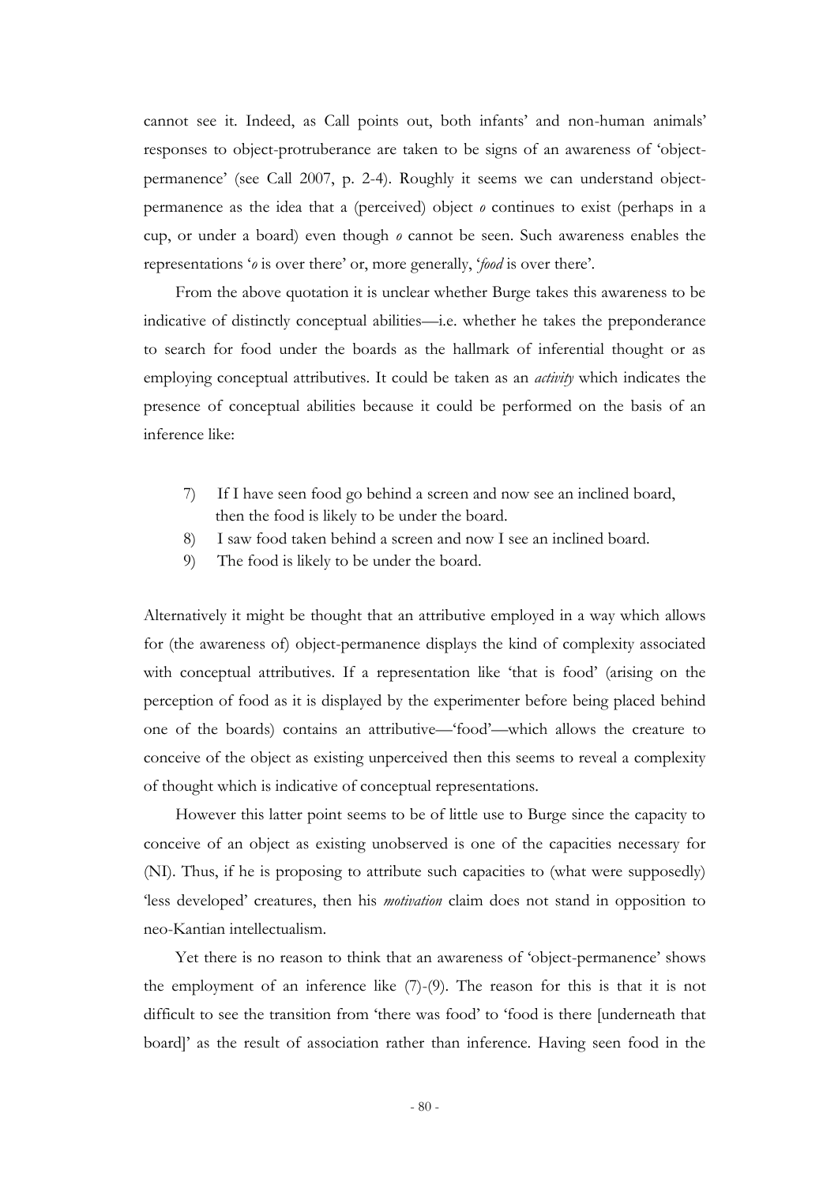cannot see it. Indeed, as Call points out, both infants' and non-human animals' responses to object-protruberance are taken to be signs of an awareness of 'object-permanence' (see Call 2007, p. 2-4). Roughly it seems we can understand object-permanence as the idea that a (perceived) object *o* continues to exist (perhaps in a cup, or under a board) even though *o* cannot be seen. Such awareness enables the representations '*o* is over there' or, more generally, '*food* is over there'.

From the above quotation it is unclear whether Burge takes this awareness to be indicative of distinctly conceptual abilities—i.e. whether he takes the preponderance to search for food under the boards as the hallmark of inferential thought or as employing conceptual attributives. It could be taken as an *activity* which indicates the presence of conceptual abilities because it could be performed on the basis of an inference like:

7) If I have seen food go behind a screen and now see an inclined board, then the food is likely to be under the board.
8) I saw food taken behind a screen and now I see an inclined board.
9) The food is likely to be under the board.

Alternatively it might be thought that an attributive employed in a way which allows for (the awareness of) object-permanence displays the kind of complexity associated with conceptual attributives. If a representation like 'that is food' (arising on the perception of food as it is displayed by the experimenter before being placed behind one of the boards) contains an attributive—'food'—which allows the creature to conceive of the object as existing unperceived then this seems to reveal a complexity of thought which is indicative of conceptual representations.

However this latter point seems to be of little use to Burge since the capacity to conceive of an object as existing unobserved is one of the capacities necessary for (NI). Thus, if he is proposing to attribute such capacities to (what were supposedly) 'less developed' creatures, then his *motivation* claim does not stand in opposition to neo-Kantian intellectualism.

Yet there is no reason to think that an awareness of 'object-permanence' shows the employment of an inference like (7)-(9). The reason for this is that it is not difficult to see the transition from 'there was food' to 'food is there [underneath that board]' as the result of association rather than inference. Having seen food in the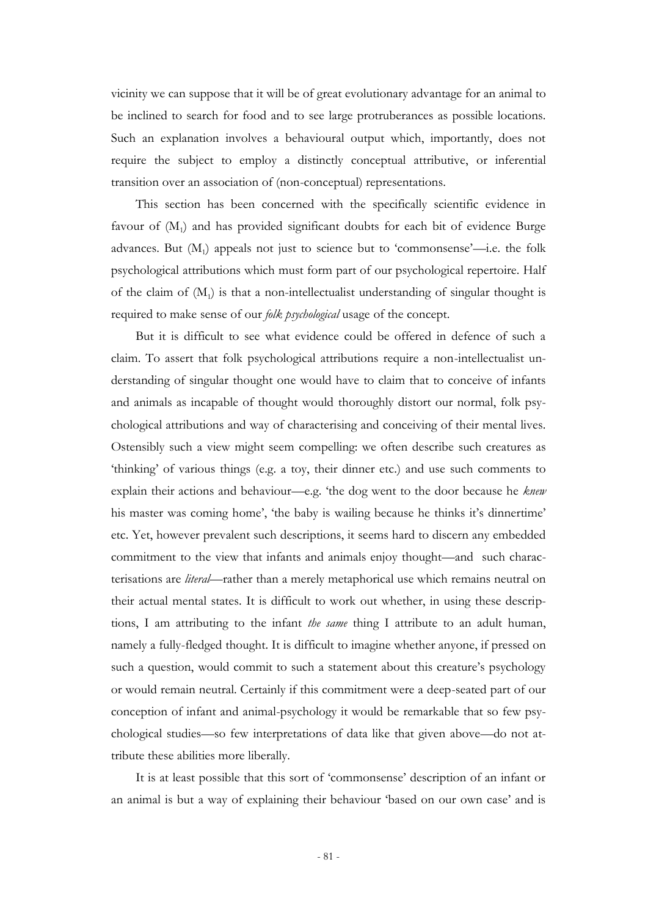vicinity we can suppose that it will be of great evolutionary advantage for an animal to be inclined to search for food and to see large protruberances as possible locations. Such an explanation involves a behavioural output which, importantly, does not require the subject to employ a distinctly conceptual attributive, or inferential transition over an association of (non-conceptual) representations.

This section has been concerned with the specifically scientific evidence in favour of ($M_1$) and has provided significant doubts for each bit of evidence Burge advances. But ($M_1$) appeals not just to science but to 'commonsense'—i.e. the folk psychological attributions which must form part of our psychological repertoire. Half of the claim of ($M_1$) is that a non-intellectualist understanding of singular thought is required to make sense of our *folk psychological* usage of the concept.

But it is difficult to see what evidence could be offered in defence of such a claim. To assert that folk psychological attributions require a non-intellectualist understanding of singular thought one would have to claim that to conceive of infants and animals as incapable of thought would thoroughly distort our normal, folk psychological attributions and way of characterising and conceiving of their mental lives. Ostensibly such a view might seem compelling: we often describe such creatures as 'thinking' of various things (e.g. a toy, their dinner etc.) and use such comments to explain their actions and behaviour—e.g. 'the dog went to the door because he *knew* his master was coming home', 'the baby is wailing because he thinks it's dinnertime' etc. Yet, however prevalent such descriptions, it seems hard to discern any embedded commitment to the view that infants and animals enjoy thought—and such characterisations are *literal*—rather than a merely metaphorical use which remains neutral on their actual mental states. It is difficult to work out whether, in using these descriptions, I am attributing to the infant *the same* thing I attribute to an adult human, namely a fully-fledged thought. It is difficult to imagine whether anyone, if pressed on such a question, would commit to such a statement about this creature's psychology or would remain neutral. Certainly if this commitment were a deep-seated part of our conception of infant and animal-psychology it would be remarkable that so few psychological studies—so few interpretations of data like that given above—do not attribute these abilities more liberally.

It is at least possible that this sort of 'commonsense' description of an infant or an animal is but a way of explaining their behaviour 'based on our own case' and is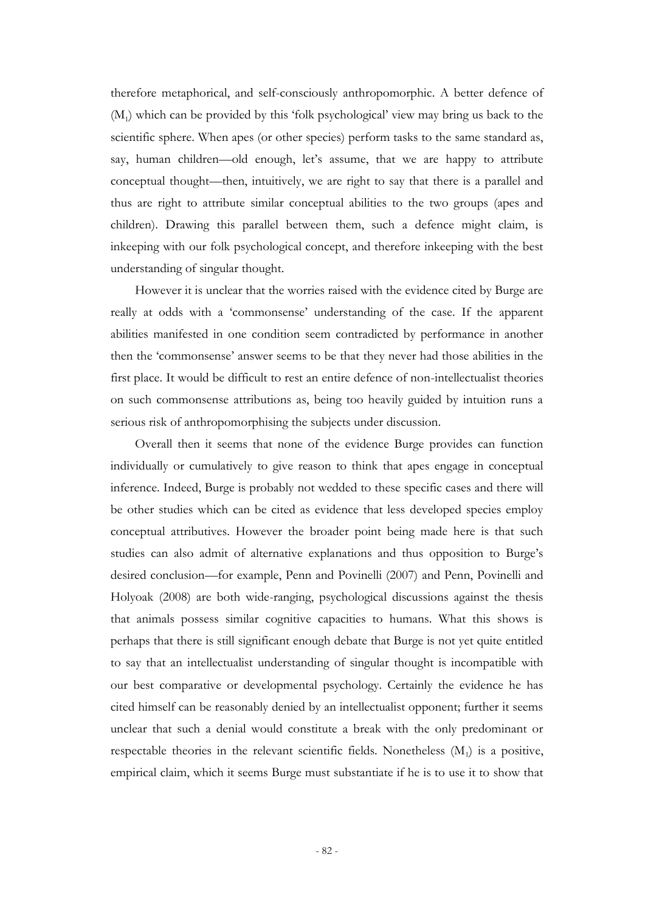therefore metaphorical, and self-consciously anthropomorphic. A better defence of $(M_1)$ which can be provided by this 'folk psychological' view may bring us back to the scientific sphere. When apes (or other species) perform tasks to the same standard as, say, human children—old enough, let's assume, that we are happy to attribute conceptual thought—then, intuitively, we are right to say that there is a parallel and thus are right to attribute similar conceptual abilities to the two groups (apes and children). Drawing this parallel between them, such a defence might claim, is inkeeping with our folk psychological concept, and therefore inkeeping with the best understanding of singular thought.

However it is unclear that the worries raised with the evidence cited by Burge are really at odds with a 'commonsense' understanding of the case. If the apparent abilities manifested in one condition seem contradicted by performance in another then the 'commonsense' answer seems to be that they never had those abilities in the first place. It would be difficult to rest an entire defence of non-intellectualist theories on such commonsense attributions as, being too heavily guided by intuition runs a serious risk of anthropomorphising the subjects under discussion.

Overall then it seems that none of the evidence Burge provides can function individually or cumulatively to give reason to think that apes engage in conceptual inference. Indeed, Burge is probably not wedded to these specific cases and there will be other studies which can be cited as evidence that less developed species employ conceptual attributives. However the broader point being made here is that such studies can also admit of alternative explanations and thus opposition to Burge's desired conclusion—for example, Penn and Povinelli (2007) and Penn, Povinelli and Holyoak (2008) are both wide-ranging, psychological discussions against the thesis that animals possess similar cognitive capacities to humans. What this shows is perhaps that there is still significant enough debate that Burge is not yet quite entitled to say that an intellectualist understanding of singular thought is incompatible with our best comparative or developmental psychology. Certainly the evidence he has cited himself can be reasonably denied by an intellectualist opponent; further it seems unclear that such a denial would constitute a break with the only predominant or respectable theories in the relevant scientific fields. Nonetheless $(M_1)$ is a positive, empirical claim, which it seems Burge must substantiate if he is to use it to show that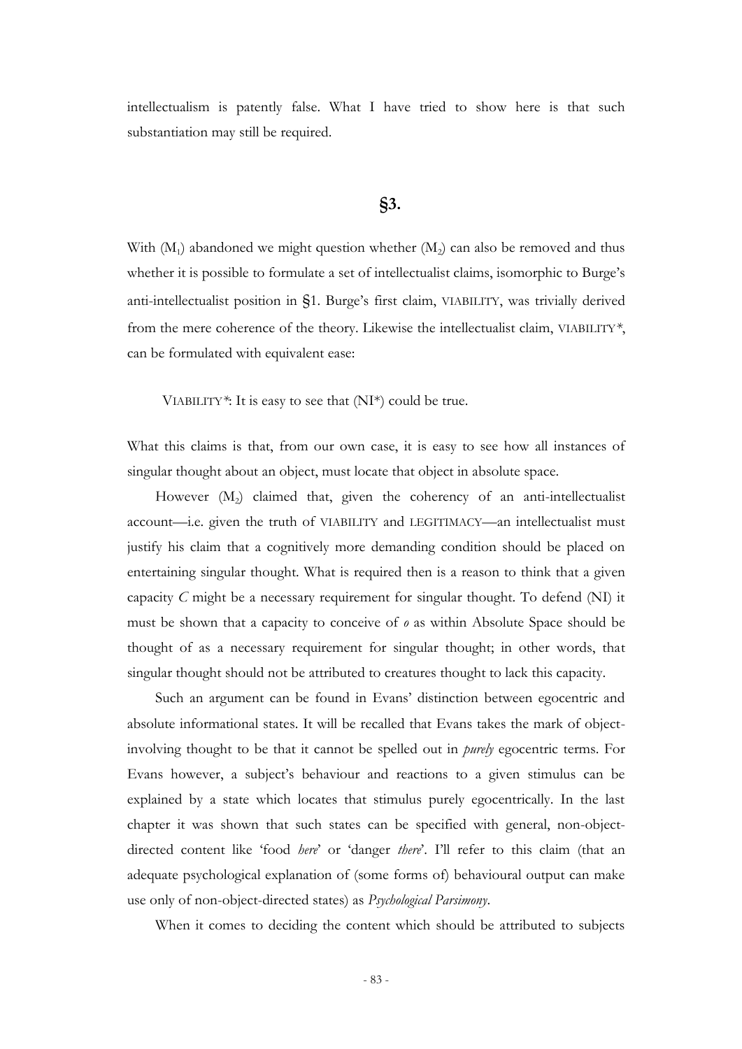intellectualism is patently false. What I have tried to show here is that such substantiation may still be required.

## §3.

With $(M_1)$ abandoned we might question whether $(M_2)$ can also be removed and thus whether it is possible to formulate a set of intellectualist claims, isomorphic to Burge's anti-intellectualist position in §1. Burge's first claim, VIABILITY, was trivially derived from the mere coherence of the theory. Likewise the intellectualist claim, VIABILITY*, can be formulated with equivalent ease:

> VIABILITY*: It is easy to see that (NI*) could be true.

What this claims is that, from our own case, it is easy to see how all instances of singular thought about an object, must locate that object in absolute space.

However $(M_2)$ claimed that, given the coherency of an anti-intellectualist account—i.e. given the truth of VIABILITY and LEGITIMACY—an intellectualist must justify his claim that a cognitively more demanding condition should be placed on entertaining singular thought. What is required then is a reason to think that a given capacity *C* might be a necessary requirement for singular thought. To defend (NI) it must be shown that a capacity to conceive of *o* as within Absolute Space should be thought of as a necessary requirement for singular thought; in other words, that singular thought should not be attributed to creatures thought to lack this capacity.

Such an argument can be found in Evans' distinction between egocentric and absolute informational states. It will be recalled that Evans takes the mark of object-involving thought to be that it cannot be spelled out in *purely* egocentric terms. For Evans however, a subject's behaviour and reactions to a given stimulus can be explained by a state which locates that stimulus purely egocentrically. In the last chapter it was shown that such states can be specified with general, non-object-directed content like 'food *here*' or 'danger *there*'. I'll refer to this claim (that an adequate psychological explanation of (some forms of) behavioural output can make use only of non-object-directed states) as *Psychological Parsimony*.

When it comes to deciding the content which should be attributed to subjects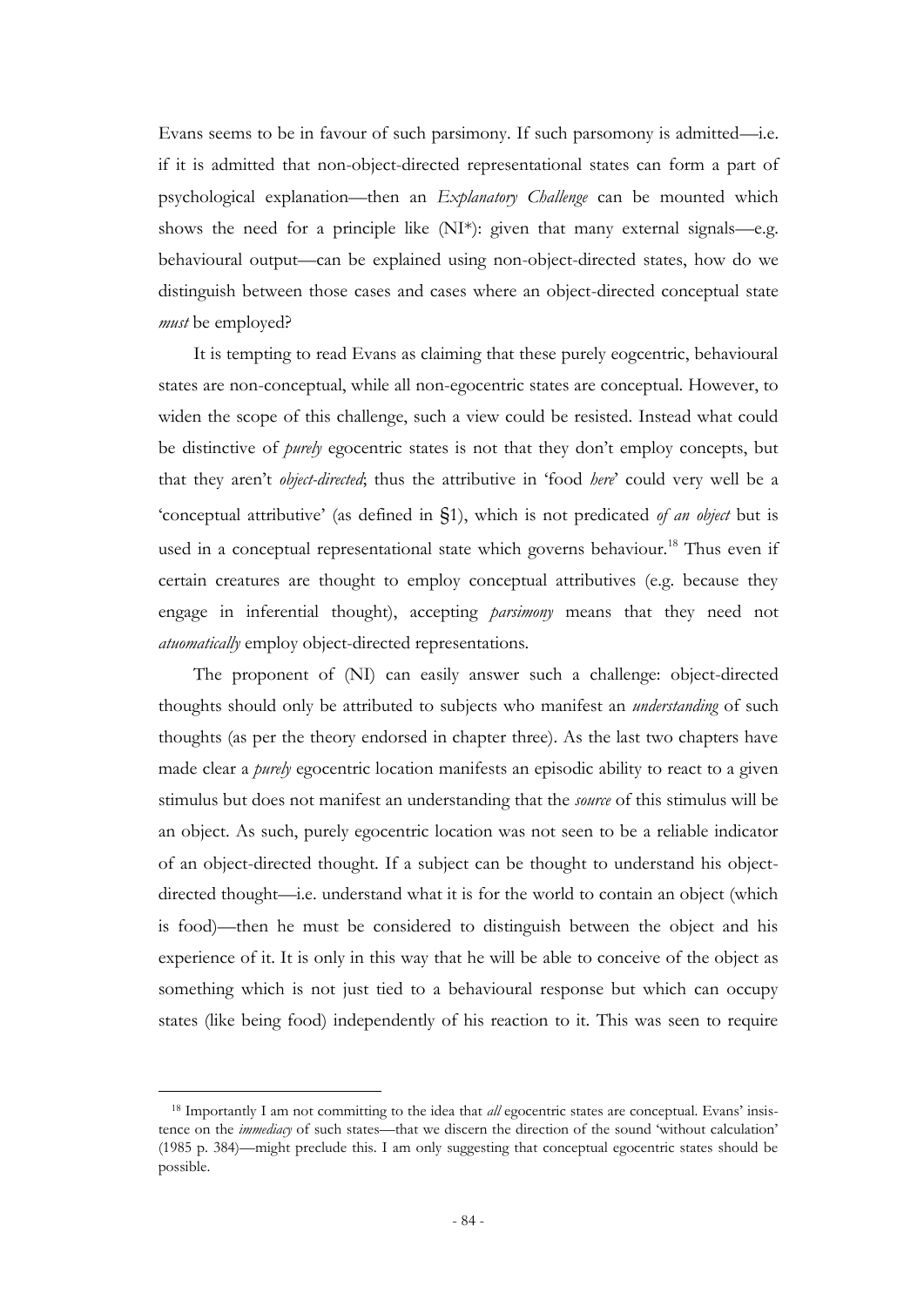Evans seems to be in favour of such parsimony. If such parsomony is admitted—i.e. if it is admitted that non-object-directed representational states can form a part of psychological explanation—then an *Explanatory Challenge* can be mounted which shows the need for a principle like (NI*): given that many external signals—e.g. behavioural output—can be explained using non-object-directed states, how do we distinguish between those cases and cases where an object-directed conceptual state *must* be employed?

It is tempting to read Evans as claiming that these purely eogcentric, behavioural states are non-conceptual, while all non-egocentric states are conceptual. However, to widen the scope of this challenge, such a view could be resisted. Instead what could be distinctive of *purely* egocentric states is not that they don't employ concepts, but that they aren't *object-directed*; thus the attributive in 'food *here*' could very well be a 'conceptual attributive' (as defined in §1), which is not predicated *of an object* but is used in a conceptual representational state which governs behaviour.[18] Thus even if certain creatures are thought to employ conceptual attributives (e.g. because they engage in inferential thought), accepting *parsimony* means that they need not *atuomatically* employ object-directed representations.

The proponent of (NI) can easily answer such a challenge: object-directed thoughts should only be attributed to subjects who manifest an *understanding* of such thoughts (as per the theory endorsed in chapter three). As the last two chapters have made clear a *purely* egocentric location manifests an episodic ability to react to a given stimulus but does not manifest an understanding that the *source* of this stimulus will be an object. As such, purely egocentric location was not seen to be a reliable indicator of an object-directed thought. If a subject can be thought to understand his object-directed thought—i.e. understand what it is for the world to contain an object (which is food)—then he must be considered to distinguish between the object and his experience of it. It is only in this way that he will be able to conceive of the object as something which is not just tied to a behavioural response but which can occupy states (like being food) independently of his reaction to it. This was seen to require

[18] Importantly I am not committing to the idea that *all* egocentric states are conceptual. Evans' insistence on the *immediacy* of such states—that we discern the direction of the sound 'without calculation' (1985 p. 384)—might preclude this. I am only suggesting that conceptual egocentric states should be possible.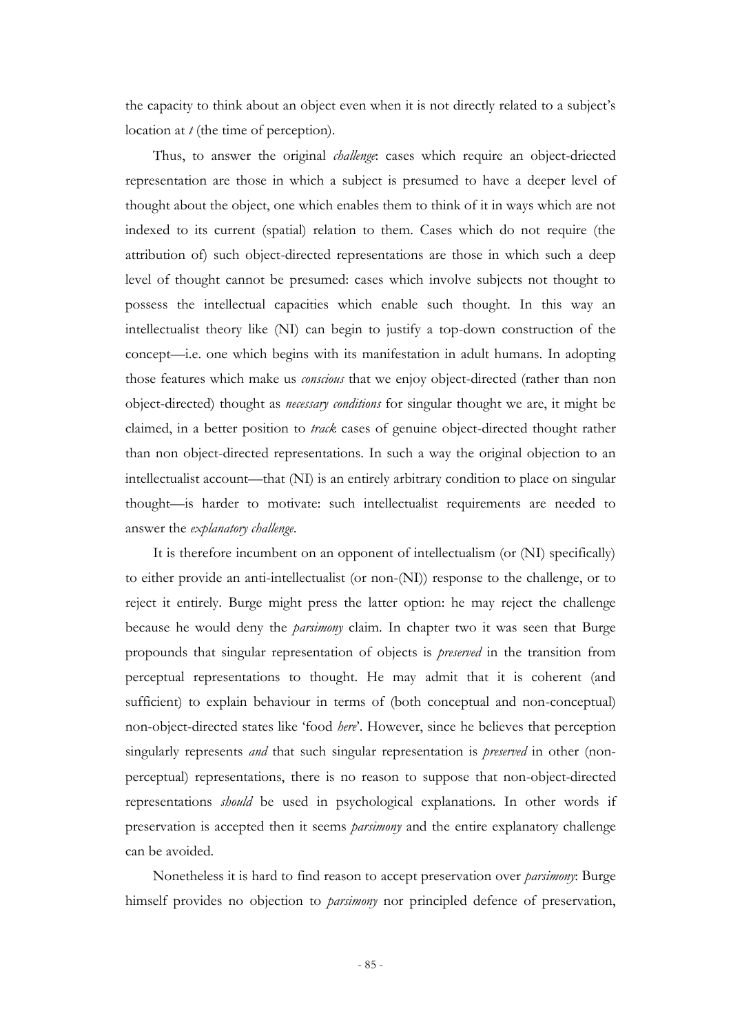the capacity to think about an object even when it is not directly related to a subject's location at *t* (the time of perception).

Thus, to answer the original *challenge*: cases which require an object-driected representation are those in which a subject is presumed to have a deeper level of thought about the object, one which enables them to think of it in ways which are not indexed to its current (spatial) relation to them. Cases which do not require (the attribution of) such object-directed representations are those in which such a deep level of thought cannot be presumed: cases which involve subjects not thought to possess the intellectual capacities which enable such thought. In this way an intellectualist theory like (NI) can begin to justify a top-down construction of the concept—i.e. one which begins with its manifestation in adult humans. In adopting those features which make us *conscious* that we enjoy object-directed (rather than non object-directed) thought as *necessary conditions* for singular thought we are, it might be claimed, in a better position to *track* cases of genuine object-directed thought rather than non object-directed representations. In such a way the original objection to an intellectualist account—that (NI) is an entirely arbitrary condition to place on singular thought—is harder to motivate: such intellectualist requirements are needed to answer the *explanatory challenge*.

It is therefore incumbent on an opponent of intellectualism (or (NI) specifically) to either provide an anti-intellectualist (or non-(NI)) response to the challenge, or to reject it entirely. Burge might press the latter option: he may reject the challenge because he would deny the *parsimony* claim. In chapter two it was seen that Burge propounds that singular representation of objects is *preserved* in the transition from perceptual representations to thought. He may admit that it is coherent (and sufficient) to explain behaviour in terms of (both conceptual and non-conceptual) non-object-directed states like 'food *here*'. However, since he believes that perception singularly represents *and* that such singular representation is *preserved* in other (non-perceptual) representations, there is no reason to suppose that non-object-directed representations *should* be used in psychological explanations. In other words if preservation is accepted then it seems *parsimony* and the entire explanatory challenge can be avoided.

Nonetheless it is hard to find reason to accept preservation over *parsimony*: Burge himself provides no objection to *parsimony* nor principled defence of preservation,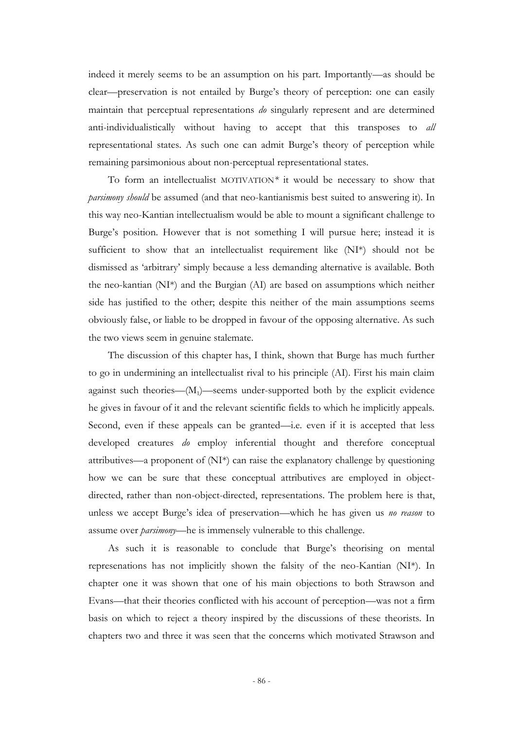indeed it merely seems to be an assumption on his part. Importantly—as should be clear—preservation is not entailed by Burge's theory of perception: one can easily maintain that perceptual representations *do* singularly represent and are determined anti-individualistically without having to accept that this transposes to *all* representational states. As such one can admit Burge's theory of perception while remaining parsimonious about non-perceptual representational states.

To form an intellectualist MOTIVATION* it would be necessary to show that *parsimony should* be assumed (and that neo-kantianismis best suited to answering it). In this way neo-Kantian intellectualism would be able to mount a significant challenge to Burge's position. However that is not something I will pursue here; instead it is sufficient to show that an intellectualist requirement like (NI*) should not be dismissed as 'arbitrary' simply because a less demanding alternative is available. Both the neo-kantian (NI*) and the Burgian (AI) are based on assumptions which neither side has justified to the other; despite this neither of the main assumptions seems obviously false, or liable to be dropped in favour of the opposing alternative. As such the two views seem in genuine stalemate.

The discussion of this chapter has, I think, shown that Burge has much further to go in undermining an intellectualist rival to his principle (AI). First his main claim against such theories—($M_1$)—seems under-supported both by the explicit evidence he gives in favour of it and the relevant scientific fields to which he implicitly appeals. Second, even if these appeals can be granted—i.e. even if it is accepted that less developed creatures *do* employ inferential thought and therefore conceptual attributives—a proponent of (NI*) can raise the explanatory challenge by questioning how we can be sure that these conceptual attributives are employed in object-directed, rather than non-object-directed, representations. The problem here is that, unless we accept Burge's idea of preservation—which he has given us *no reason* to assume over *parsimony*—he is immensely vulnerable to this challenge.

As such it is reasonable to conclude that Burge's theorising on mental represenations has not implicitly shown the falsity of the neo-Kantian (NI*). In chapter one it was shown that one of his main objections to both Strawson and Evans—that their theories conflicted with his account of perception—was not a firm basis on which to reject a theory inspired by the discussions of these theorists. In chapters two and three it was seen that the concerns which motivated Strawson and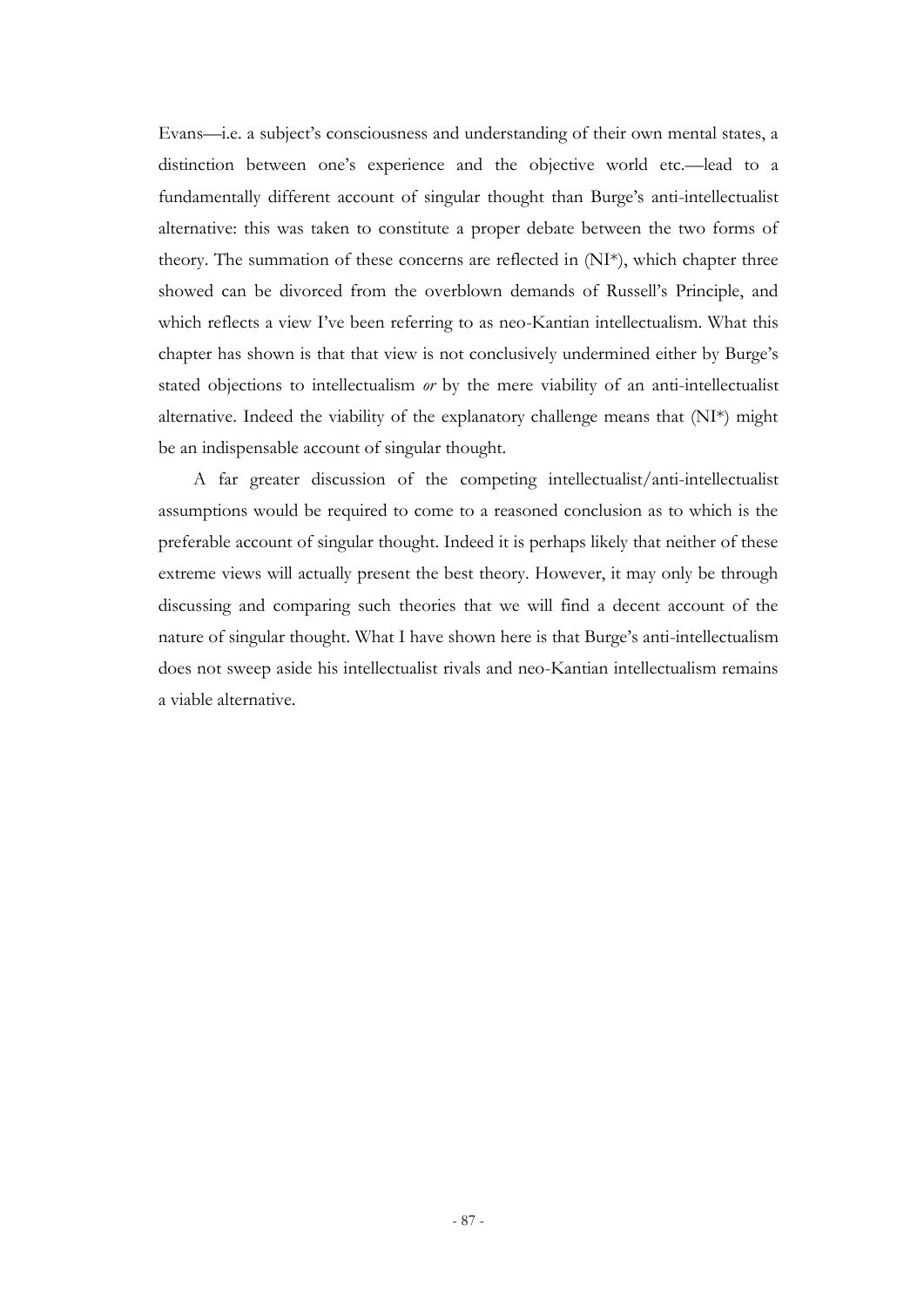Evans—i.e. a subject's consciousness and understanding of their own mental states, a distinction between one's experience and the objective world etc.—lead to a fundamentally different account of singular thought than Burge's anti-intellectualist alternative: this was taken to constitute a proper debate between the two forms of theory. The summation of these concerns are reflected in (NI*), which chapter three showed can be divorced from the overblown demands of Russell's Principle, and which reflects a view I've been referring to as neo-Kantian intellectualism. What this chapter has shown is that that view is not conclusively undermined either by Burge's stated objections to intellectualism *or* by the mere viability of an anti-intellectualist alternative. Indeed the viability of the explanatory challenge means that (NI*) might be an indispensable account of singular thought.

A far greater discussion of the competing intellectualist/anti-intellectualist assumptions would be required to come to a reasoned conclusion as to which is the preferable account of singular thought. Indeed it is perhaps likely that neither of these extreme views will actually present the best theory. However, it may only be through discussing and comparing such theories that we will find a decent account of the nature of singular thought. What I have shown here is that Burge's anti-intellectualism does not sweep aside his intellectualist rivals and neo-Kantian intellectualism remains a viable alternative.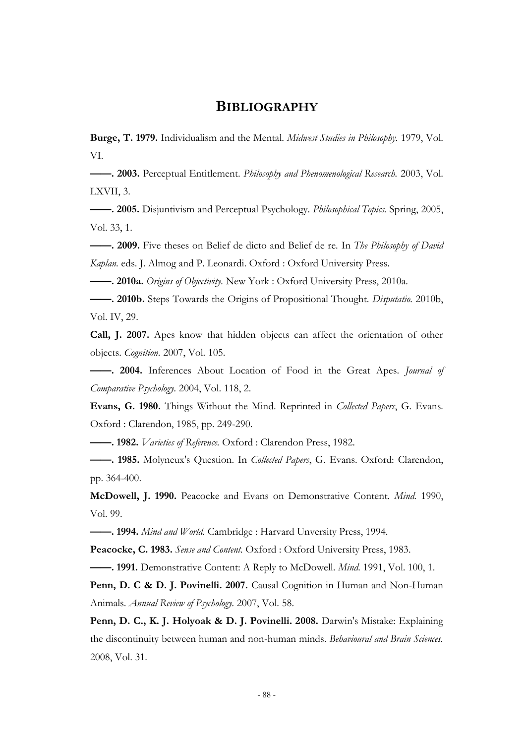# Bibliography

**Burge, T. 1979.** Individualism and the Mental. *Midwest Studies in Philosophy.* 1979, Vol. VI.

**——. 2003.** Perceptual Entitlement. *Philosophy and Phenomenological Research.* 2003, Vol. LXVII, 3.

**——. 2005.** Disjuntivism and Perceptual Psychology. *Philosophical Topics.* Spring, 2005, Vol. 33, 1.

**——. 2009.** Five theses on Belief de dicto and Belief de re. In *The Philosophy of David Kaplan.* eds. J. Almog and P. Leonardi. Oxford : Oxford University Press.

**——. 2010a.** *Origins of Objectivity.* New York : Oxford University Press, 2010a.

**——. 2010b.** Steps Towards the Origins of Propositional Thought. *Disputatio.* 2010b, Vol. IV, 29.

**Call, J. 2007.** Apes know that hidden objects can affect the orientation of other objects. *Cognition.* 2007, Vol. 105.

**——. 2004.** Inferences About Location of Food in the Great Apes. *Journal of Comparative Psychology.* 2004, Vol. 118, 2.

**Evans, G. 1980.** Things Without the Mind. Reprinted in *Collected Papers*, G. Evans. Oxford : Clarendon, 1985, pp. 249-290.

**——. 1982.** *Varieties of Reference.* Oxford : Clarendon Press, 1982.

**——. 1985.** Molyneux's Question. In *Collected Papers*, G. Evans. Oxford: Clarendon, pp. 364-400.

**McDowell, J. 1990.** Peacocke and Evans on Demonstrative Content. *Mind.* 1990, Vol. 99.

**——. 1994.** *Mind and World.* Cambridge : Harvard Unversity Press, 1994.

**Peacocke, C. 1983.** *Sense and Content.* Oxford : Oxford University Press, 1983.

**——. 1991.** Demonstrative Content: A Reply to McDowell. *Mind.* 1991, Vol. 100, 1.

**Penn, D. C & D. J. Povinelli. 2007.** Causal Cognition in Human and Non-Human Animals. *Annual Review of Psychology.* 2007, Vol. 58.

**Penn, D. C., K. J. Holyoak & D. J. Povinelli. 2008.** Darwin's Mistake: Explaining the discontinuity between human and non-human minds. *Behavioural and Brain Sciences.* 2008, Vol. 31.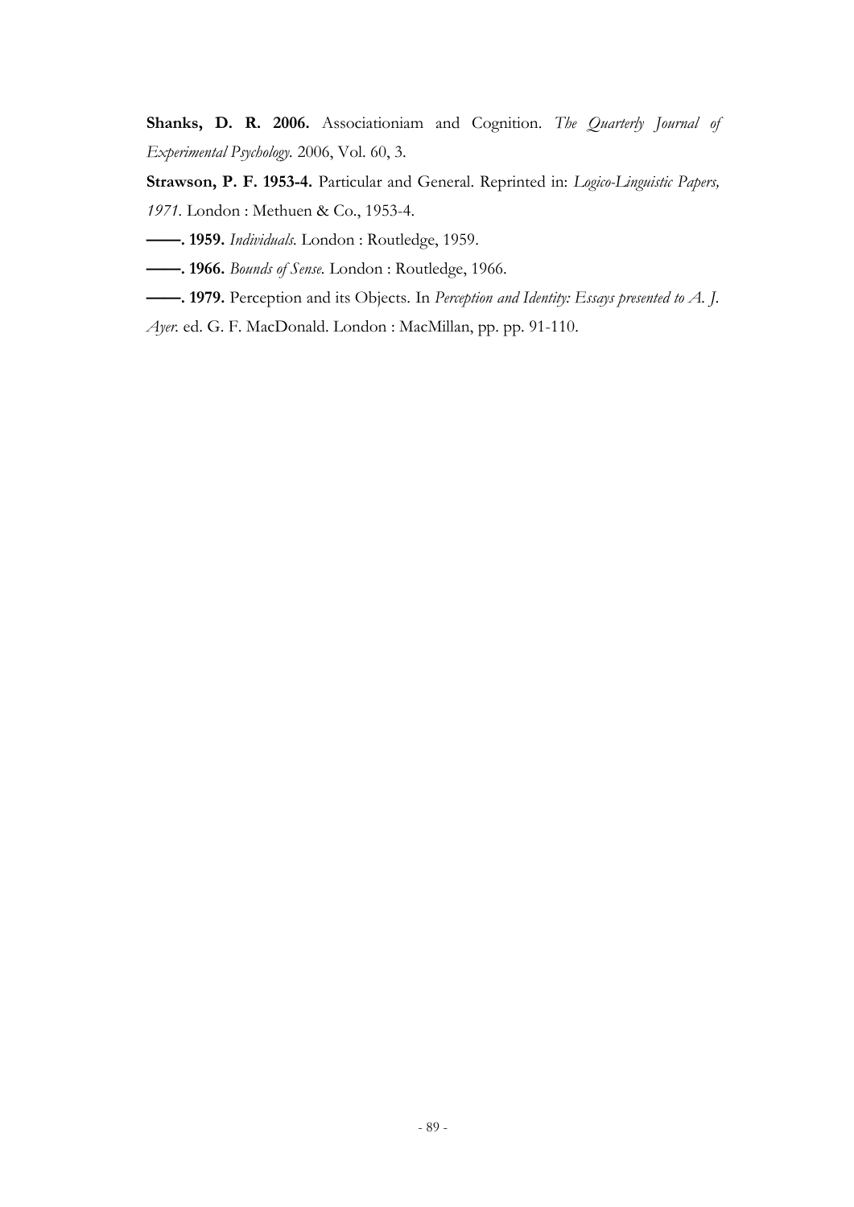**Shanks, D. R. 2006.** Associationiam and Cognition. *The Quarterly Journal of Experimental Psychology.* 2006, Vol. 60, 3.

**Strawson, P. F. 1953-4.** Particular and General. Reprinted in: *Logico-Linguistic Papers, 1971.* London : Methuen & Co., 1953-4.

**——. 1959.** *Individuals.* London : Routledge, 1959.

**——. 1966.** *Bounds of Sense.* London : Routledge, 1966.

**——. 1979.** Perception and its Objects. In *Perception and Identity: Essays presented to A. J. Ayer.* ed. G. F. MacDonald. London : MacMillan, pp. pp. 91-110.